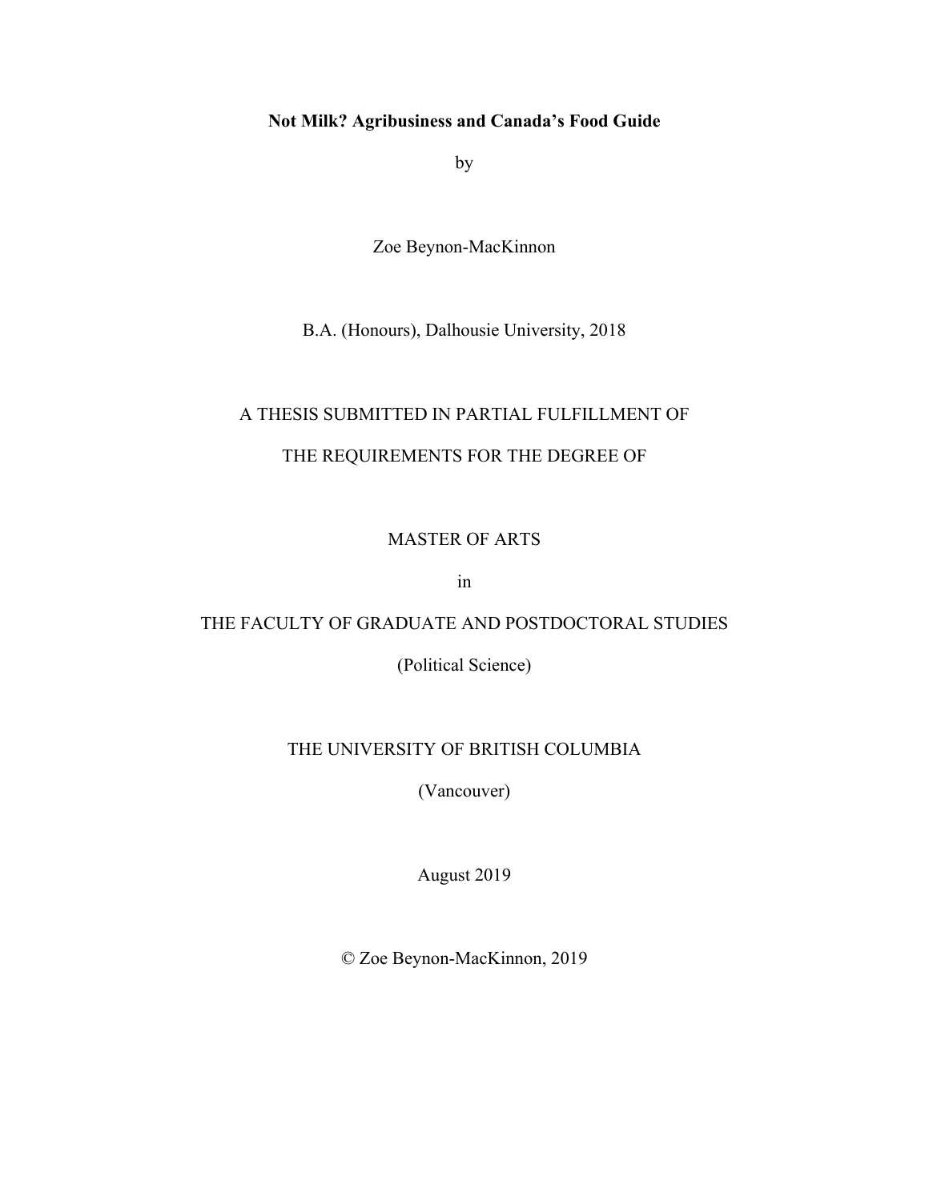**Not Milk? Agribusiness and Canada's Food Guide**

by

Zoe Beynon-MacKinnon

B.A. (Honours), Dalhousie University, 2018

A THESIS SUBMITTED IN PARTIAL FULFILLMENT OF

THE REQUIREMENTS FOR THE DEGREE OF

MASTER OF ARTS

in

THE FACULTY OF GRADUATE AND POSTDOCTORAL STUDIES

(Political Science)

THE UNIVERSITY OF BRITISH COLUMBIA

(Vancouver)

August 2019

© Zoe Beynon-MacKinnon, 2019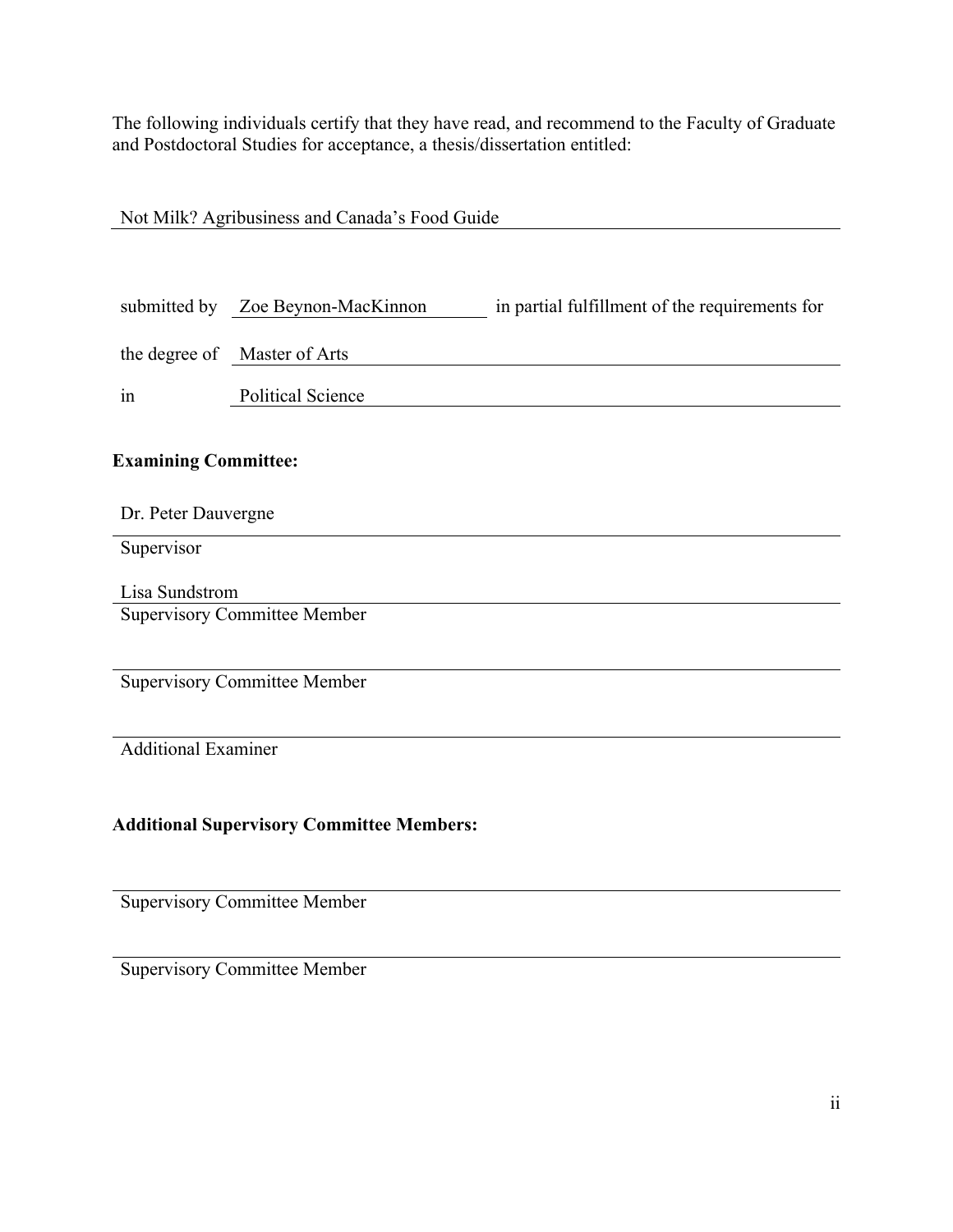The following individuals certify that they have read, and recommend to the Faculty of Graduate and Postdoctoral Studies for acceptance, a thesis/dissertation entitled:

Not Milk? Agribusiness and Canada's Food Guide

submitted by Zoe Beynon-MacKinnon in partial fulfillment of the requirements for

the degree of Master of Arts

in Political Science

**Examining Committee:**

Dr. Peter Dauvergne
Supervisor

Lisa Sundstrom
Supervisory Committee Member

Supervisory Committee Member

Additional Examiner

**Additional Supervisory Committee Members:**

Supervisory Committee Member

Supervisory Committee Member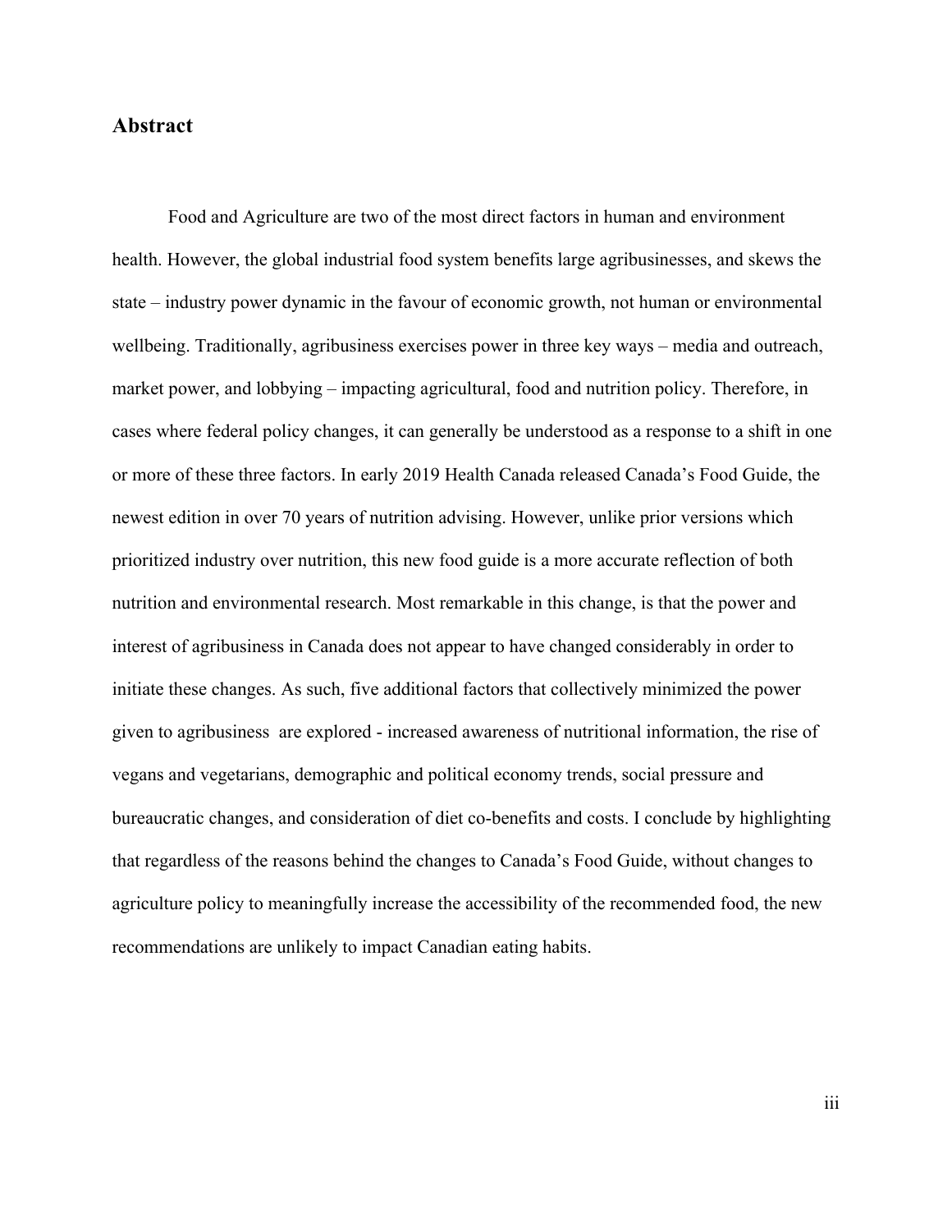## Abstract

Food and Agriculture are two of the most direct factors in human and environment health. However, the global industrial food system benefits large agribusinesses, and skews the state – industry power dynamic in the favour of economic growth, not human or environmental wellbeing. Traditionally, agribusiness exercises power in three key ways – media and outreach, market power, and lobbying – impacting agricultural, food and nutrition policy. Therefore, in cases where federal policy changes, it can generally be understood as a response to a shift in one or more of these three factors. In early 2019 Health Canada released Canada's Food Guide, the newest edition in over 70 years of nutrition advising. However, unlike prior versions which prioritized industry over nutrition, this new food guide is a more accurate reflection of both nutrition and environmental research. Most remarkable in this change, is that the power and interest of agribusiness in Canada does not appear to have changed considerably in order to initiate these changes. As such, five additional factors that collectively minimized the power given to agribusiness are explored - increased awareness of nutritional information, the rise of vegans and vegetarians, demographic and political economy trends, social pressure and bureaucratic changes, and consideration of diet co-benefits and costs. I conclude by highlighting that regardless of the reasons behind the changes to Canada's Food Guide, without changes to agriculture policy to meaningfully increase the accessibility of the recommended food, the new recommendations are unlikely to impact Canadian eating habits.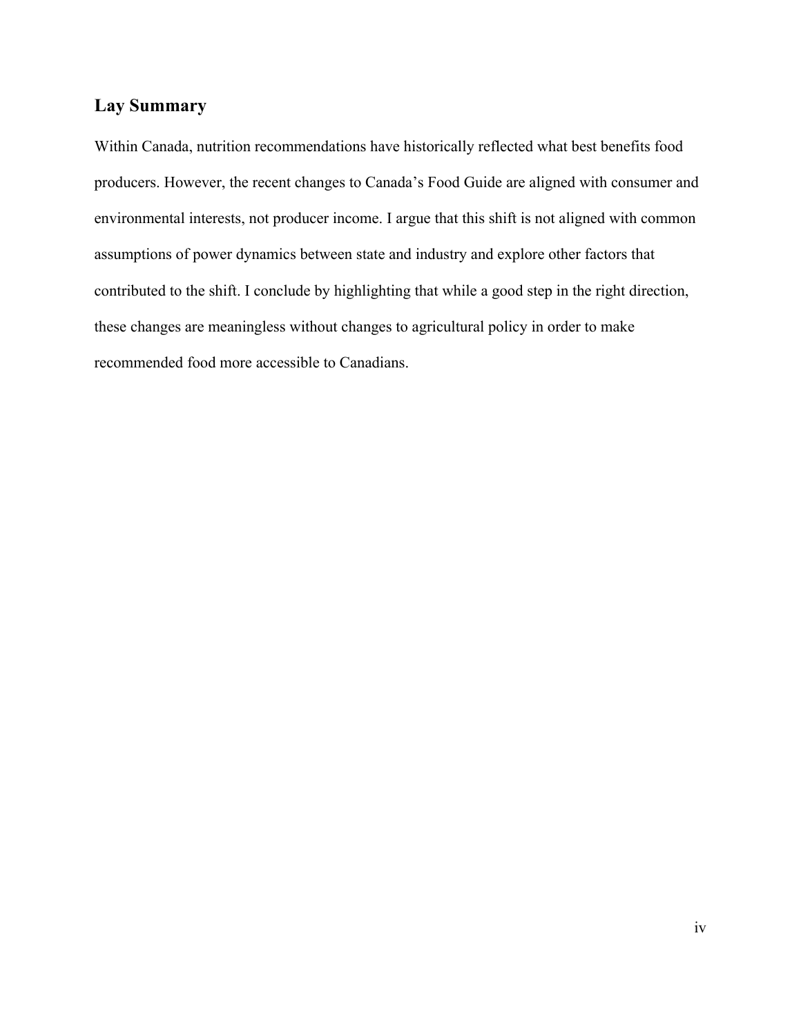## Lay Summary

Within Canada, nutrition recommendations have historically reflected what best benefits food producers. However, the recent changes to Canada's Food Guide are aligned with consumer and environmental interests, not producer income. I argue that this shift is not aligned with common assumptions of power dynamics between state and industry and explore other factors that contributed to the shift. I conclude by highlighting that while a good step in the right direction, these changes are meaningless without changes to agricultural policy in order to make recommended food more accessible to Canadians.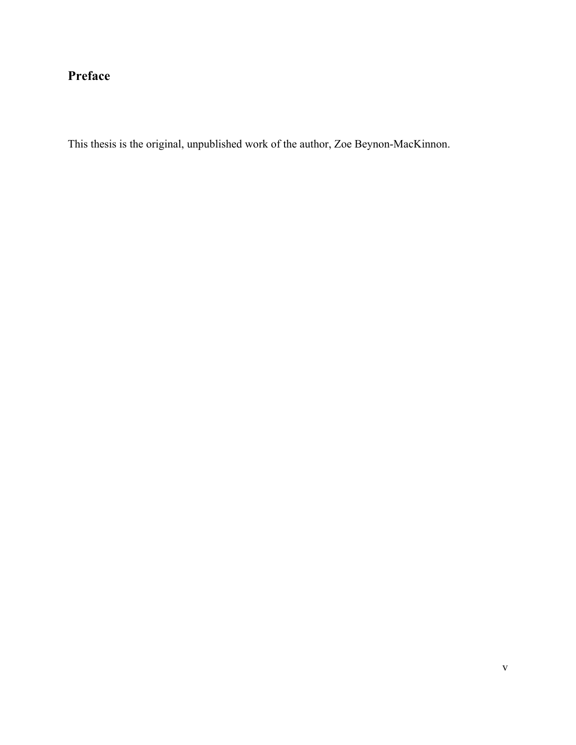## Preface

This thesis is the original, unpublished work of the author, Zoe Beynon-MacKinnon.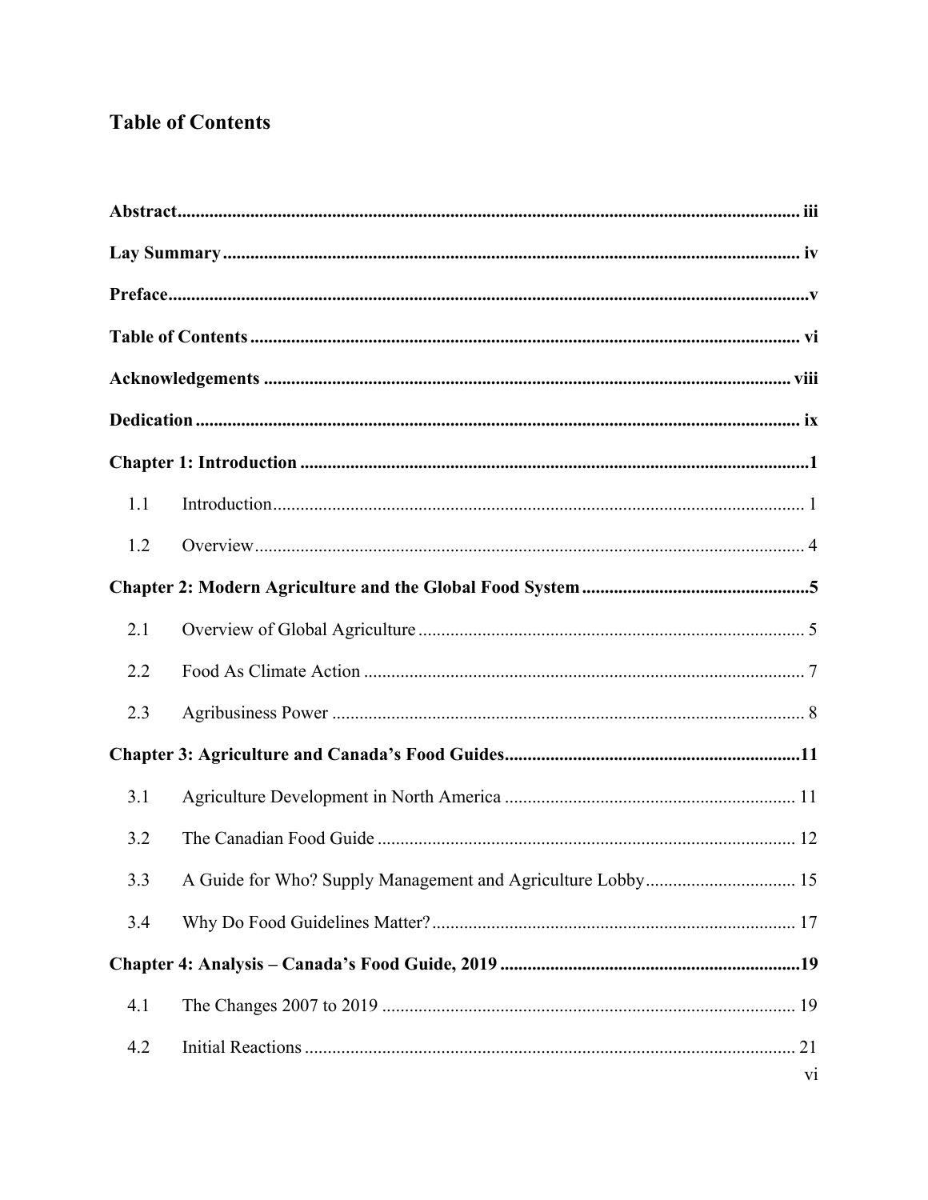# Table of Contents

**Abstract** .......... iii

**Lay Summary** .......... iv

**Preface** .......... v

**Table of Contents** .......... vi

**Acknowledgements** .......... viii

**Dedication** .......... ix

**Chapter 1: Introduction** .......... 1

1.1 Introduction .......... 1

1.2 Overview .......... 4

**Chapter 2: Modern Agriculture and the Global Food System** .......... 5

2.1 Overview of Global Agriculture .......... 5

2.2 Food As Climate Action .......... 7

2.3 Agribusiness Power .......... 8

**Chapter 3: Agriculture and Canada's Food Guides** .......... 11

3.1 Agriculture Development in North America .......... 11

3.2 The Canadian Food Guide .......... 12

3.3 A Guide for Who? Supply Management and Agriculture Lobby .......... 15

3.4 Why Do Food Guidelines Matter? .......... 17

**Chapter 4: Analysis – Canada's Food Guide, 2019** .......... 19

4.1 The Changes 2007 to 2019 .......... 19

4.2 Initial Reactions .......... 21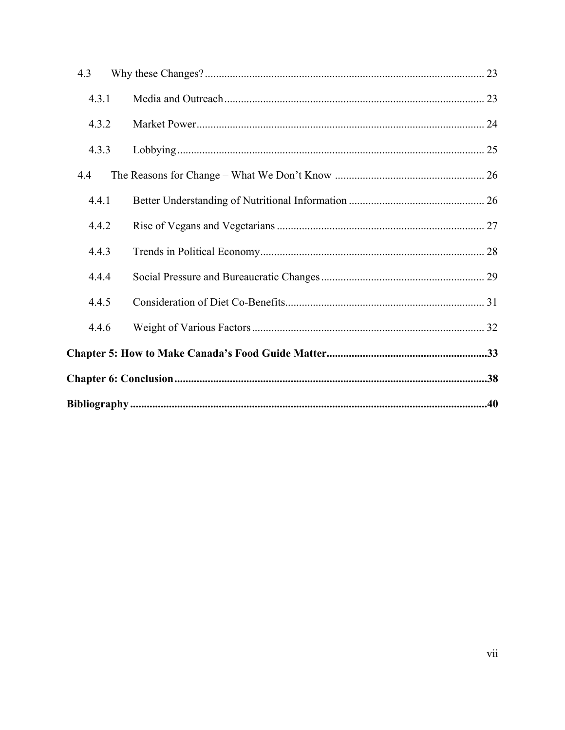- 4.3 Why these Changes? ... 23
  - 4.3.1 Media and Outreach ... 23
  - 4.3.2 Market Power ... 24
  - 4.3.3 Lobbying ... 25
- 4.4 The Reasons for Change – What We Don't Know ... 26
  - 4.4.1 Better Understanding of Nutritional Information ... 26
  - 4.4.2 Rise of Vegans and Vegetarians ... 27
  - 4.4.3 Trends in Political Economy ... 28
  - 4.4.4 Social Pressure and Bureaucratic Changes ... 29
  - 4.4.5 Consideration of Diet Co-Benefits ... 31
  - 4.4.6 Weight of Various Factors ... 32

**Chapter 5: How to Make Canada's Food Guide Matter ... 33**

**Chapter 6: Conclusion ... 38**

**Bibliography ... 40**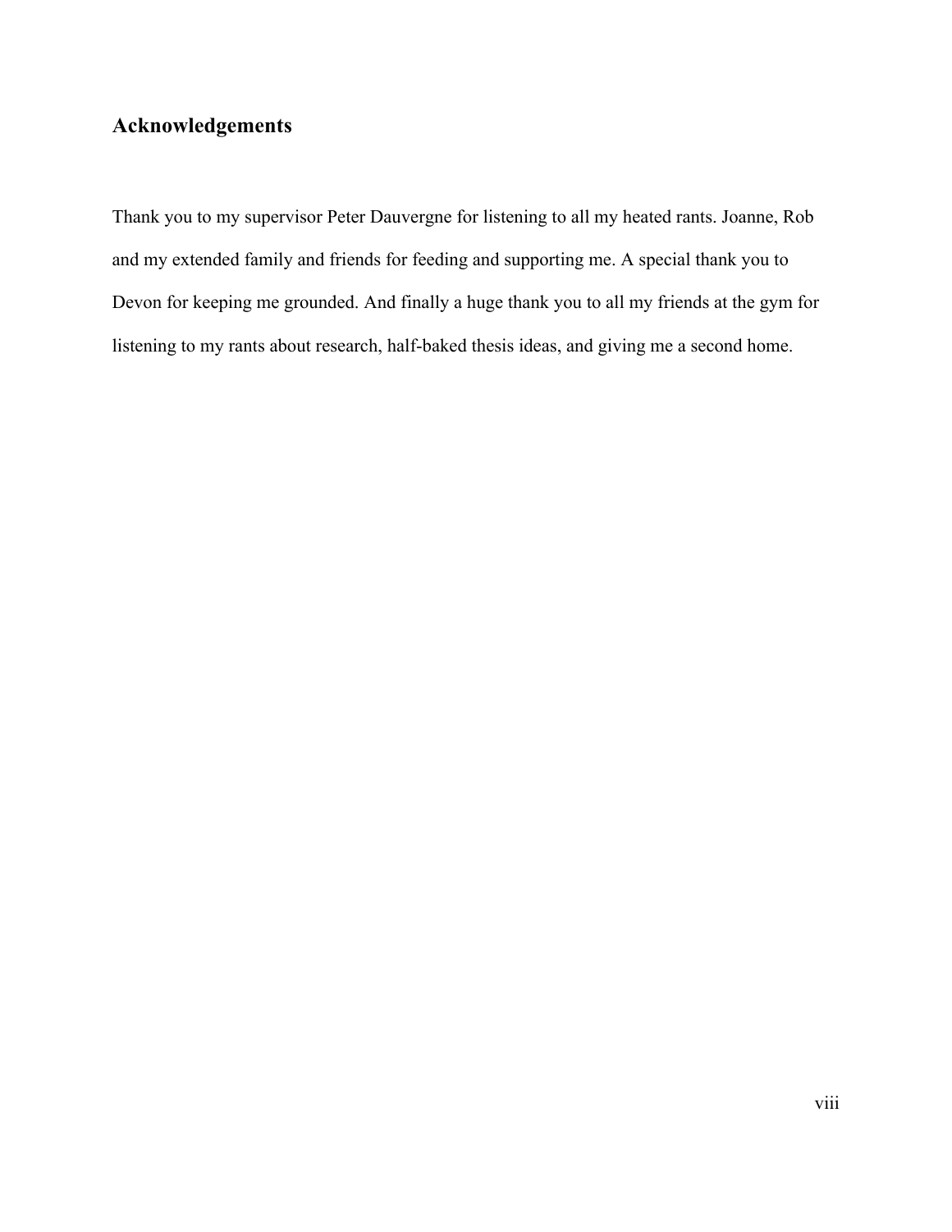## Acknowledgements

Thank you to my supervisor Peter Dauvergne for listening to all my heated rants. Joanne, Rob and my extended family and friends for feeding and supporting me. A special thank you to Devon for keeping me grounded. And finally a huge thank you to all my friends at the gym for listening to my rants about research, half-baked thesis ideas, and giving me a second home.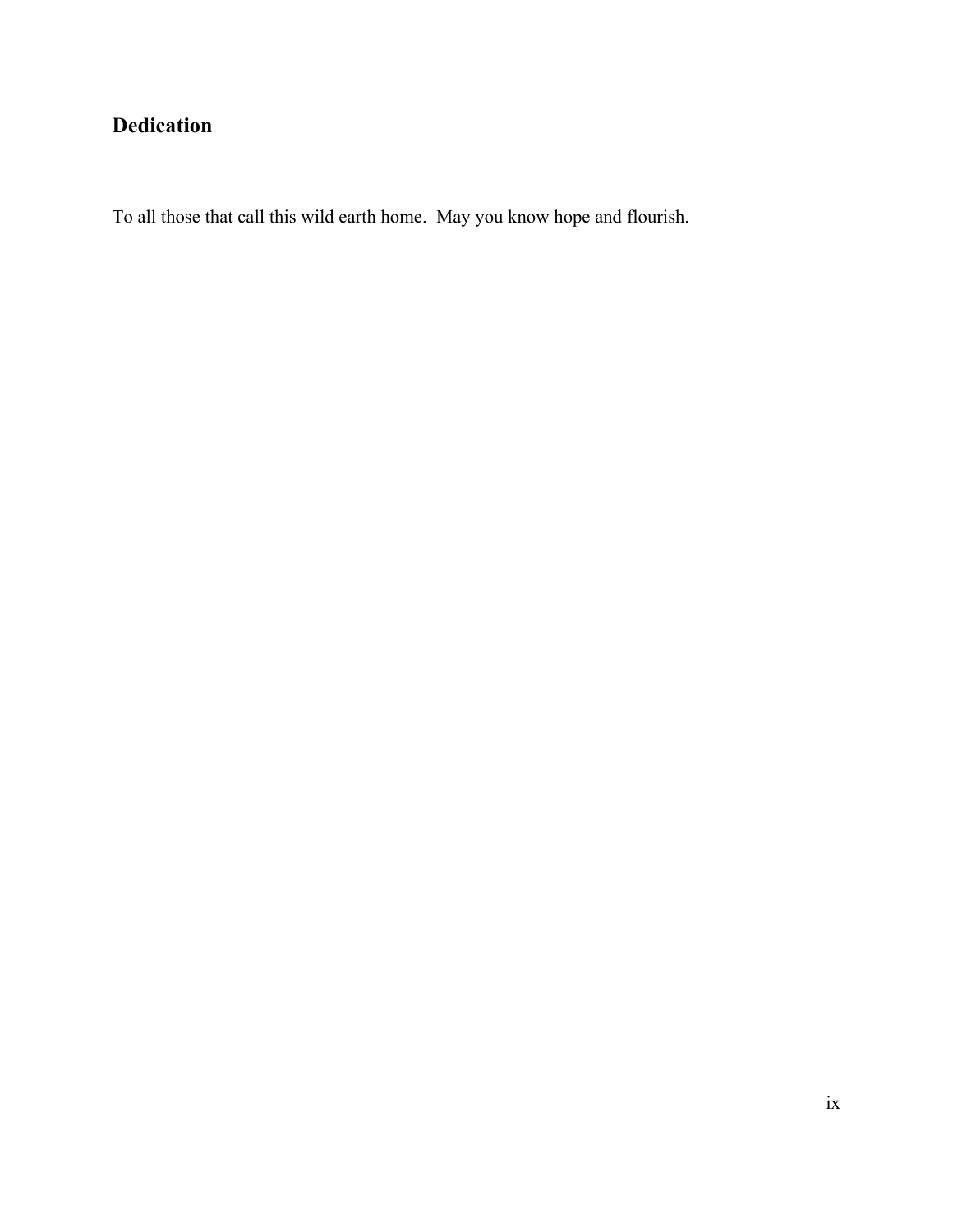## Dedication

To all those that call this wild earth home.  May you know hope and flourish.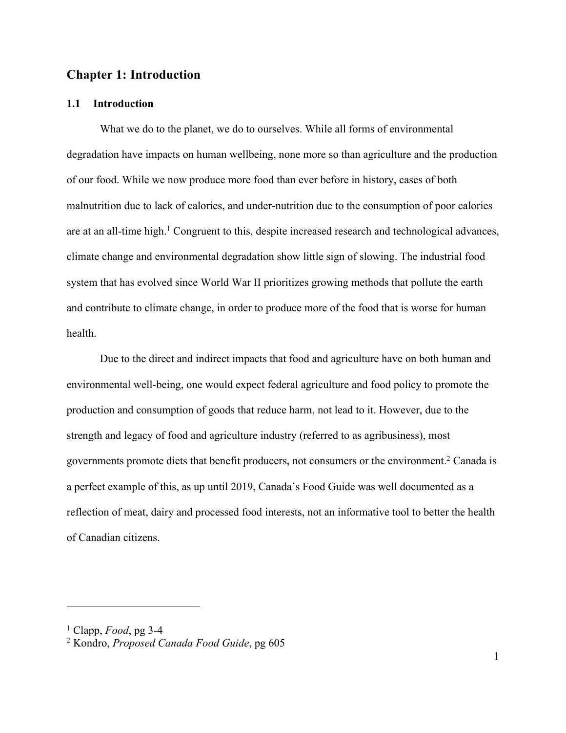# Chapter 1: Introduction

## 1.1 Introduction

What we do to the planet, we do to ourselves. While all forms of environmental degradation have impacts on human wellbeing, none more so than agriculture and the production of our food. While we now produce more food than ever before in history, cases of both malnutrition due to lack of calories, and under-nutrition due to the consumption of poor calories are at an all-time high.[1] Congruent to this, despite increased research and technological advances, climate change and environmental degradation show little sign of slowing. The industrial food system that has evolved since World War II prioritizes growing methods that pollute the earth and contribute to climate change, in order to produce more of the food that is worse for human health.

Due to the direct and indirect impacts that food and agriculture have on both human and environmental well-being, one would expect federal agriculture and food policy to promote the production and consumption of goods that reduce harm, not lead to it. However, due to the strength and legacy of food and agriculture industry (referred to as agribusiness), most governments promote diets that benefit producers, not consumers or the environment.[2] Canada is a perfect example of this, as up until 2019, Canada's Food Guide was well documented as a reflection of meat, dairy and processed food interests, not an informative tool to better the health of Canadian citizens.

---

[1] Clapp, *Food*, pg 3-4

[2] Kondro, *Proposed Canada Food Guide*, pg 605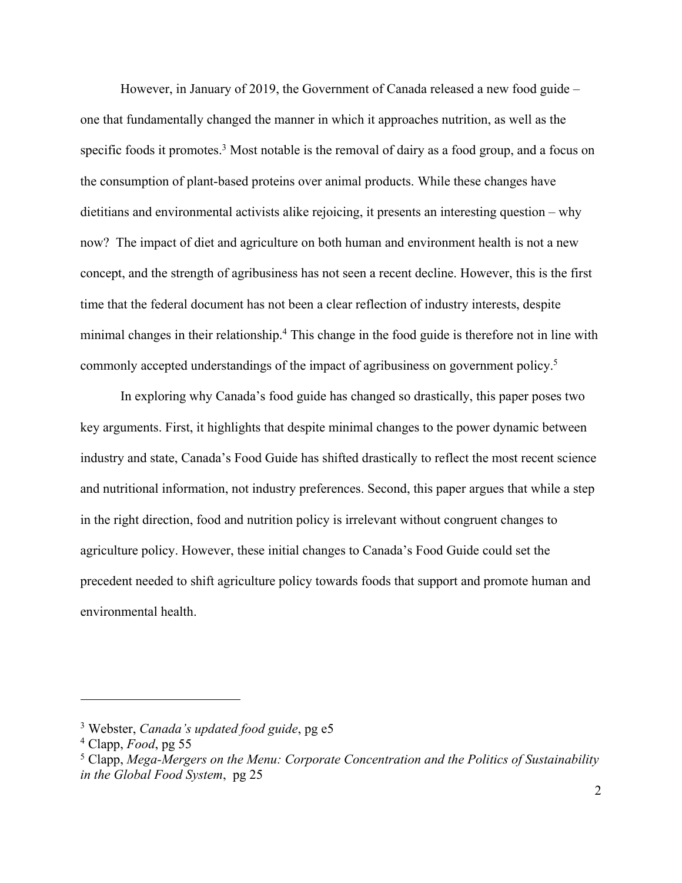However, in January of 2019, the Government of Canada released a new food guide – one that fundamentally changed the manner in which it approaches nutrition, as well as the specific foods it promotes.[3] Most notable is the removal of dairy as a food group, and a focus on the consumption of plant-based proteins over animal products. While these changes have dietitians and environmental activists alike rejoicing, it presents an interesting question – why now? The impact of diet and agriculture on both human and environment health is not a new concept, and the strength of agribusiness has not seen a recent decline. However, this is the first time that the federal document has not been a clear reflection of industry interests, despite minimal changes in their relationship.[4] This change in the food guide is therefore not in line with commonly accepted understandings of the impact of agribusiness on government policy.[5]

In exploring why Canada's food guide has changed so drastically, this paper poses two key arguments. First, it highlights that despite minimal changes to the power dynamic between industry and state, Canada's Food Guide has shifted drastically to reflect the most recent science and nutritional information, not industry preferences. Second, this paper argues that while a step in the right direction, food and nutrition policy is irrelevant without congruent changes to agriculture policy. However, these initial changes to Canada's Food Guide could set the precedent needed to shift agriculture policy towards foods that support and promote human and environmental health.

---

[3] Webster, *Canada's updated food guide*, pg e5

[4] Clapp, *Food*, pg 55

[5] Clapp, *Mega-Mergers on the Menu: Corporate Concentration and the Politics of Sustainability in the Global Food System*, pg 25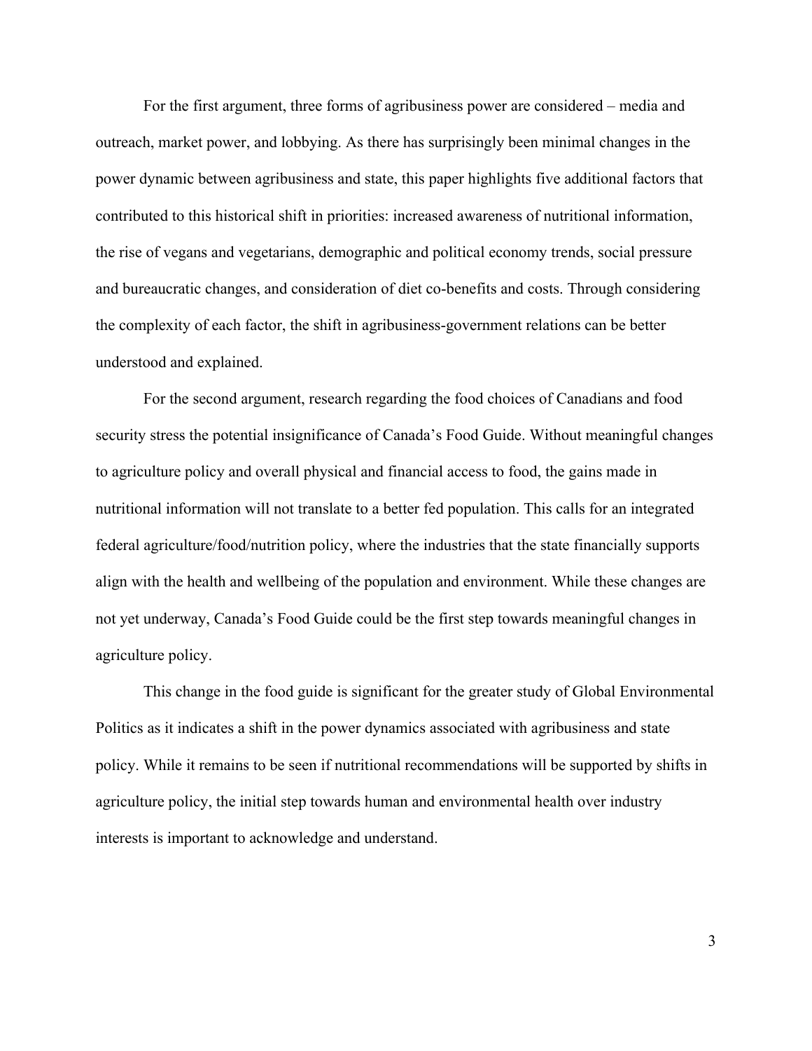For the first argument, three forms of agribusiness power are considered – media and outreach, market power, and lobbying. As there has surprisingly been minimal changes in the power dynamic between agribusiness and state, this paper highlights five additional factors that contributed to this historical shift in priorities: increased awareness of nutritional information, the rise of vegans and vegetarians, demographic and political economy trends, social pressure and bureaucratic changes, and consideration of diet co-benefits and costs. Through considering the complexity of each factor, the shift in agribusiness-government relations can be better understood and explained.

For the second argument, research regarding the food choices of Canadians and food security stress the potential insignificance of Canada's Food Guide. Without meaningful changes to agriculture policy and overall physical and financial access to food, the gains made in nutritional information will not translate to a better fed population. This calls for an integrated federal agriculture/food/nutrition policy, where the industries that the state financially supports align with the health and wellbeing of the population and environment. While these changes are not yet underway, Canada's Food Guide could be the first step towards meaningful changes in agriculture policy.

This change in the food guide is significant for the greater study of Global Environmental Politics as it indicates a shift in the power dynamics associated with agribusiness and state policy. While it remains to be seen if nutritional recommendations will be supported by shifts in agriculture policy, the initial step towards human and environmental health over industry interests is important to acknowledge and understand.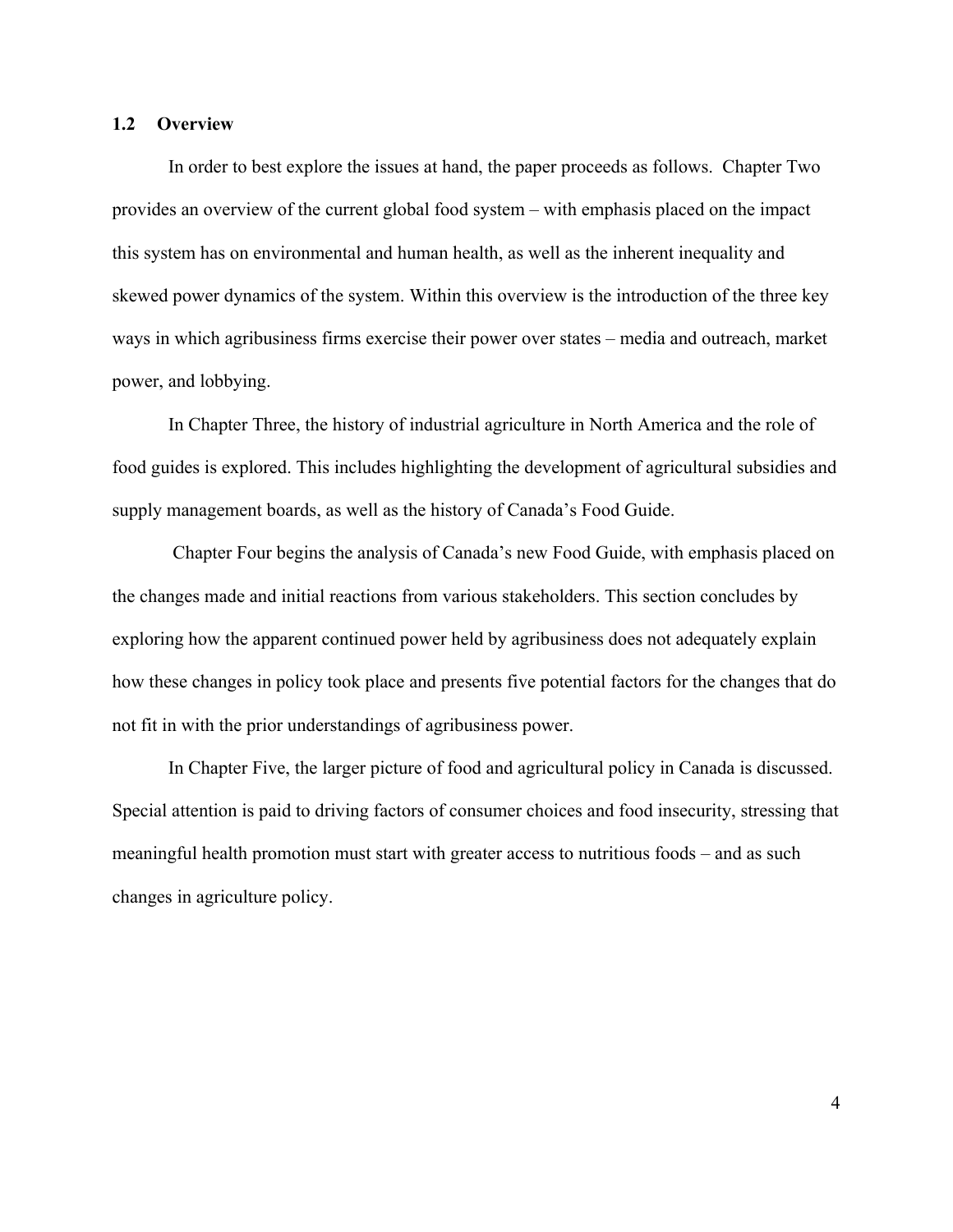## 1.2 Overview

In order to best explore the issues at hand, the paper proceeds as follows. Chapter Two provides an overview of the current global food system – with emphasis placed on the impact this system has on environmental and human health, as well as the inherent inequality and skewed power dynamics of the system. Within this overview is the introduction of the three key ways in which agribusiness firms exercise their power over states – media and outreach, market power, and lobbying.

In Chapter Three, the history of industrial agriculture in North America and the role of food guides is explored. This includes highlighting the development of agricultural subsidies and supply management boards, as well as the history of Canada's Food Guide.

Chapter Four begins the analysis of Canada's new Food Guide, with emphasis placed on the changes made and initial reactions from various stakeholders. This section concludes by exploring how the apparent continued power held by agribusiness does not adequately explain how these changes in policy took place and presents five potential factors for the changes that do not fit in with the prior understandings of agribusiness power.

In Chapter Five, the larger picture of food and agricultural policy in Canada is discussed. Special attention is paid to driving factors of consumer choices and food insecurity, stressing that meaningful health promotion must start with greater access to nutritious foods – and as such changes in agriculture policy.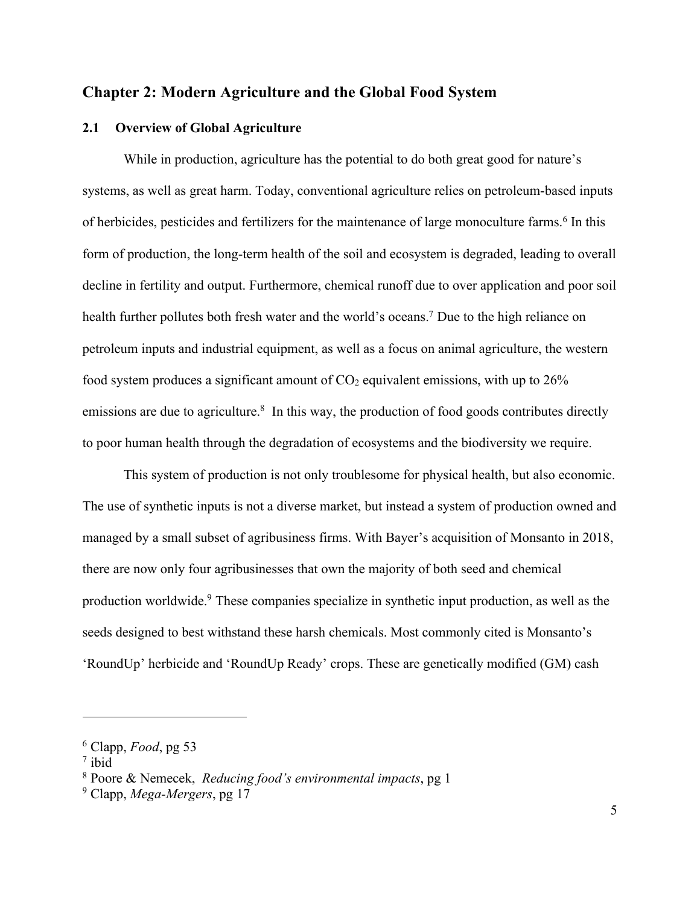## Chapter 2: Modern Agriculture and the Global Food System

### 2.1 Overview of Global Agriculture

While in production, agriculture has the potential to do both great good for nature's systems, as well as great harm. Today, conventional agriculture relies on petroleum-based inputs of herbicides, pesticides and fertilizers for the maintenance of large monoculture farms.[6] In this form of production, the long-term health of the soil and ecosystem is degraded, leading to overall decline in fertility and output. Furthermore, chemical runoff due to over application and poor soil health further pollutes both fresh water and the world's oceans.[7] Due to the high reliance on petroleum inputs and industrial equipment, as well as a focus on animal agriculture, the western food system produces a significant amount of $CO_2$ equivalent emissions, with up to 26% emissions are due to agriculture.[8] In this way, the production of food goods contributes directly to poor human health through the degradation of ecosystems and the biodiversity we require.

This system of production is not only troublesome for physical health, but also economic. The use of synthetic inputs is not a diverse market, but instead a system of production owned and managed by a small subset of agribusiness firms. With Bayer's acquisition of Monsanto in 2018, there are now only four agribusinesses that own the majority of both seed and chemical production worldwide.[9] These companies specialize in synthetic input production, as well as the seeds designed to best withstand these harsh chemicals. Most commonly cited is Monsanto's 'RoundUp' herbicide and 'RoundUp Ready' crops. These are genetically modified (GM) cash

---

[6] Clapp, *Food*, pg 53

[7] ibid

[8] Poore & Nemecek, *Reducing food's environmental impacts*, pg 1

[9] Clapp, *Mega-Mergers*, pg 17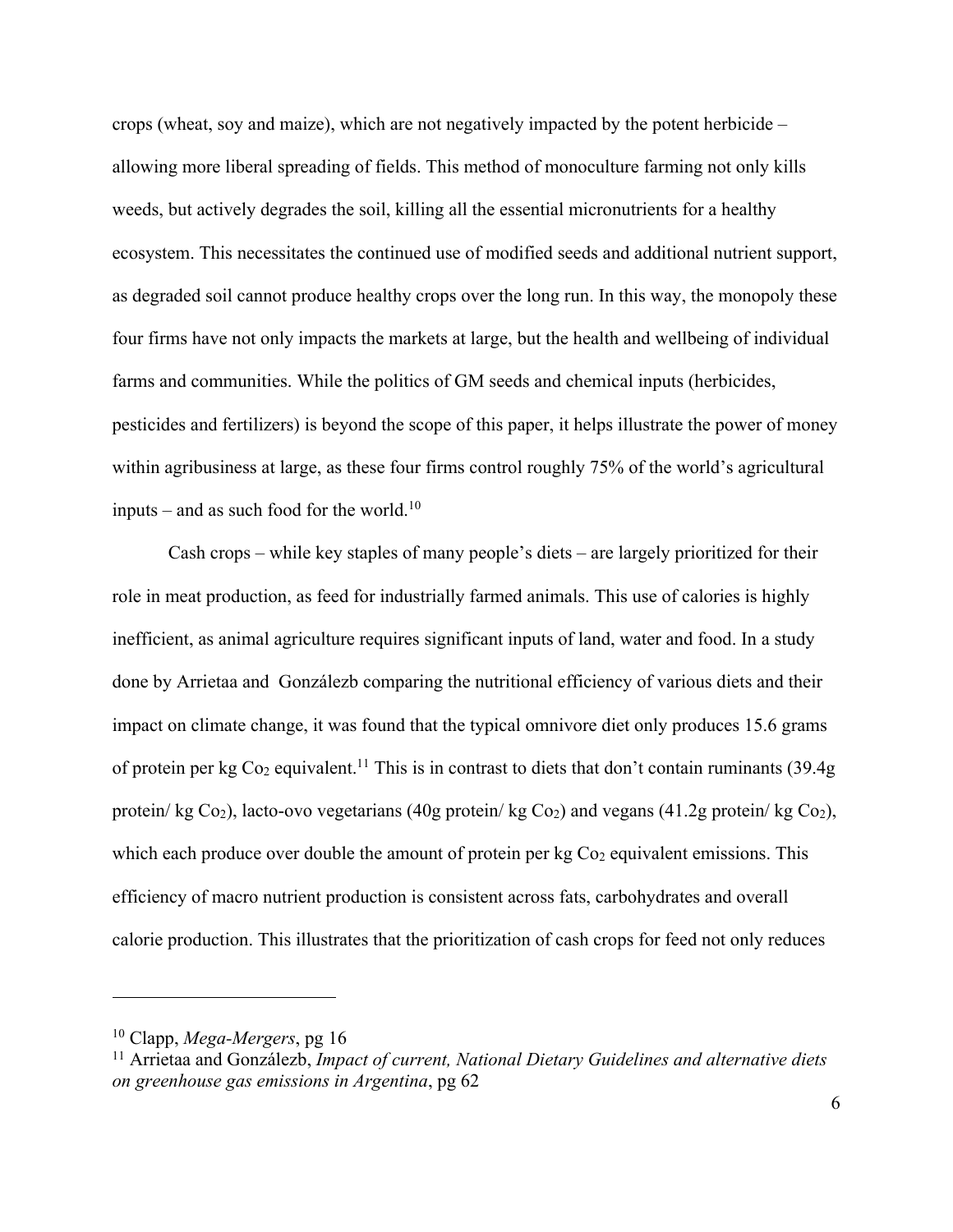crops (wheat, soy and maize), which are not negatively impacted by the potent herbicide – allowing more liberal spreading of fields. This method of monoculture farming not only kills weeds, but actively degrades the soil, killing all the essential micronutrients for a healthy ecosystem. This necessitates the continued use of modified seeds and additional nutrient support, as degraded soil cannot produce healthy crops over the long run. In this way, the monopoly these four firms have not only impacts the markets at large, but the health and wellbeing of individual farms and communities. While the politics of GM seeds and chemical inputs (herbicides, pesticides and fertilizers) is beyond the scope of this paper, it helps illustrate the power of money within agribusiness at large, as these four firms control roughly 75% of the world's agricultural inputs – and as such food for the world.[10]

Cash crops – while key staples of many people's diets – are largely prioritized for their role in meat production, as feed for industrially farmed animals. This use of calories is highly inefficient, as animal agriculture requires significant inputs of land, water and food. In a study done by Arrietaa and Gonzálezb comparing the nutritional efficiency of various diets and their impact on climate change, it was found that the typical omnivore diet only produces 15.6 grams of protein per kg $Co_2$ equivalent.[11] This is in contrast to diets that don't contain ruminants (39.4g protein/ kg $Co_2$), lacto-ovo vegetarians (40g protein/ kg $Co_2$) and vegans (41.2g protein/ kg $Co_2$), which each produce over double the amount of protein per kg $Co_2$ equivalent emissions. This efficiency of macro nutrient production is consistent across fats, carbohydrates and overall calorie production. This illustrates that the prioritization of cash crops for feed not only reduces

---

[10] Clapp, *Mega-Mergers*, pg 16

[11] Arrietaa and Gonzálezb, *Impact of current, National Dietary Guidelines and alternative diets on greenhouse gas emissions in Argentina*, pg 62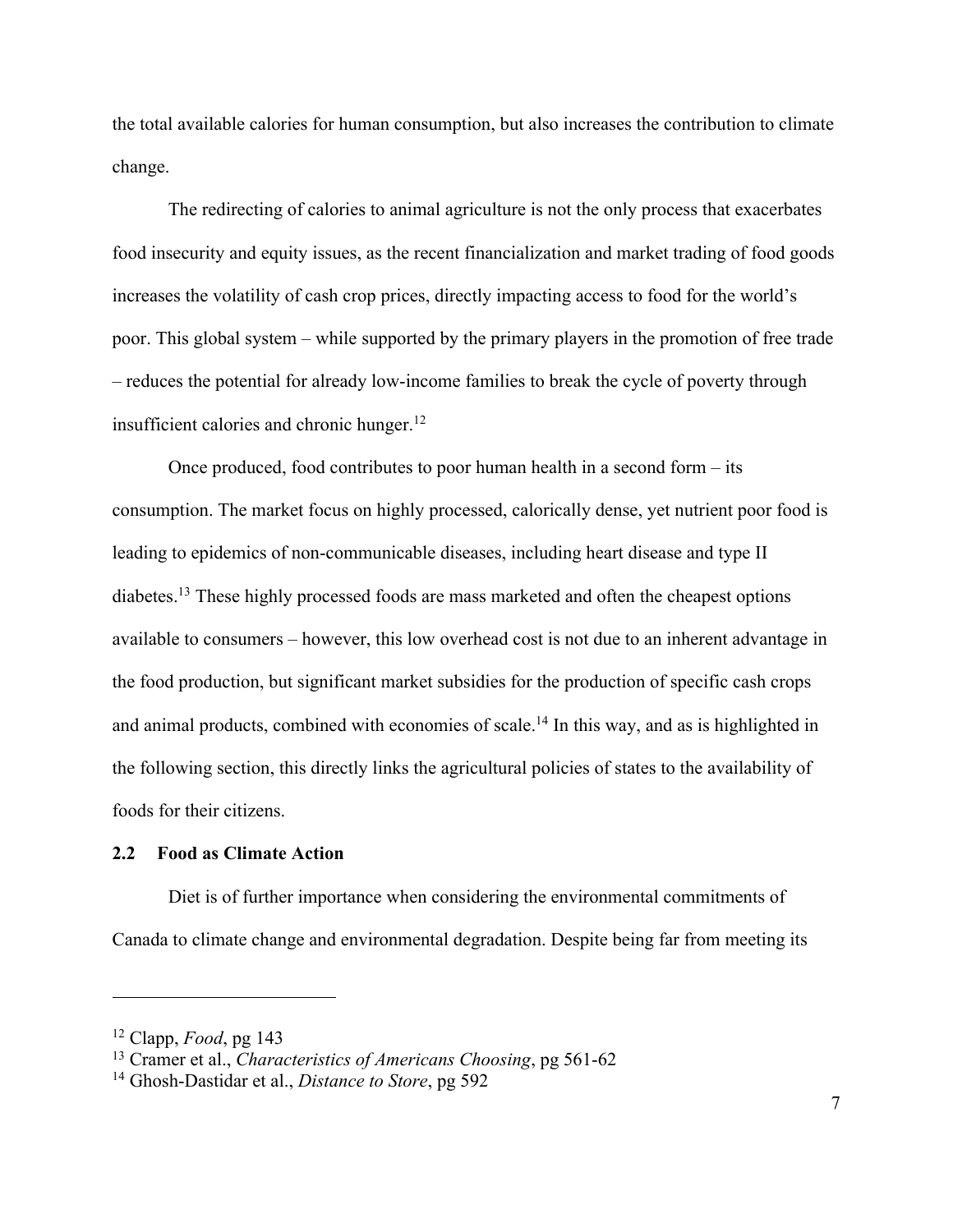the total available calories for human consumption, but also increases the contribution to climate change.

The redirecting of calories to animal agriculture is not the only process that exacerbates food insecurity and equity issues, as the recent financialization and market trading of food goods increases the volatility of cash crop prices, directly impacting access to food for the world's poor. This global system – while supported by the primary players in the promotion of free trade – reduces the potential for already low-income families to break the cycle of poverty through insufficient calories and chronic hunger.[12]

Once produced, food contributes to poor human health in a second form – its consumption. The market focus on highly processed, calorically dense, yet nutrient poor food is leading to epidemics of non-communicable diseases, including heart disease and type II diabetes.[13] These highly processed foods are mass marketed and often the cheapest options available to consumers – however, this low overhead cost is not due to an inherent advantage in the food production, but significant market subsidies for the production of specific cash crops and animal products, combined with economies of scale.[14] In this way, and as is highlighted in the following section, this directly links the agricultural policies of states to the availability of foods for their citizens.

### 2.2 Food as Climate Action

Diet is of further importance when considering the environmental commitments of Canada to climate change and environmental degradation. Despite being far from meeting its

---

[12] Clapp, *Food*, pg 143

[13] Cramer et al., *Characteristics of Americans Choosing*, pg 561-62

[14] Ghosh-Dastidar et al., *Distance to Store*, pg 592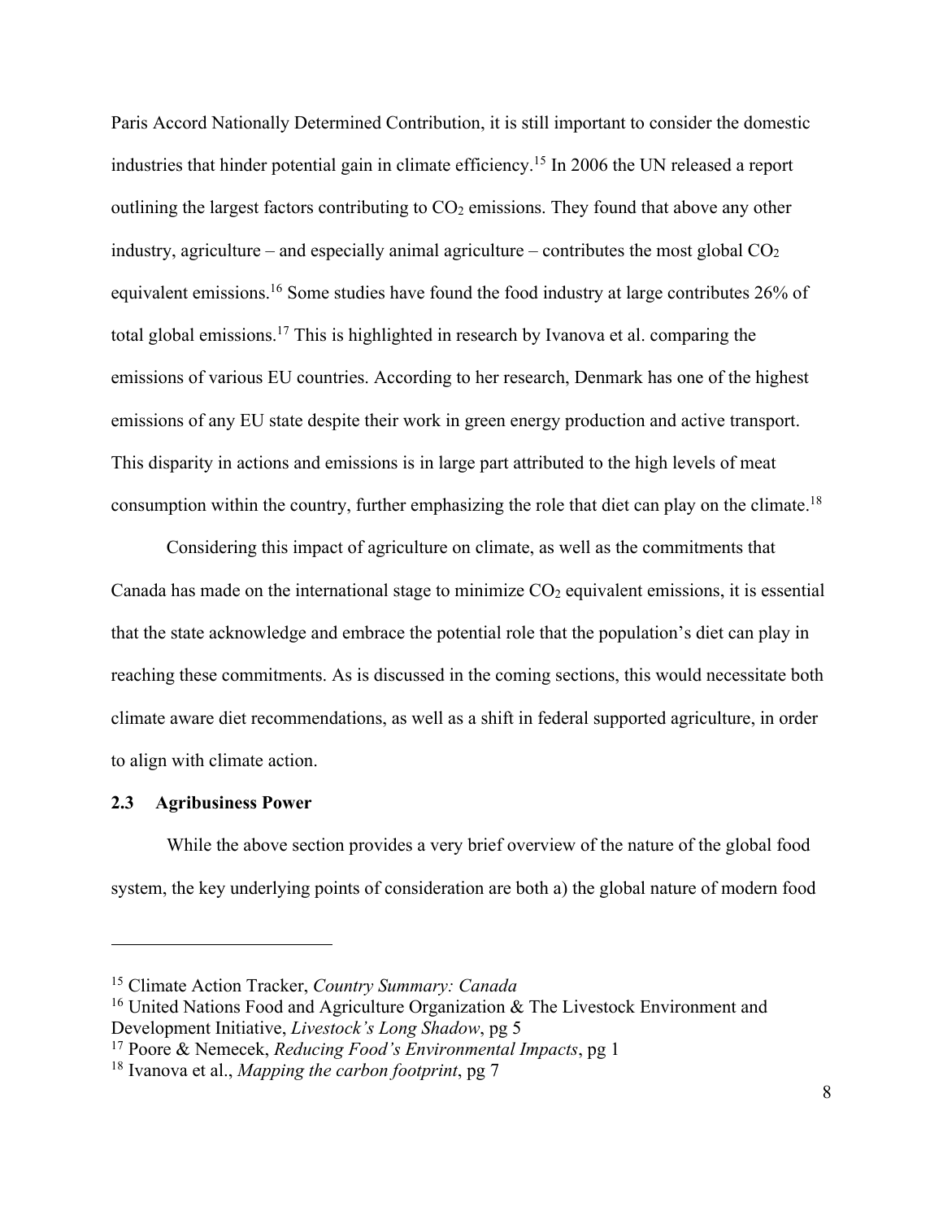Paris Accord Nationally Determined Contribution, it is still important to consider the domestic industries that hinder potential gain in climate efficiency.[15] In 2006 the UN released a report outlining the largest factors contributing to $CO_2$ emissions. They found that above any other industry, agriculture – and especially animal agriculture – contributes the most global $CO_2$ equivalent emissions.[16] Some studies have found the food industry at large contributes 26% of total global emissions.[17] This is highlighted in research by Ivanova et al. comparing the emissions of various EU countries. According to her research, Denmark has one of the highest emissions of any EU state despite their work in green energy production and active transport. This disparity in actions and emissions is in large part attributed to the high levels of meat consumption within the country, further emphasizing the role that diet can play on the climate.[18]

Considering this impact of agriculture on climate, as well as the commitments that Canada has made on the international stage to minimize $CO_2$ equivalent emissions, it is essential that the state acknowledge and embrace the potential role that the population's diet can play in reaching these commitments. As is discussed in the coming sections, this would necessitate both climate aware diet recommendations, as well as a shift in federal supported agriculture, in order to align with climate action.

### 2.3 Agribusiness Power

While the above section provides a very brief overview of the nature of the global food system, the key underlying points of consideration are both a) the global nature of modern food

---

[15] Climate Action Tracker, *Country Summary: Canada*

[16] United Nations Food and Agriculture Organization & The Livestock Environment and Development Initiative, *Livestock's Long Shadow*, pg 5

[17] Poore & Nemecek, *Reducing Food's Environmental Impacts*, pg 1

[18] Ivanova et al., *Mapping the carbon footprint*, pg 7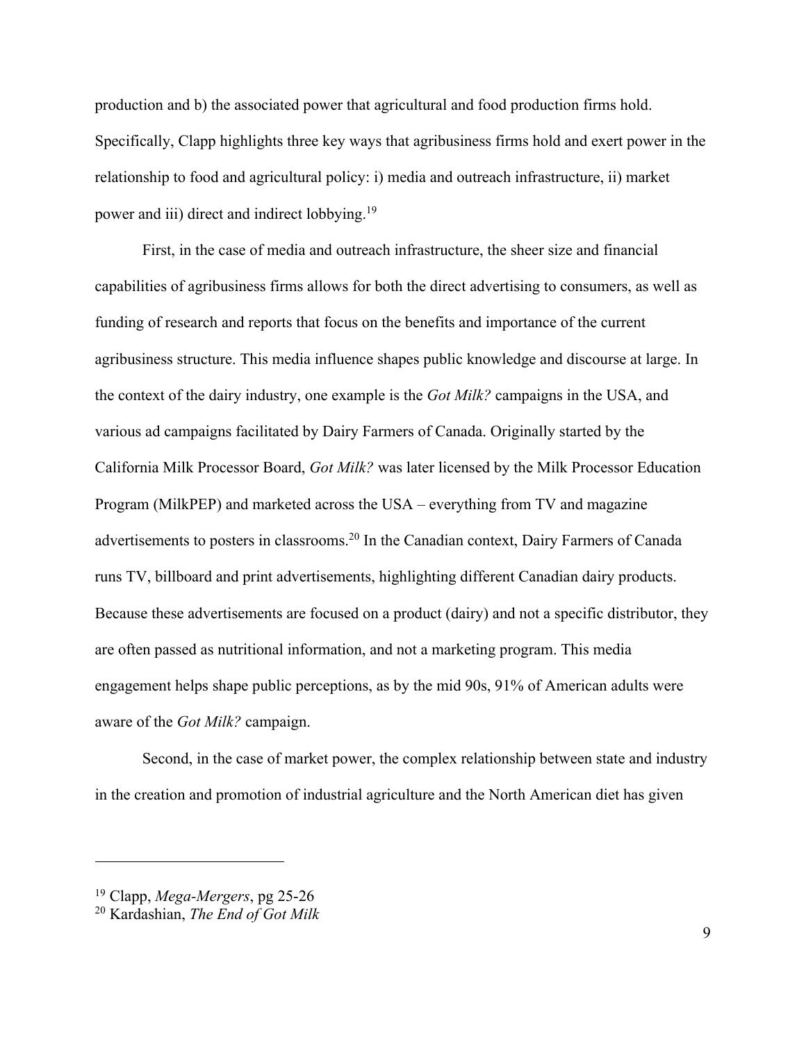production and b) the associated power that agricultural and food production firms hold. Specifically, Clapp highlights three key ways that agribusiness firms hold and exert power in the relationship to food and agricultural policy: i) media and outreach infrastructure, ii) market power and iii) direct and indirect lobbying.[19]

First, in the case of media and outreach infrastructure, the sheer size and financial capabilities of agribusiness firms allows for both the direct advertising to consumers, as well as funding of research and reports that focus on the benefits and importance of the current agribusiness structure. This media influence shapes public knowledge and discourse at large. In the context of the dairy industry, one example is the *Got Milk?* campaigns in the USA, and various ad campaigns facilitated by Dairy Farmers of Canada. Originally started by the California Milk Processor Board, *Got Milk?* was later licensed by the Milk Processor Education Program (MilkPEP) and marketed across the USA – everything from TV and magazine advertisements to posters in classrooms.[20] In the Canadian context, Dairy Farmers of Canada runs TV, billboard and print advertisements, highlighting different Canadian dairy products. Because these advertisements are focused on a product (dairy) and not a specific distributor, they are often passed as nutritional information, and not a marketing program. This media engagement helps shape public perceptions, as by the mid 90s, 91% of American adults were aware of the *Got Milk?* campaign.

Second, in the case of market power, the complex relationship between state and industry in the creation and promotion of industrial agriculture and the North American diet has given

---

[19] Clapp, *Mega-Mergers*, pg 25-26

[20] Kardashian, *The End of Got Milk*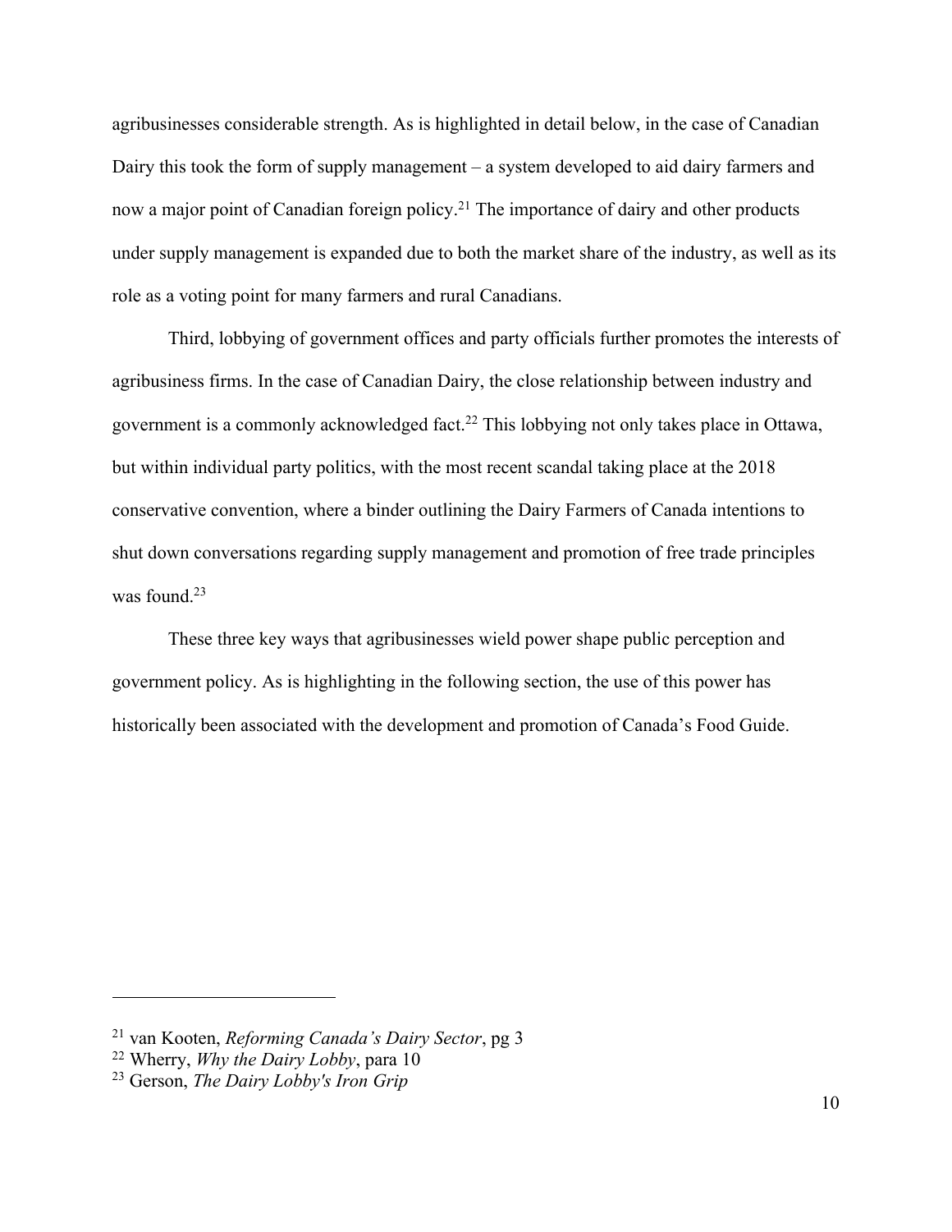agribusinesses considerable strength. As is highlighted in detail below, in the case of Canadian Dairy this took the form of supply management – a system developed to aid dairy farmers and now a major point of Canadian foreign policy.[21] The importance of dairy and other products under supply management is expanded due to both the market share of the industry, as well as its role as a voting point for many farmers and rural Canadians.

Third, lobbying of government offices and party officials further promotes the interests of agribusiness firms. In the case of Canadian Dairy, the close relationship between industry and government is a commonly acknowledged fact.[22] This lobbying not only takes place in Ottawa, but within individual party politics, with the most recent scandal taking place at the 2018 conservative convention, where a binder outlining the Dairy Farmers of Canada intentions to shut down conversations regarding supply management and promotion of free trade principles was found.[23]

These three key ways that agribusinesses wield power shape public perception and government policy. As is highlighting in the following section, the use of this power has historically been associated with the development and promotion of Canada's Food Guide.

---

[21] van Kooten, *Reforming Canada's Dairy Sector*, pg 3

[22] Wherry, *Why the Dairy Lobby*, para 10

[23] Gerson, *The Dairy Lobby's Iron Grip*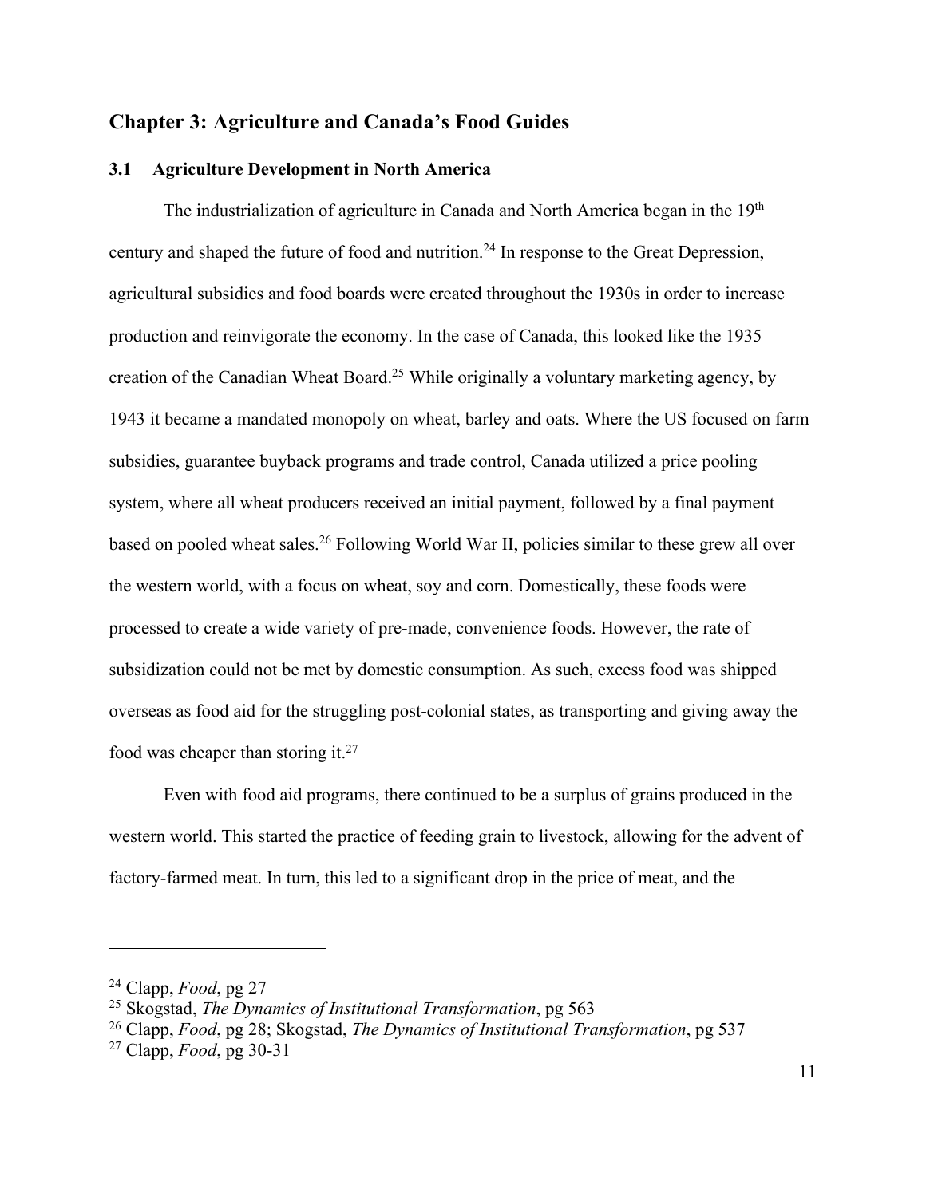## Chapter 3: Agriculture and Canada's Food Guides

### 3.1 Agriculture Development in North America

The industrialization of agriculture in Canada and North America began in the 19th century and shaped the future of food and nutrition.[24] In response to the Great Depression, agricultural subsidies and food boards were created throughout the 1930s in order to increase production and reinvigorate the economy. In the case of Canada, this looked like the 1935 creation of the Canadian Wheat Board.[25] While originally a voluntary marketing agency, by 1943 it became a mandated monopoly on wheat, barley and oats. Where the US focused on farm subsidies, guarantee buyback programs and trade control, Canada utilized a price pooling system, where all wheat producers received an initial payment, followed by a final payment based on pooled wheat sales.[26] Following World War II, policies similar to these grew all over the western world, with a focus on wheat, soy and corn. Domestically, these foods were processed to create a wide variety of pre-made, convenience foods. However, the rate of subsidization could not be met by domestic consumption. As such, excess food was shipped overseas as food aid for the struggling post-colonial states, as transporting and giving away the food was cheaper than storing it.[27]

Even with food aid programs, there continued to be a surplus of grains produced in the western world. This started the practice of feeding grain to livestock, allowing for the advent of factory-farmed meat. In turn, this led to a significant drop in the price of meat, and the

---

[24] Clapp, *Food*, pg 27

[25] Skogstad, *The Dynamics of Institutional Transformation*, pg 563

[26] Clapp, *Food*, pg 28; Skogstad, *The Dynamics of Institutional Transformation*, pg 537

[27] Clapp, *Food*, pg 30-31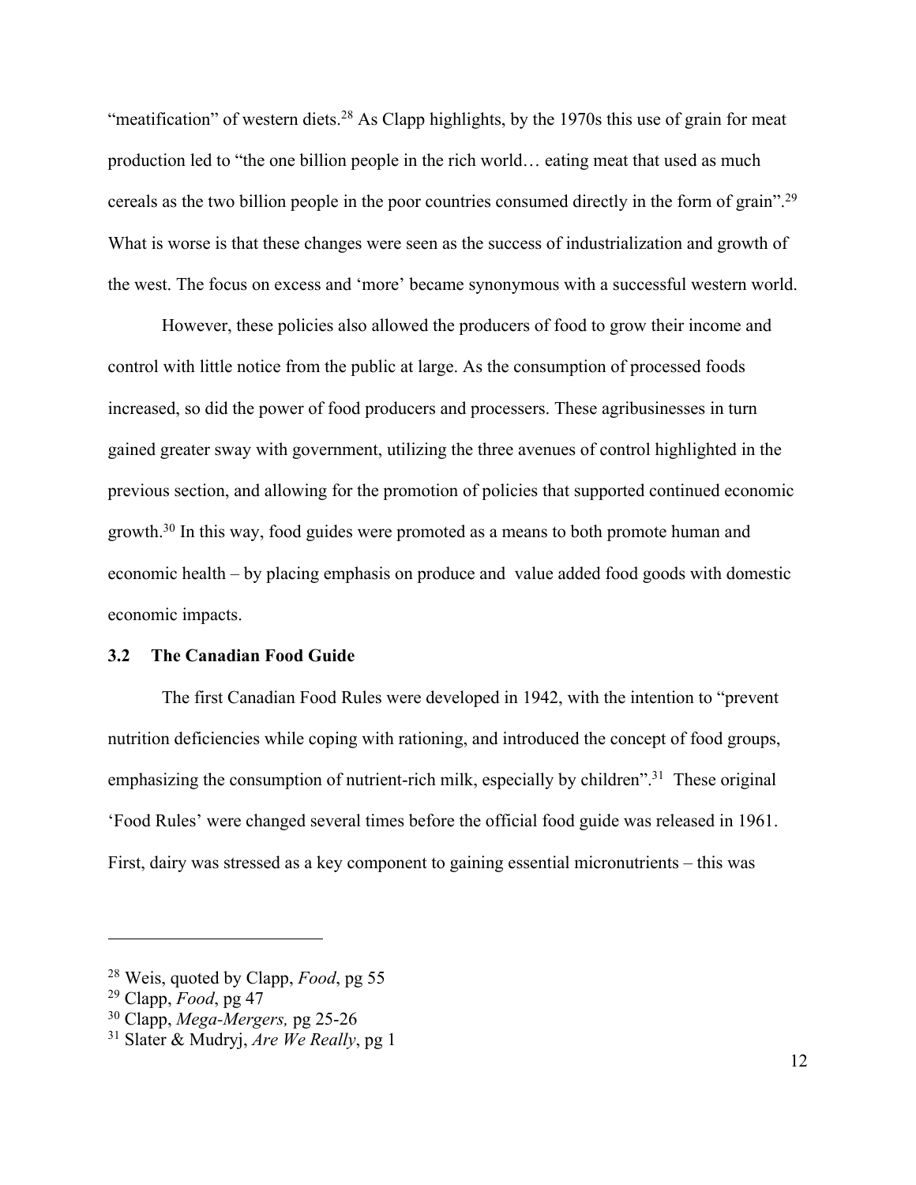"meatification" of western diets.[28] As Clapp highlights, by the 1970s this use of grain for meat production led to "the one billion people in the rich world… eating meat that used as much cereals as the two billion people in the poor countries consumed directly in the form of grain".[29] What is worse is that these changes were seen as the success of industrialization and growth of the west. The focus on excess and 'more' became synonymous with a successful western world.

However, these policies also allowed the producers of food to grow their income and control with little notice from the public at large. As the consumption of processed foods increased, so did the power of food producers and processers. These agribusinesses in turn gained greater sway with government, utilizing the three avenues of control highlighted in the previous section, and allowing for the promotion of policies that supported continued economic growth.[30] In this way, food guides were promoted as a means to both promote human and economic health – by placing emphasis on produce and value added food goods with domestic economic impacts.

### 3.2 The Canadian Food Guide

The first Canadian Food Rules were developed in 1942, with the intention to "prevent nutrition deficiencies while coping with rationing, and introduced the concept of food groups, emphasizing the consumption of nutrient-rich milk, especially by children".[31] These original 'Food Rules' were changed several times before the official food guide was released in 1961. First, dairy was stressed as a key component to gaining essential micronutrients – this was

---

[28] Weis, quoted by Clapp, *Food*, pg 55

[29] Clapp, *Food*, pg 47

[30] Clapp, *Mega-Mergers,* pg 25-26

[31] Slater & Mudryj, *Are We Really*, pg 1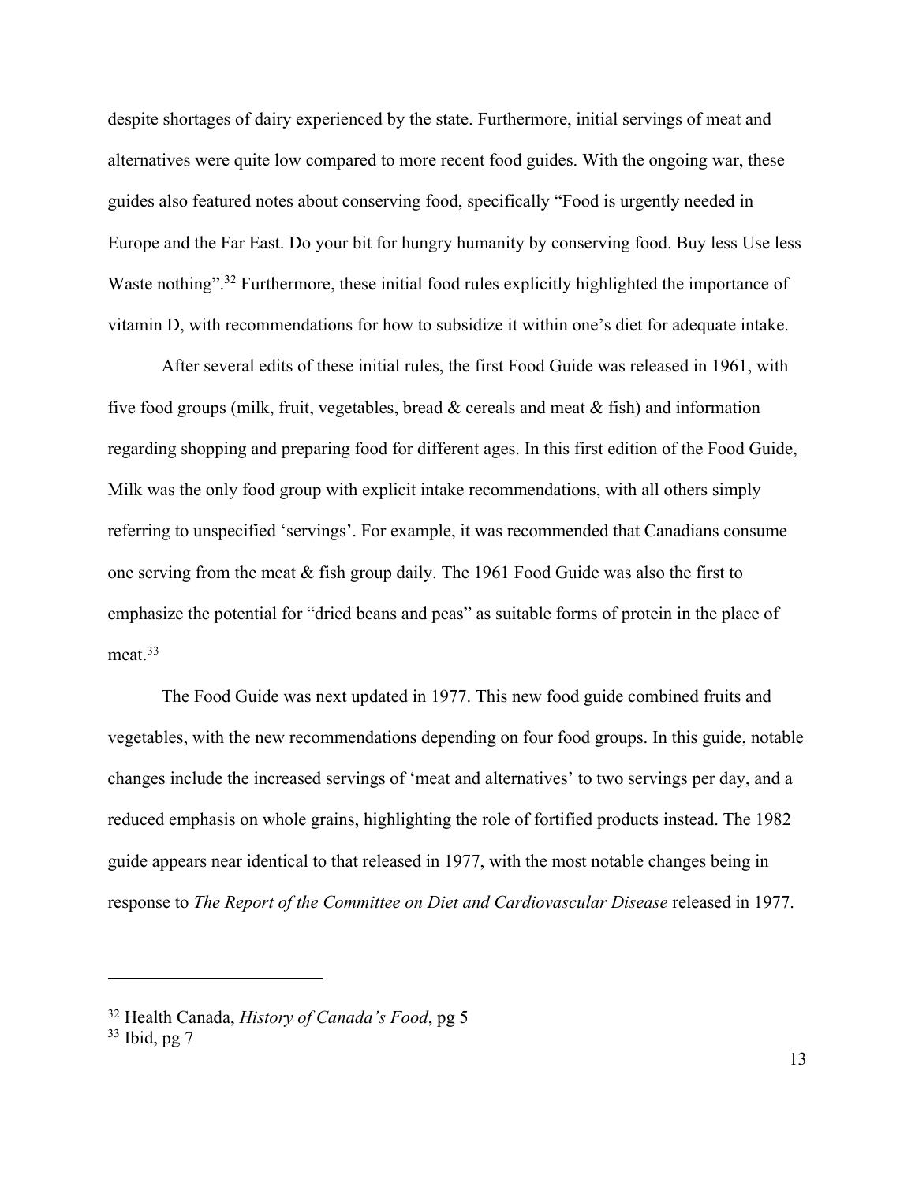despite shortages of dairy experienced by the state. Furthermore, initial servings of meat and alternatives were quite low compared to more recent food guides. With the ongoing war, these guides also featured notes about conserving food, specifically "Food is urgently needed in Europe and the Far East. Do your bit for hungry humanity by conserving food. Buy less Use less Waste nothing".[32] Furthermore, these initial food rules explicitly highlighted the importance of vitamin D, with recommendations for how to subsidize it within one's diet for adequate intake.

After several edits of these initial rules, the first Food Guide was released in 1961, with five food groups (milk, fruit, vegetables, bread & cereals and meat & fish) and information regarding shopping and preparing food for different ages. In this first edition of the Food Guide, Milk was the only food group with explicit intake recommendations, with all others simply referring to unspecified 'servings'. For example, it was recommended that Canadians consume one serving from the meat & fish group daily. The 1961 Food Guide was also the first to emphasize the potential for "dried beans and peas" as suitable forms of protein in the place of meat.[33]

The Food Guide was next updated in 1977. This new food guide combined fruits and vegetables, with the new recommendations depending on four food groups. In this guide, notable changes include the increased servings of 'meat and alternatives' to two servings per day, and a reduced emphasis on whole grains, highlighting the role of fortified products instead. The 1982 guide appears near identical to that released in 1977, with the most notable changes being in response to *The Report of the Committee on Diet and Cardiovascular Disease* released in 1977.

---

[32] Health Canada, *History of Canada's Food*, pg 5

[33] Ibid, pg 7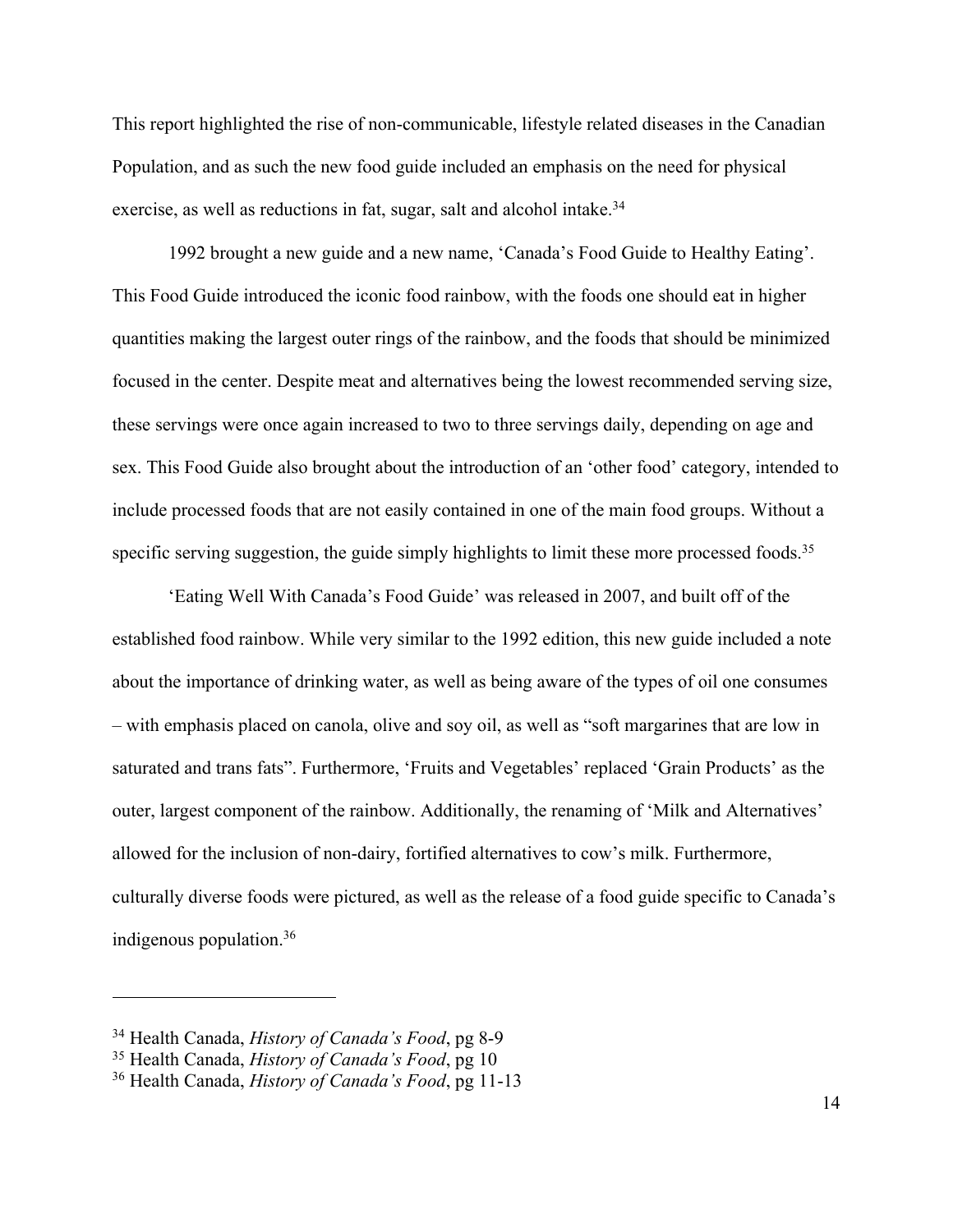This report highlighted the rise of non-communicable, lifestyle related diseases in the Canadian Population, and as such the new food guide included an emphasis on the need for physical exercise, as well as reductions in fat, sugar, salt and alcohol intake.[34]

1992 brought a new guide and a new name, 'Canada's Food Guide to Healthy Eating'. This Food Guide introduced the iconic food rainbow, with the foods one should eat in higher quantities making the largest outer rings of the rainbow, and the foods that should be minimized focused in the center. Despite meat and alternatives being the lowest recommended serving size, these servings were once again increased to two to three servings daily, depending on age and sex. This Food Guide also brought about the introduction of an 'other food' category, intended to include processed foods that are not easily contained in one of the main food groups. Without a specific serving suggestion, the guide simply highlights to limit these more processed foods.[35]

'Eating Well With Canada's Food Guide' was released in 2007, and built off of the established food rainbow. While very similar to the 1992 edition, this new guide included a note about the importance of drinking water, as well as being aware of the types of oil one consumes – with emphasis placed on canola, olive and soy oil, as well as "soft margarines that are low in saturated and trans fats". Furthermore, 'Fruits and Vegetables' replaced 'Grain Products' as the outer, largest component of the rainbow. Additionally, the renaming of 'Milk and Alternatives' allowed for the inclusion of non-dairy, fortified alternatives to cow's milk. Furthermore, culturally diverse foods were pictured, as well as the release of a food guide specific to Canada's indigenous population.[36]

---

[34] Health Canada, *History of Canada's Food*, pg 8-9

[35] Health Canada, *History of Canada's Food*, pg 10

[36] Health Canada, *History of Canada's Food*, pg 11-13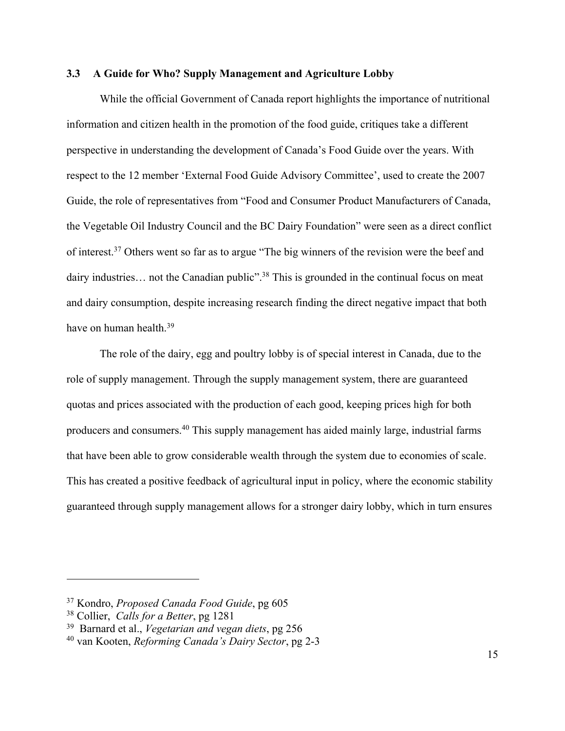### 3.3 A Guide for Who? Supply Management and Agriculture Lobby

While the official Government of Canada report highlights the importance of nutritional information and citizen health in the promotion of the food guide, critiques take a different perspective in understanding the development of Canada's Food Guide over the years. With respect to the 12 member 'External Food Guide Advisory Committee', used to create the 2007 Guide, the role of representatives from "Food and Consumer Product Manufacturers of Canada, the Vegetable Oil Industry Council and the BC Dairy Foundation" were seen as a direct conflict of interest.[37] Others went so far as to argue "The big winners of the revision were the beef and dairy industries… not the Canadian public".[38] This is grounded in the continual focus on meat and dairy consumption, despite increasing research finding the direct negative impact that both have on human health.[39]

The role of the dairy, egg and poultry lobby is of special interest in Canada, due to the role of supply management. Through the supply management system, there are guaranteed quotas and prices associated with the production of each good, keeping prices high for both producers and consumers.[40] This supply management has aided mainly large, industrial farms that have been able to grow considerable wealth through the system due to economies of scale. This has created a positive feedback of agricultural input in policy, where the economic stability guaranteed through supply management allows for a stronger dairy lobby, which in turn ensures

---

[37] Kondro, *Proposed Canada Food Guide*, pg 605
[38] Collier, *Calls for a Better*, pg 1281
[39] Barnard et al., *Vegetarian and vegan diets*, pg 256
[40] van Kooten, *Reforming Canada's Dairy Sector*, pg 2-3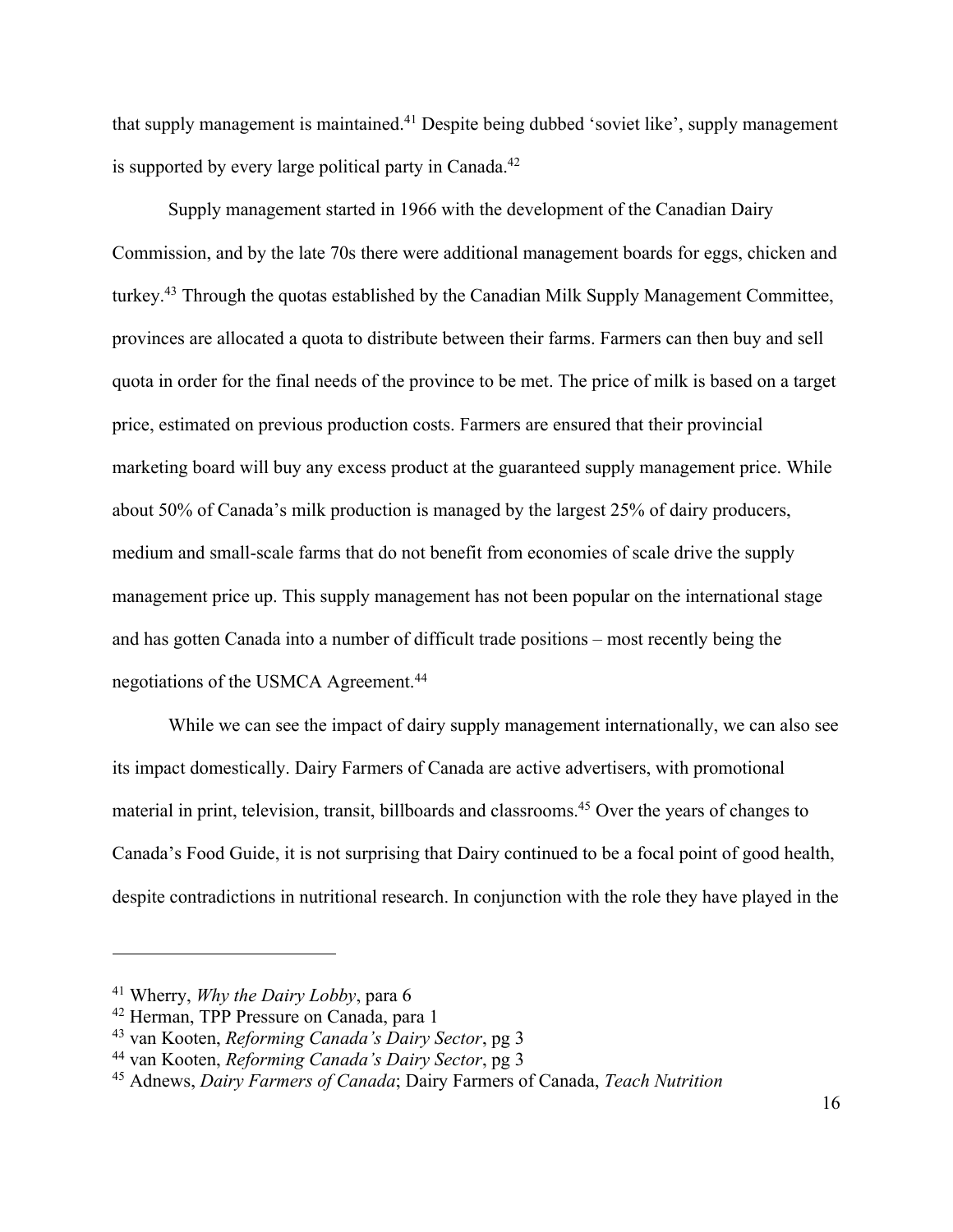that supply management is maintained.[41] Despite being dubbed 'soviet like', supply management is supported by every large political party in Canada.[42]

Supply management started in 1966 with the development of the Canadian Dairy Commission, and by the late 70s there were additional management boards for eggs, chicken and turkey.[43] Through the quotas established by the Canadian Milk Supply Management Committee, provinces are allocated a quota to distribute between their farms. Farmers can then buy and sell quota in order for the final needs of the province to be met. The price of milk is based on a target price, estimated on previous production costs. Farmers are ensured that their provincial marketing board will buy any excess product at the guaranteed supply management price. While about 50% of Canada's milk production is managed by the largest 25% of dairy producers, medium and small-scale farms that do not benefit from economies of scale drive the supply management price up. This supply management has not been popular on the international stage and has gotten Canada into a number of difficult trade positions – most recently being the negotiations of the USMCA Agreement.[44]

While we can see the impact of dairy supply management internationally, we can also see its impact domestically. Dairy Farmers of Canada are active advertisers, with promotional material in print, television, transit, billboards and classrooms.[45] Over the years of changes to Canada's Food Guide, it is not surprising that Dairy continued to be a focal point of good health, despite contradictions in nutritional research. In conjunction with the role they have played in the

---

[41] Wherry, *Why the Dairy Lobby*, para 6

[42] Herman, TPP Pressure on Canada, para 1

[43] van Kooten, *Reforming Canada's Dairy Sector*, pg 3

[44] van Kooten, *Reforming Canada's Dairy Sector*, pg 3

[45] Adnews, *Dairy Farmers of Canada*; Dairy Farmers of Canada, *Teach Nutrition*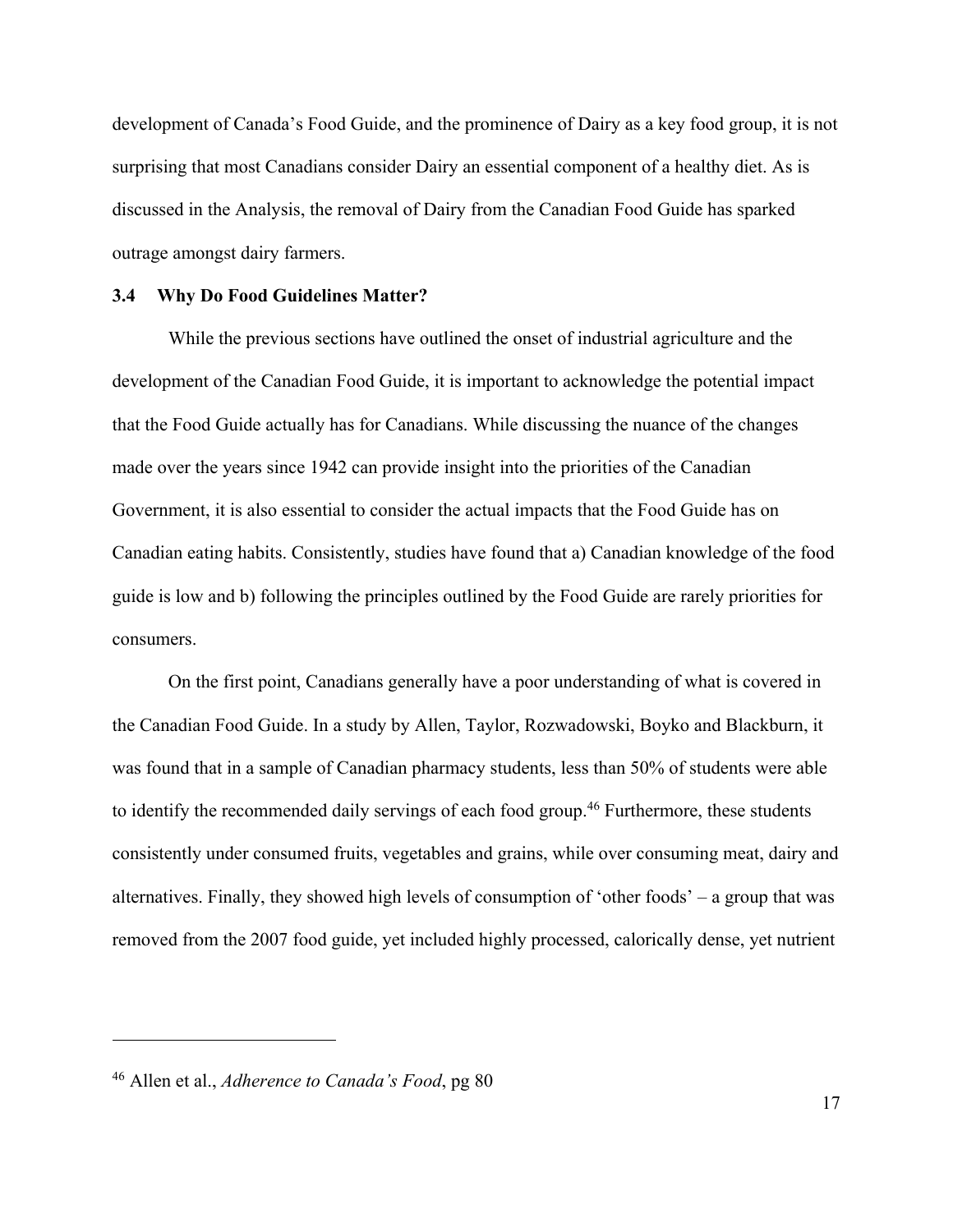development of Canada's Food Guide, and the prominence of Dairy as a key food group, it is not surprising that most Canadians consider Dairy an essential component of a healthy diet. As is discussed in the Analysis, the removal of Dairy from the Canadian Food Guide has sparked outrage amongst dairy farmers.

### 3.4 Why Do Food Guidelines Matter?

While the previous sections have outlined the onset of industrial agriculture and the development of the Canadian Food Guide, it is important to acknowledge the potential impact that the Food Guide actually has for Canadians. While discussing the nuance of the changes made over the years since 1942 can provide insight into the priorities of the Canadian Government, it is also essential to consider the actual impacts that the Food Guide has on Canadian eating habits. Consistently, studies have found that a) Canadian knowledge of the food guide is low and b) following the principles outlined by the Food Guide are rarely priorities for consumers.

On the first point, Canadians generally have a poor understanding of what is covered in the Canadian Food Guide. In a study by Allen, Taylor, Rozwadowski, Boyko and Blackburn, it was found that in a sample of Canadian pharmacy students, less than 50% of students were able to identify the recommended daily servings of each food group.[46] Furthermore, these students consistently under consumed fruits, vegetables and grains, while over consuming meat, dairy and alternatives. Finally, they showed high levels of consumption of 'other foods' – a group that was removed from the 2007 food guide, yet included highly processed, calorically dense, yet nutrient

---

[46] Allen et al., *Adherence to Canada's Food*, pg 80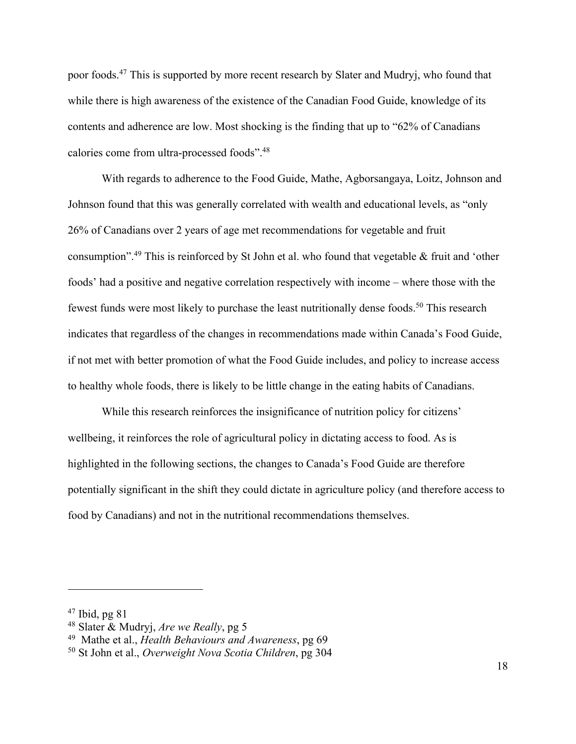poor foods.[47] This is supported by more recent research by Slater and Mudryj, who found that while there is high awareness of the existence of the Canadian Food Guide, knowledge of its contents and adherence are low. Most shocking is the finding that up to "62% of Canadians calories come from ultra-processed foods".[48]

With regards to adherence to the Food Guide, Mathe, Agborsangaya, Loitz, Johnson and Johnson found that this was generally correlated with wealth and educational levels, as "only 26% of Canadians over 2 years of age met recommendations for vegetable and fruit consumption".[49] This is reinforced by St John et al. who found that vegetable & fruit and 'other foods' had a positive and negative correlation respectively with income – where those with the fewest funds were most likely to purchase the least nutritionally dense foods.[50] This research indicates that regardless of the changes in recommendations made within Canada's Food Guide, if not met with better promotion of what the Food Guide includes, and policy to increase access to healthy whole foods, there is likely to be little change in the eating habits of Canadians.

While this research reinforces the insignificance of nutrition policy for citizens' wellbeing, it reinforces the role of agricultural policy in dictating access to food. As is highlighted in the following sections, the changes to Canada's Food Guide are therefore potentially significant in the shift they could dictate in agriculture policy (and therefore access to food by Canadians) and not in the nutritional recommendations themselves.

---

[47] Ibid, pg 81

[48] Slater & Mudryj, *Are we Really*, pg 5

[49] Mathe et al., *Health Behaviours and Awareness*, pg 69

[50] St John et al., *Overweight Nova Scotia Children*, pg 304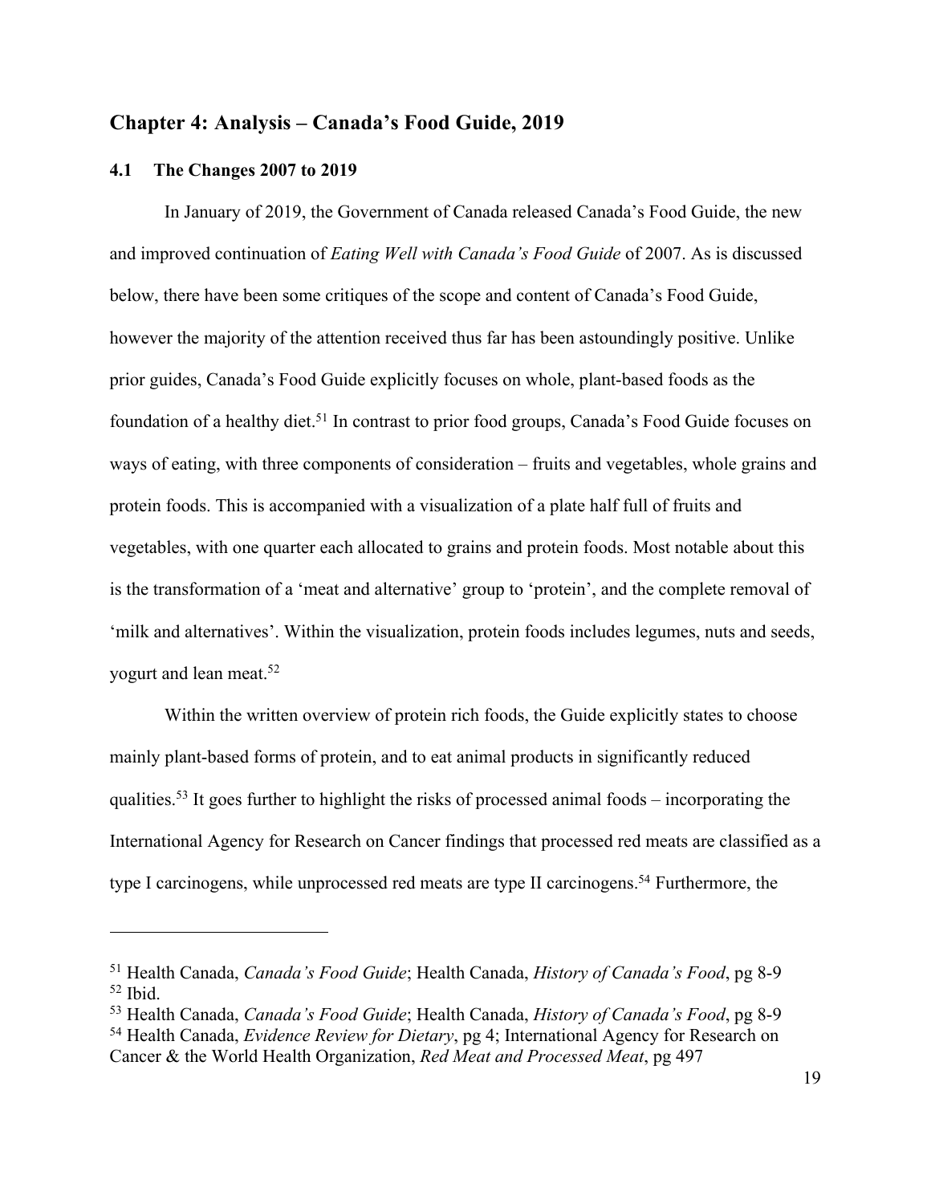## Chapter 4: Analysis – Canada's Food Guide, 2019

### 4.1 The Changes 2007 to 2019

In January of 2019, the Government of Canada released Canada's Food Guide, the new and improved continuation of *Eating Well with Canada's Food Guide* of 2007. As is discussed below, there have been some critiques of the scope and content of Canada's Food Guide, however the majority of the attention received thus far has been astoundingly positive. Unlike prior guides, Canada's Food Guide explicitly focuses on whole, plant-based foods as the foundation of a healthy diet.[51] In contrast to prior food groups, Canada's Food Guide focuses on ways of eating, with three components of consideration – fruits and vegetables, whole grains and protein foods. This is accompanied with a visualization of a plate half full of fruits and vegetables, with one quarter each allocated to grains and protein foods. Most notable about this is the transformation of a 'meat and alternative' group to 'protein', and the complete removal of 'milk and alternatives'. Within the visualization, protein foods includes legumes, nuts and seeds, yogurt and lean meat.[52]

Within the written overview of protein rich foods, the Guide explicitly states to choose mainly plant-based forms of protein, and to eat animal products in significantly reduced qualities.[53] It goes further to highlight the risks of processed animal foods – incorporating the International Agency for Research on Cancer findings that processed red meats are classified as a type I carcinogens, while unprocessed red meats are type II carcinogens.[54] Furthermore, the

---

[51] Health Canada, *Canada's Food Guide*; Health Canada, *History of Canada's Food*, pg 8-9
[52] Ibid.
[53] Health Canada, *Canada's Food Guide*; Health Canada, *History of Canada's Food*, pg 8-9
[54] Health Canada, *Evidence Review for Dietary*, pg 4; International Agency for Research on Cancer & the World Health Organization, *Red Meat and Processed Meat*, pg 497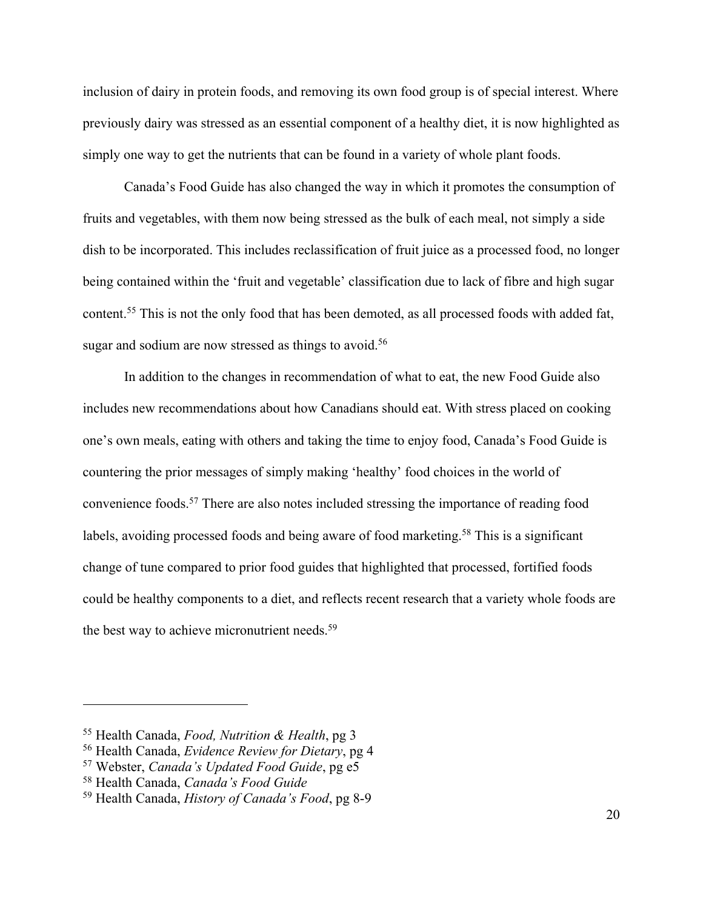inclusion of dairy in protein foods, and removing its own food group is of special interest. Where previously dairy was stressed as an essential component of a healthy diet, it is now highlighted as simply one way to get the nutrients that can be found in a variety of whole plant foods.

Canada's Food Guide has also changed the way in which it promotes the consumption of fruits and vegetables, with them now being stressed as the bulk of each meal, not simply a side dish to be incorporated. This includes reclassification of fruit juice as a processed food, no longer being contained within the 'fruit and vegetable' classification due to lack of fibre and high sugar content.[55] This is not the only food that has been demoted, as all processed foods with added fat, sugar and sodium are now stressed as things to avoid.[56]

In addition to the changes in recommendation of what to eat, the new Food Guide also includes new recommendations about how Canadians should eat. With stress placed on cooking one's own meals, eating with others and taking the time to enjoy food, Canada's Food Guide is countering the prior messages of simply making 'healthy' food choices in the world of convenience foods.[57] There are also notes included stressing the importance of reading food labels, avoiding processed foods and being aware of food marketing.[58] This is a significant change of tune compared to prior food guides that highlighted that processed, fortified foods could be healthy components to a diet, and reflects recent research that a variety whole foods are the best way to achieve micronutrient needs.[59]

---

[55] Health Canada, *Food, Nutrition & Health*, pg 3
[56] Health Canada, *Evidence Review for Dietary*, pg 4
[57] Webster, *Canada's Updated Food Guide*, pg e5
[58] Health Canada, *Canada's Food Guide*
[59] Health Canada, *History of Canada's Food*, pg 8-9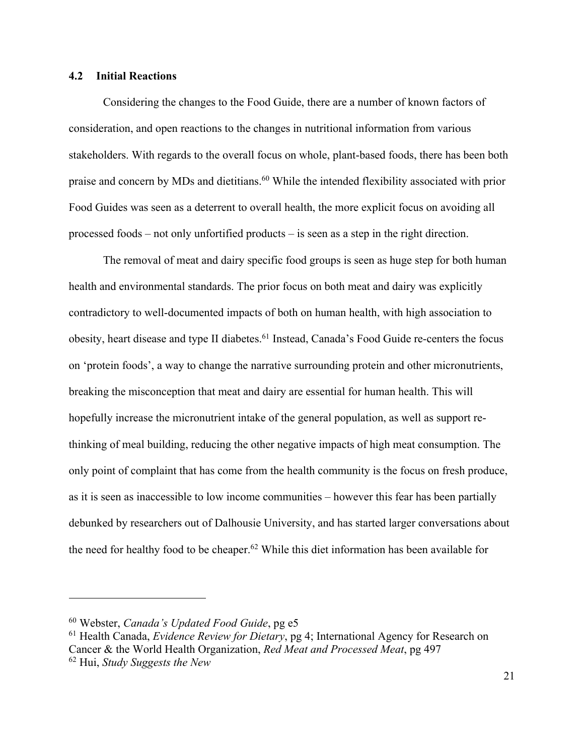### 4.2 Initial Reactions

Considering the changes to the Food Guide, there are a number of known factors of consideration, and open reactions to the changes in nutritional information from various stakeholders. With regards to the overall focus on whole, plant-based foods, there has been both praise and concern by MDs and dietitians.[60] While the intended flexibility associated with prior Food Guides was seen as a deterrent to overall health, the more explicit focus on avoiding all processed foods – not only unfortified products – is seen as a step in the right direction.

The removal of meat and dairy specific food groups is seen as huge step for both human health and environmental standards. The prior focus on both meat and dairy was explicitly contradictory to well-documented impacts of both on human health, with high association to obesity, heart disease and type II diabetes.[61] Instead, Canada's Food Guide re-centers the focus on 'protein foods', a way to change the narrative surrounding protein and other micronutrients, breaking the misconception that meat and dairy are essential for human health. This will hopefully increase the micronutrient intake of the general population, as well as support re-thinking of meal building, reducing the other negative impacts of high meat consumption. The only point of complaint that has come from the health community is the focus on fresh produce, as it is seen as inaccessible to low income communities – however this fear has been partially debunked by researchers out of Dalhousie University, and has started larger conversations about the need for healthy food to be cheaper.[62] While this diet information has been available for

---

[60] Webster, *Canada's Updated Food Guide*, pg e5

[61] Health Canada, *Evidence Review for Dietary*, pg 4; International Agency for Research on Cancer & the World Health Organization, *Red Meat and Processed Meat*, pg 497

[62] Hui, *Study Suggests the New*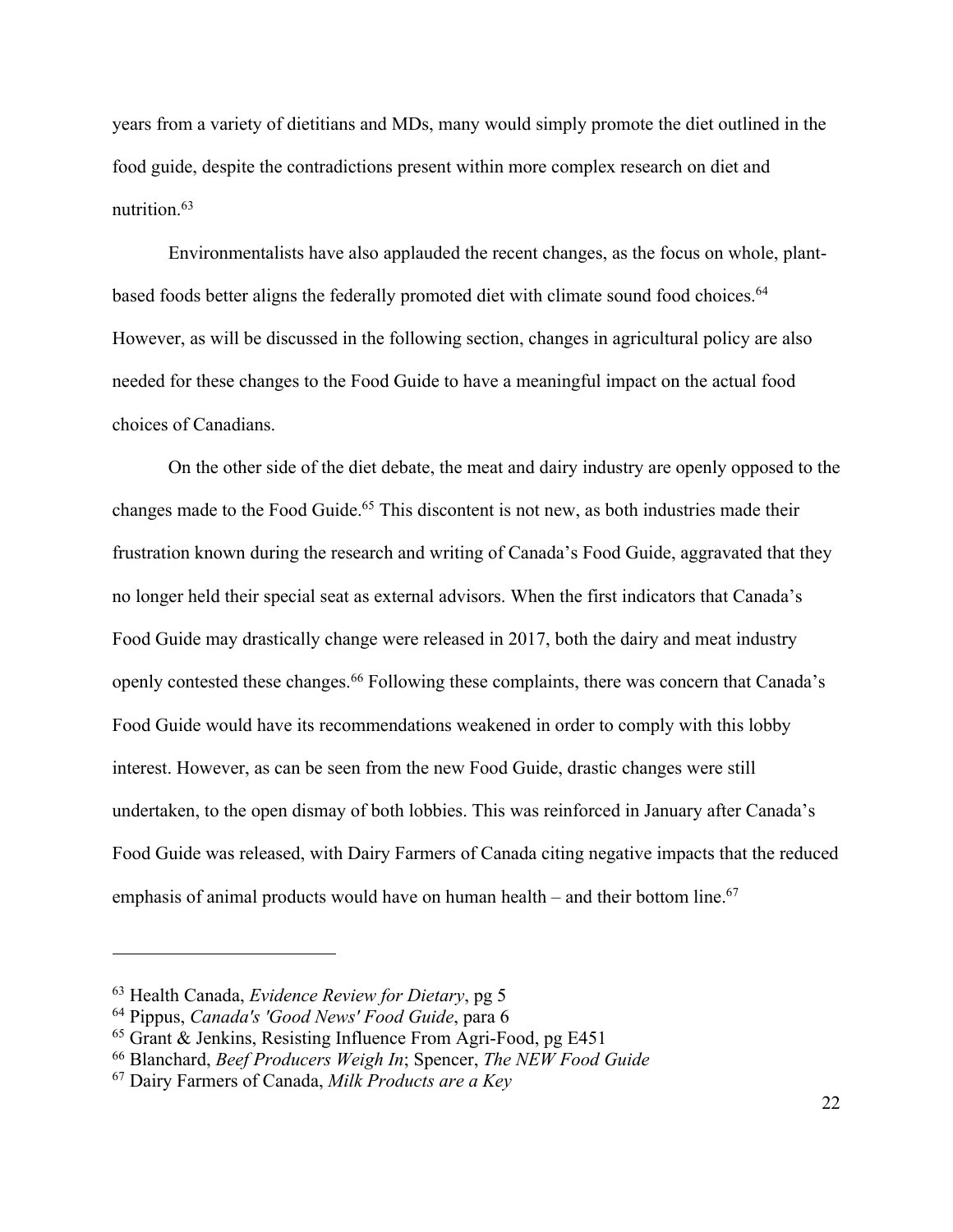years from a variety of dietitians and MDs, many would simply promote the diet outlined in the food guide, despite the contradictions present within more complex research on diet and nutrition.[63]

Environmentalists have also applauded the recent changes, as the focus on whole, plant-based foods better aligns the federally promoted diet with climate sound food choices.[64] However, as will be discussed in the following section, changes in agricultural policy are also needed for these changes to the Food Guide to have a meaningful impact on the actual food choices of Canadians.

On the other side of the diet debate, the meat and dairy industry are openly opposed to the changes made to the Food Guide.[65] This discontent is not new, as both industries made their frustration known during the research and writing of Canada's Food Guide, aggravated that they no longer held their special seat as external advisors. When the first indicators that Canada's Food Guide may drastically change were released in 2017, both the dairy and meat industry openly contested these changes.[66] Following these complaints, there was concern that Canada's Food Guide would have its recommendations weakened in order to comply with this lobby interest. However, as can be seen from the new Food Guide, drastic changes were still undertaken, to the open dismay of both lobbies. This was reinforced in January after Canada's Food Guide was released, with Dairy Farmers of Canada citing negative impacts that the reduced emphasis of animal products would have on human health – and their bottom line.[67]

---

[63] Health Canada, *Evidence Review for Dietary*, pg 5

[64] Pippus, *Canada's 'Good News' Food Guide*, para 6

[65] Grant & Jenkins, Resisting Influence From Agri-Food, pg E451

[66] Blanchard, *Beef Producers Weigh In*; Spencer, *The NEW Food Guide*

[67] Dairy Farmers of Canada, *Milk Products are a Key*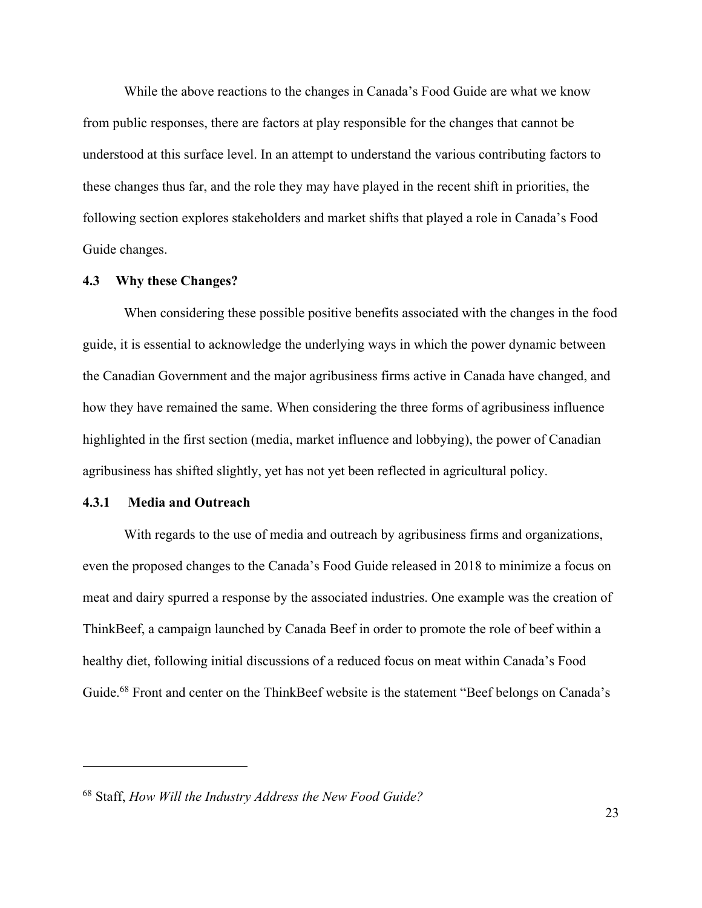While the above reactions to the changes in Canada's Food Guide are what we know from public responses, there are factors at play responsible for the changes that cannot be understood at this surface level. In an attempt to understand the various contributing factors to these changes thus far, and the role they may have played in the recent shift in priorities, the following section explores stakeholders and market shifts that played a role in Canada's Food Guide changes.

### 4.3 Why these Changes?

When considering these possible positive benefits associated with the changes in the food guide, it is essential to acknowledge the underlying ways in which the power dynamic between the Canadian Government and the major agribusiness firms active in Canada have changed, and how they have remained the same. When considering the three forms of agribusiness influence highlighted in the first section (media, market influence and lobbying), the power of Canadian agribusiness has shifted slightly, yet has not yet been reflected in agricultural policy.

#### 4.3.1 Media and Outreach

With regards to the use of media and outreach by agribusiness firms and organizations, even the proposed changes to the Canada's Food Guide released in 2018 to minimize a focus on meat and dairy spurred a response by the associated industries. One example was the creation of ThinkBeef, a campaign launched by Canada Beef in order to promote the role of beef within a healthy diet, following initial discussions of a reduced focus on meat within Canada's Food Guide.[68] Front and center on the ThinkBeef website is the statement "Beef belongs on Canada's

[68] Staff, *How Will the Industry Address the New Food Guide?*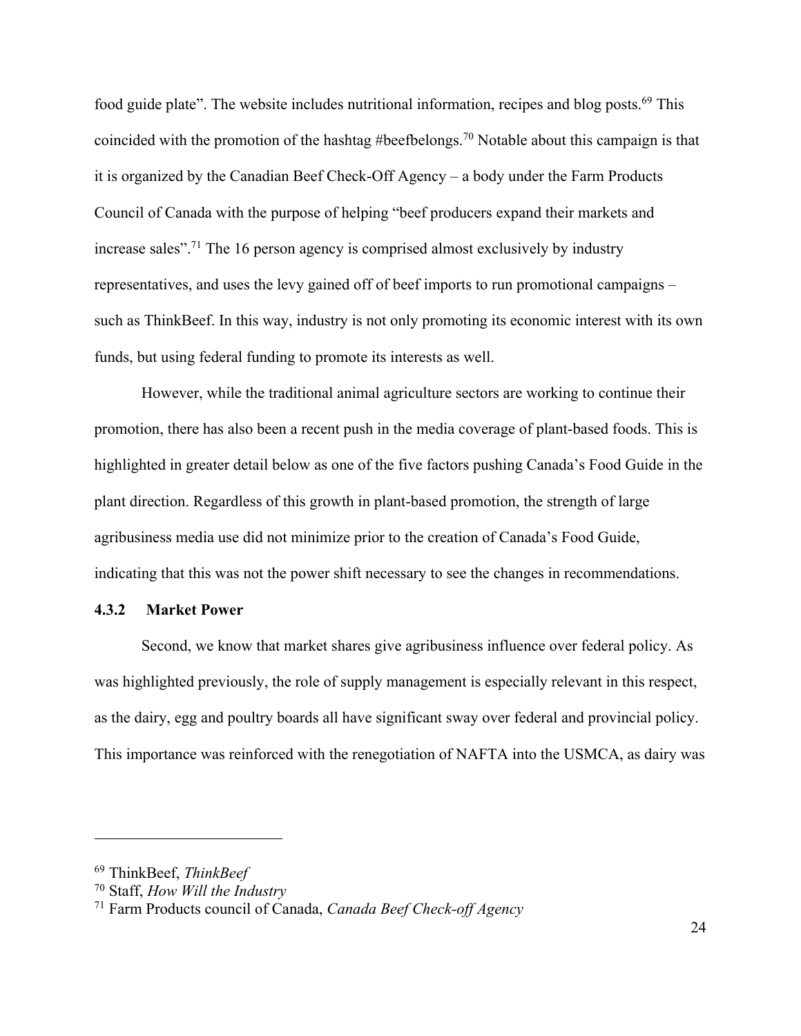food guide plate". The website includes nutritional information, recipes and blog posts.[69] This coincided with the promotion of the hashtag #beefbelongs.[70] Notable about this campaign is that it is organized by the Canadian Beef Check-Off Agency – a body under the Farm Products Council of Canada with the purpose of helping "beef producers expand their markets and increase sales".[71] The 16 person agency is comprised almost exclusively by industry representatives, and uses the levy gained off of beef imports to run promotional campaigns – such as ThinkBeef. In this way, industry is not only promoting its economic interest with its own funds, but using federal funding to promote its interests as well.

However, while the traditional animal agriculture sectors are working to continue their promotion, there has also been a recent push in the media coverage of plant-based foods. This is highlighted in greater detail below as one of the five factors pushing Canada's Food Guide in the plant direction. Regardless of this growth in plant-based promotion, the strength of large agribusiness media use did not minimize prior to the creation of Canada's Food Guide, indicating that this was not the power shift necessary to see the changes in recommendations.

### 4.3.2 Market Power

Second, we know that market shares give agribusiness influence over federal policy. As was highlighted previously, the role of supply management is especially relevant in this respect, as the dairy, egg and poultry boards all have significant sway over federal and provincial policy. This importance was reinforced with the renegotiation of NAFTA into the USMCA, as dairy was

---

[69] ThinkBeef, *ThinkBeef*

[70] Staff, *How Will the Industry*

[71] Farm Products council of Canada, *Canada Beef Check-off Agency*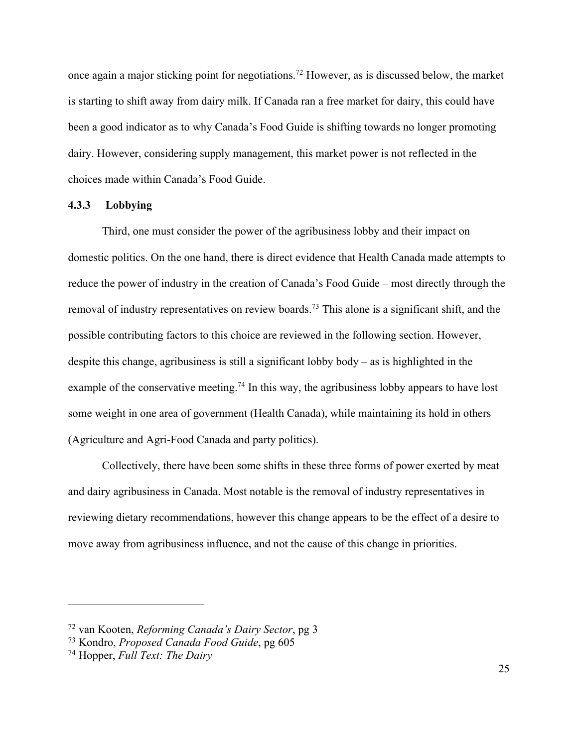once again a major sticking point for negotiations.[72] However, as is discussed below, the market is starting to shift away from dairy milk. If Canada ran a free market for dairy, this could have been a good indicator as to why Canada's Food Guide is shifting towards no longer promoting dairy. However, considering supply management, this market power is not reflected in the choices made within Canada's Food Guide.

#### 4.3.3 Lobbying

Third, one must consider the power of the agribusiness lobby and their impact on domestic politics. On the one hand, there is direct evidence that Health Canada made attempts to reduce the power of industry in the creation of Canada's Food Guide – most directly through the removal of industry representatives on review boards.[73] This alone is a significant shift, and the possible contributing factors to this choice are reviewed in the following section. However, despite this change, agribusiness is still a significant lobby body – as is highlighted in the example of the conservative meeting.[74] In this way, the agribusiness lobby appears to have lost some weight in one area of government (Health Canada), while maintaining its hold in others (Agriculture and Agri-Food Canada and party politics).

Collectively, there have been some shifts in these three forms of power exerted by meat and dairy agribusiness in Canada. Most notable is the removal of industry representatives in reviewing dietary recommendations, however this change appears to be the effect of a desire to move away from agribusiness influence, and not the cause of this change in priorities.

---

[72] van Kooten, *Reforming Canada's Dairy Sector*, pg 3
[73] Kondro, *Proposed Canada Food Guide*, pg 605
[74] Hopper, *Full Text: The Dairy*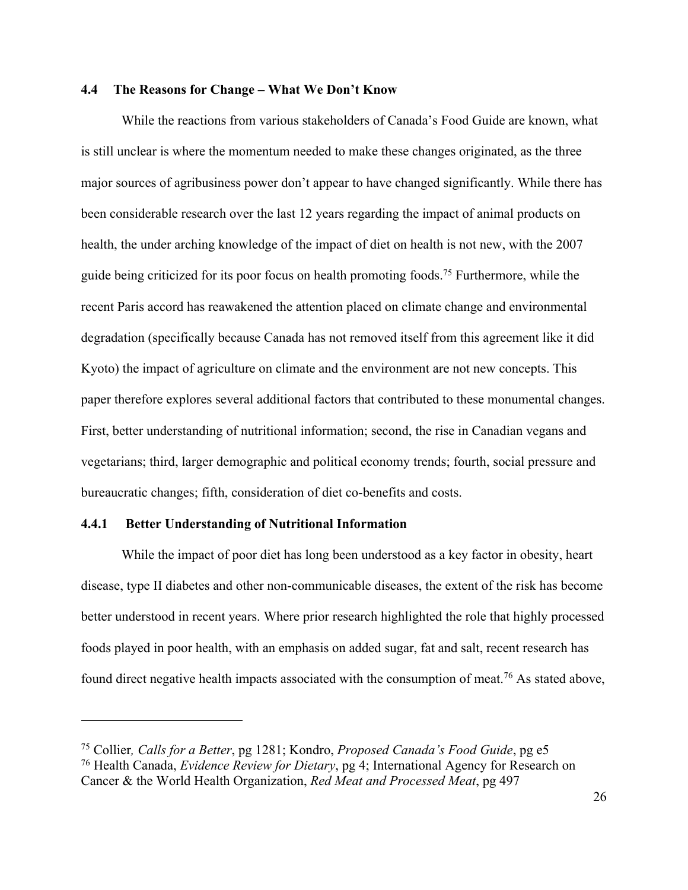### 4.4 The Reasons for Change – What We Don't Know

While the reactions from various stakeholders of Canada's Food Guide are known, what is still unclear is where the momentum needed to make these changes originated, as the three major sources of agribusiness power don't appear to have changed significantly. While there has been considerable research over the last 12 years regarding the impact of animal products on health, the under arching knowledge of the impact of diet on health is not new, with the 2007 guide being criticized for its poor focus on health promoting foods.[75] Furthermore, while the recent Paris accord has reawakened the attention placed on climate change and environmental degradation (specifically because Canada has not removed itself from this agreement like it did Kyoto) the impact of agriculture on climate and the environment are not new concepts. This paper therefore explores several additional factors that contributed to these monumental changes. First, better understanding of nutritional information; second, the rise in Canadian vegans and vegetarians; third, larger demographic and political economy trends; fourth, social pressure and bureaucratic changes; fifth, consideration of diet co-benefits and costs.

#### 4.4.1 Better Understanding of Nutritional Information

While the impact of poor diet has long been understood as a key factor in obesity, heart disease, type II diabetes and other non-communicable diseases, the extent of the risk has become better understood in recent years. Where prior research highlighted the role that highly processed foods played in poor health, with an emphasis on added sugar, fat and salt, recent research has found direct negative health impacts associated with the consumption of meat.[76] As stated above,

---

[75] Collier, *Calls for a Better*, pg 1281; Kondro, *Proposed Canada's Food Guide*, pg e5

[76] Health Canada, *Evidence Review for Dietary*, pg 4; International Agency for Research on Cancer & the World Health Organization, *Red Meat and Processed Meat*, pg 497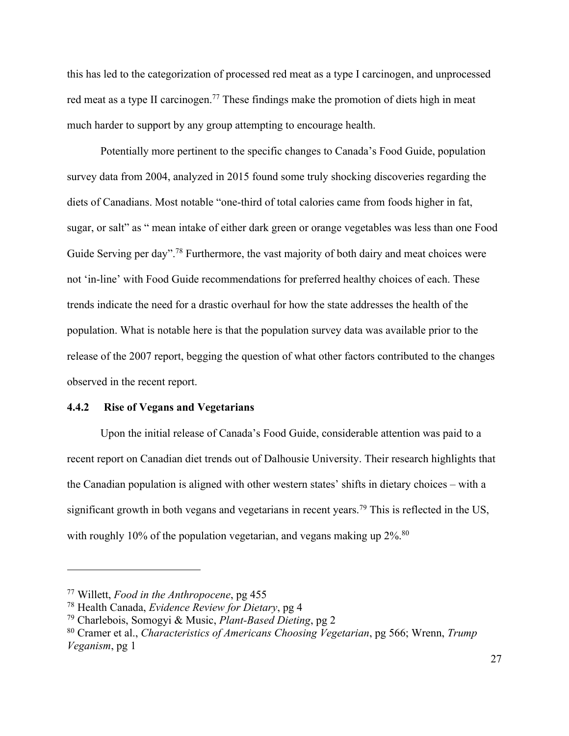this has led to the categorization of processed red meat as a type I carcinogen, and unprocessed red meat as a type II carcinogen.[77] These findings make the promotion of diets high in meat much harder to support by any group attempting to encourage health.

Potentially more pertinent to the specific changes to Canada's Food Guide, population survey data from 2004, analyzed in 2015 found some truly shocking discoveries regarding the diets of Canadians. Most notable "one-third of total calories came from foods higher in fat, sugar, or salt" as " mean intake of either dark green or orange vegetables was less than one Food Guide Serving per day".[78] Furthermore, the vast majority of both dairy and meat choices were not 'in-line' with Food Guide recommendations for preferred healthy choices of each. These trends indicate the need for a drastic overhaul for how the state addresses the health of the population. What is notable here is that the population survey data was available prior to the release of the 2007 report, begging the question of what other factors contributed to the changes observed in the recent report.

### 4.4.2 Rise of Vegans and Vegetarians

Upon the initial release of Canada's Food Guide, considerable attention was paid to a recent report on Canadian diet trends out of Dalhousie University. Their research highlights that the Canadian population is aligned with other western states' shifts in dietary choices – with a significant growth in both vegans and vegetarians in recent years.[79] This is reflected in the US, with roughly 10% of the population vegetarian, and vegans making up 2%.[80]

---

[77] Willett, *Food in the Anthropocene*, pg 455

[78] Health Canada, *Evidence Review for Dietary*, pg 4

[79] Charlebois, Somogyi & Music, *Plant-Based Dieting*, pg 2

[80] Cramer et al., *Characteristics of Americans Choosing Vegetarian*, pg 566; Wrenn, *Trump Veganism*, pg 1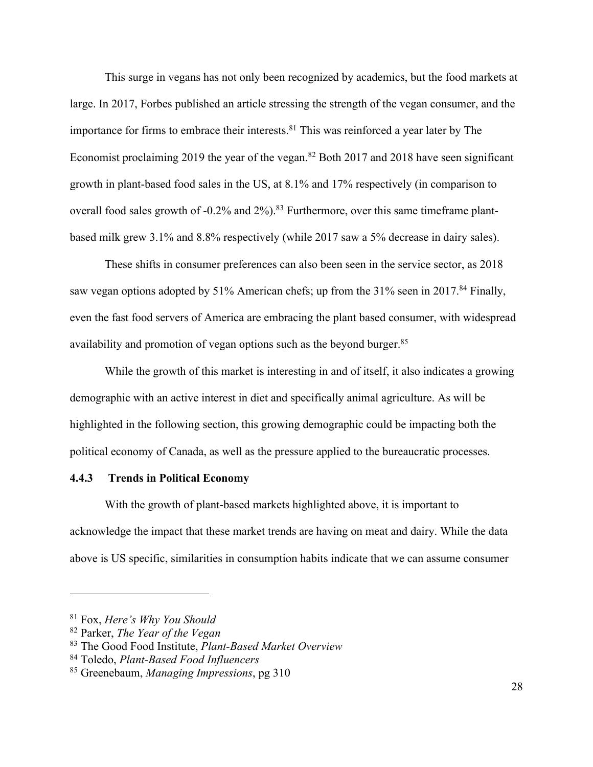This surge in vegans has not only been recognized by academics, but the food markets at large. In 2017, Forbes published an article stressing the strength of the vegan consumer, and the importance for firms to embrace their interests.[81] This was reinforced a year later by The Economist proclaiming 2019 the year of the vegan.[82] Both 2017 and 2018 have seen significant growth in plant-based food sales in the US, at 8.1% and 17% respectively (in comparison to overall food sales growth of -0.2% and 2%).[83] Furthermore, over this same timeframe plant-based milk grew 3.1% and 8.8% respectively (while 2017 saw a 5% decrease in dairy sales).

These shifts in consumer preferences can also been seen in the service sector, as 2018 saw vegan options adopted by 51% American chefs; up from the 31% seen in 2017.[84] Finally, even the fast food servers of America are embracing the plant based consumer, with widespread availability and promotion of vegan options such as the beyond burger.[85]

While the growth of this market is interesting in and of itself, it also indicates a growing demographic with an active interest in diet and specifically animal agriculture. As will be highlighted in the following section, this growing demographic could be impacting both the political economy of Canada, as well as the pressure applied to the bureaucratic processes.

### 4.4.3 Trends in Political Economy

With the growth of plant-based markets highlighted above, it is important to acknowledge the impact that these market trends are having on meat and dairy. While the data above is US specific, similarities in consumption habits indicate that we can assume consumer

---

[81] Fox, *Here's Why You Should*

[82] Parker, *The Year of the Vegan*

[83] The Good Food Institute, *Plant-Based Market Overview*

[84] Toledo, *Plant-Based Food Influencers*

[85] Greenebaum, *Managing Impressions*, pg 310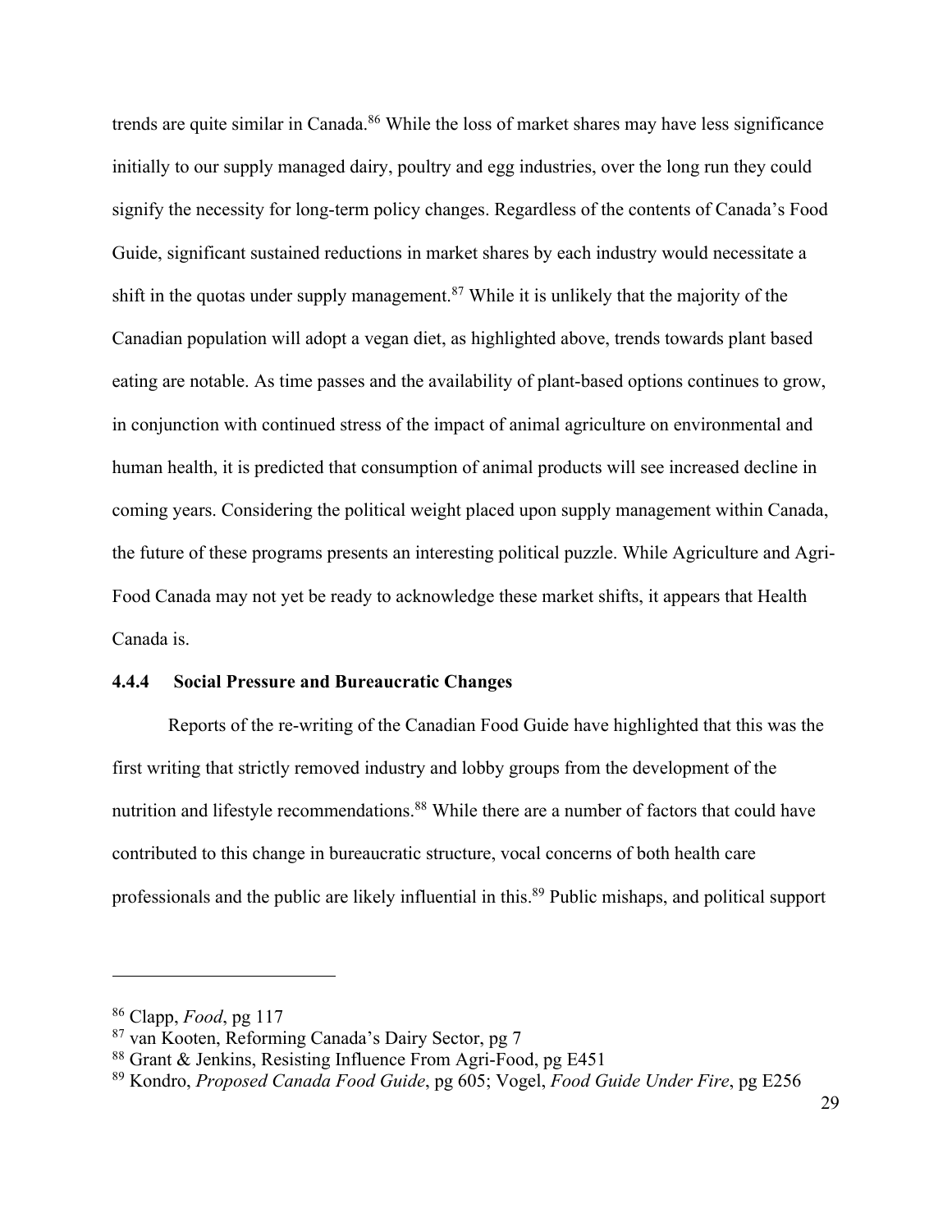trends are quite similar in Canada.[86] While the loss of market shares may have less significance initially to our supply managed dairy, poultry and egg industries, over the long run they could signify the necessity for long-term policy changes. Regardless of the contents of Canada's Food Guide, significant sustained reductions in market shares by each industry would necessitate a shift in the quotas under supply management.[87] While it is unlikely that the majority of the Canadian population will adopt a vegan diet, as highlighted above, trends towards plant based eating are notable. As time passes and the availability of plant-based options continues to grow, in conjunction with continued stress of the impact of animal agriculture on environmental and human health, it is predicted that consumption of animal products will see increased decline in coming years. Considering the political weight placed upon supply management within Canada, the future of these programs presents an interesting political puzzle. While Agriculture and Agri-Food Canada may not yet be ready to acknowledge these market shifts, it appears that Health Canada is.

#### 4.4.4 Social Pressure and Bureaucratic Changes

Reports of the re-writing of the Canadian Food Guide have highlighted that this was the first writing that strictly removed industry and lobby groups from the development of the nutrition and lifestyle recommendations.[88] While there are a number of factors that could have contributed to this change in bureaucratic structure, vocal concerns of both health care professionals and the public are likely influential in this.[89] Public mishaps, and political support

---

[86] Clapp, *Food*, pg 117

[87] van Kooten, Reforming Canada's Dairy Sector, pg 7

[88] Grant & Jenkins, Resisting Influence From Agri-Food, pg E451

[89] Kondro, *Proposed Canada Food Guide*, pg 605; Vogel, *Food Guide Under Fire*, pg E256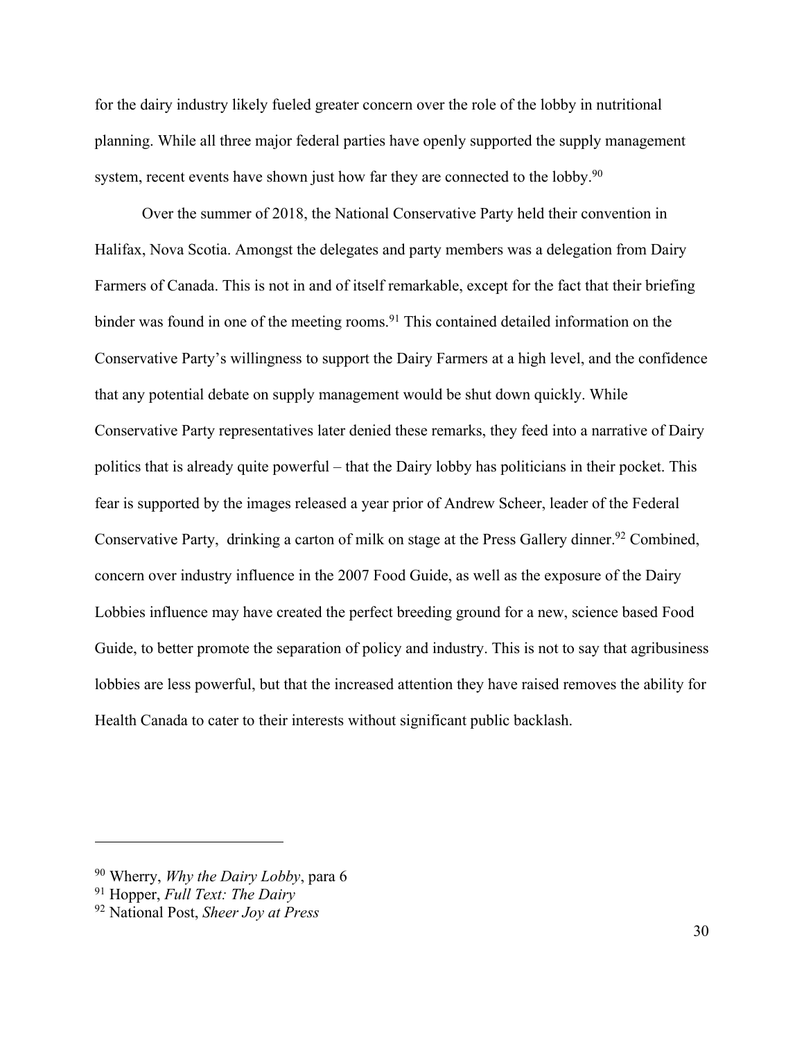for the dairy industry likely fueled greater concern over the role of the lobby in nutritional planning. While all three major federal parties have openly supported the supply management system, recent events have shown just how far they are connected to the lobby.[90]

Over the summer of 2018, the National Conservative Party held their convention in Halifax, Nova Scotia. Amongst the delegates and party members was a delegation from Dairy Farmers of Canada. This is not in and of itself remarkable, except for the fact that their briefing binder was found in one of the meeting rooms.[91] This contained detailed information on the Conservative Party's willingness to support the Dairy Farmers at a high level, and the confidence that any potential debate on supply management would be shut down quickly. While Conservative Party representatives later denied these remarks, they feed into a narrative of Dairy politics that is already quite powerful – that the Dairy lobby has politicians in their pocket. This fear is supported by the images released a year prior of Andrew Scheer, leader of the Federal Conservative Party,  drinking a carton of milk on stage at the Press Gallery dinner.[92] Combined, concern over industry influence in the 2007 Food Guide, as well as the exposure of the Dairy Lobbies influence may have created the perfect breeding ground for a new, science based Food Guide, to better promote the separation of policy and industry. This is not to say that agribusiness lobbies are less powerful, but that the increased attention they have raised removes the ability for Health Canada to cater to their interests without significant public backlash.

---

[90] Wherry, *Why the Dairy Lobby*, para 6

[91] Hopper, *Full Text: The Dairy*

[92] National Post, *Sheer Joy at Press*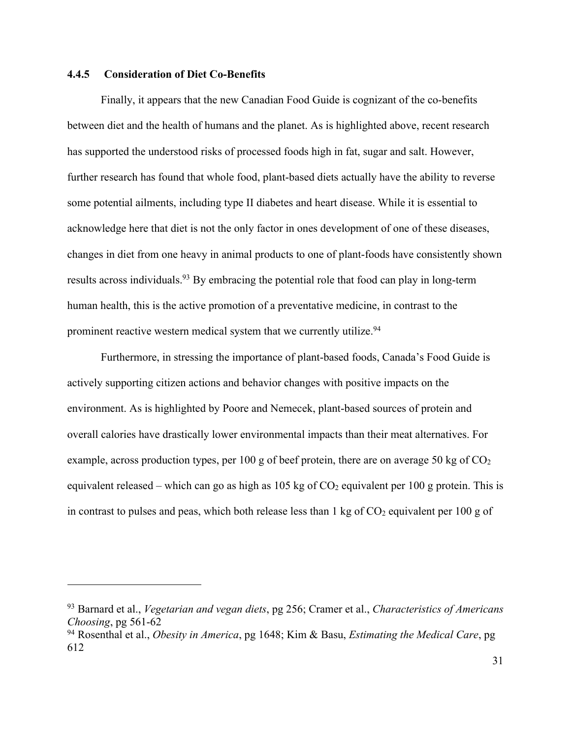### 4.4.5 Consideration of Diet Co-Benefits

Finally, it appears that the new Canadian Food Guide is cognizant of the co-benefits between diet and the health of humans and the planet. As is highlighted above, recent research has supported the understood risks of processed foods high in fat, sugar and salt. However, further research has found that whole food, plant-based diets actually have the ability to reverse some potential ailments, including type II diabetes and heart disease. While it is essential to acknowledge here that diet is not the only factor in ones development of one of these diseases, changes in diet from one heavy in animal products to one of plant-foods have consistently shown results across individuals.[93] By embracing the potential role that food can play in long-term human health, this is the active promotion of a preventative medicine, in contrast to the prominent reactive western medical system that we currently utilize.[94]

Furthermore, in stressing the importance of plant-based foods, Canada's Food Guide is actively supporting citizen actions and behavior changes with positive impacts on the environment. As is highlighted by Poore and Nemecek, plant-based sources of protein and overall calories have drastically lower environmental impacts than their meat alternatives. For example, across production types, per 100 g of beef protein, there are on average 50 kg of $CO_2$ equivalent released – which can go as high as 105 kg of $CO_2$ equivalent per 100 g protein. This is in contrast to pulses and peas, which both release less than 1 kg of $CO_2$ equivalent per 100 g of

---

[93] Barnard et al., *Vegetarian and vegan diets*, pg 256; Cramer et al., *Characteristics of Americans Choosing*, pg 561-62

[94] Rosenthal et al., *Obesity in America*, pg 1648; Kim & Basu, *Estimating the Medical Care*, pg 612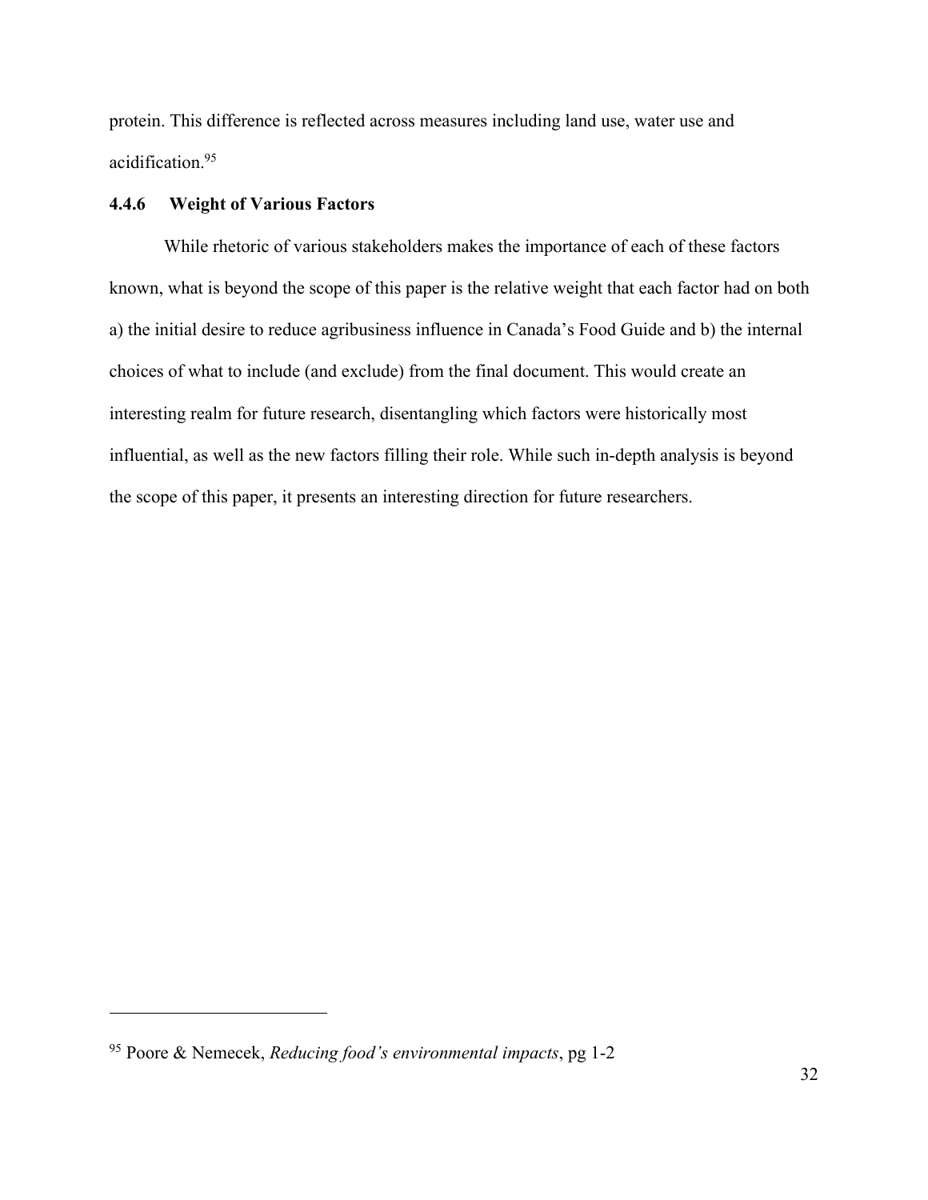protein. This difference is reflected across measures including land use, water use and acidification.[95]

#### 4.4.6 Weight of Various Factors

While rhetoric of various stakeholders makes the importance of each of these factors known, what is beyond the scope of this paper is the relative weight that each factor had on both a) the initial desire to reduce agribusiness influence in Canada's Food Guide and b) the internal choices of what to include (and exclude) from the final document. This would create an interesting realm for future research, disentangling which factors were historically most influential, as well as the new factors filling their role. While such in-depth analysis is beyond the scope of this paper, it presents an interesting direction for future researchers.

---

[95] Poore & Nemecek, *Reducing food's environmental impacts*, pg 1-2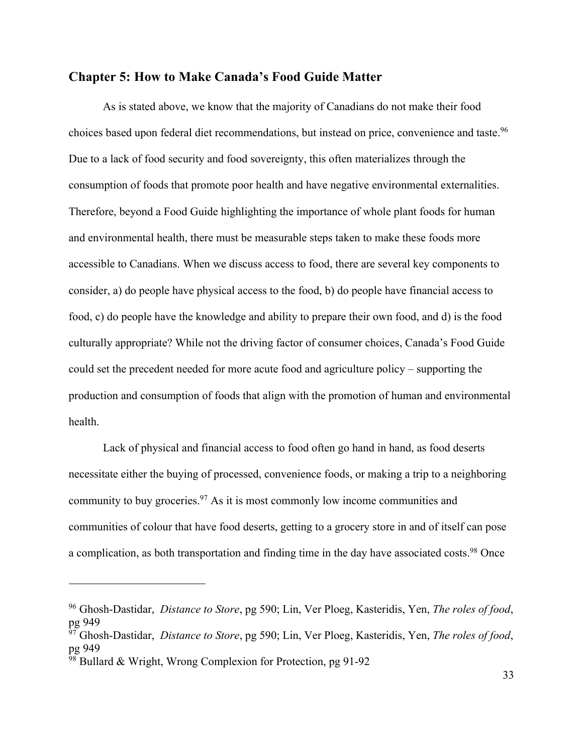## Chapter 5: How to Make Canada's Food Guide Matter

As is stated above, we know that the majority of Canadians do not make their food choices based upon federal diet recommendations, but instead on price, convenience and taste.[96] Due to a lack of food security and food sovereignty, this often materializes through the consumption of foods that promote poor health and have negative environmental externalities. Therefore, beyond a Food Guide highlighting the importance of whole plant foods for human and environmental health, there must be measurable steps taken to make these foods more accessible to Canadians. When we discuss access to food, there are several key components to consider, a) do people have physical access to the food, b) do people have financial access to food, c) do people have the knowledge and ability to prepare their own food, and d) is the food culturally appropriate? While not the driving factor of consumer choices, Canada's Food Guide could set the precedent needed for more acute food and agriculture policy – supporting the production and consumption of foods that align with the promotion of human and environmental health.

Lack of physical and financial access to food often go hand in hand, as food deserts necessitate either the buying of processed, convenience foods, or making a trip to a neighboring community to buy groceries.[97] As it is most commonly low income communities and communities of colour that have food deserts, getting to a grocery store in and of itself can pose a complication, as both transportation and finding time in the day have associated costs.[98] Once

---

[96] Ghosh-Dastidar, *Distance to Store*, pg 590; Lin, Ver Ploeg, Kasteridis, Yen, *The roles of food*, pg 949

[97] Ghosh-Dastidar, *Distance to Store*, pg 590; Lin, Ver Ploeg, Kasteridis, Yen, *The roles of food*, pg 949

[98] Bullard & Wright, Wrong Complexion for Protection, pg 91-92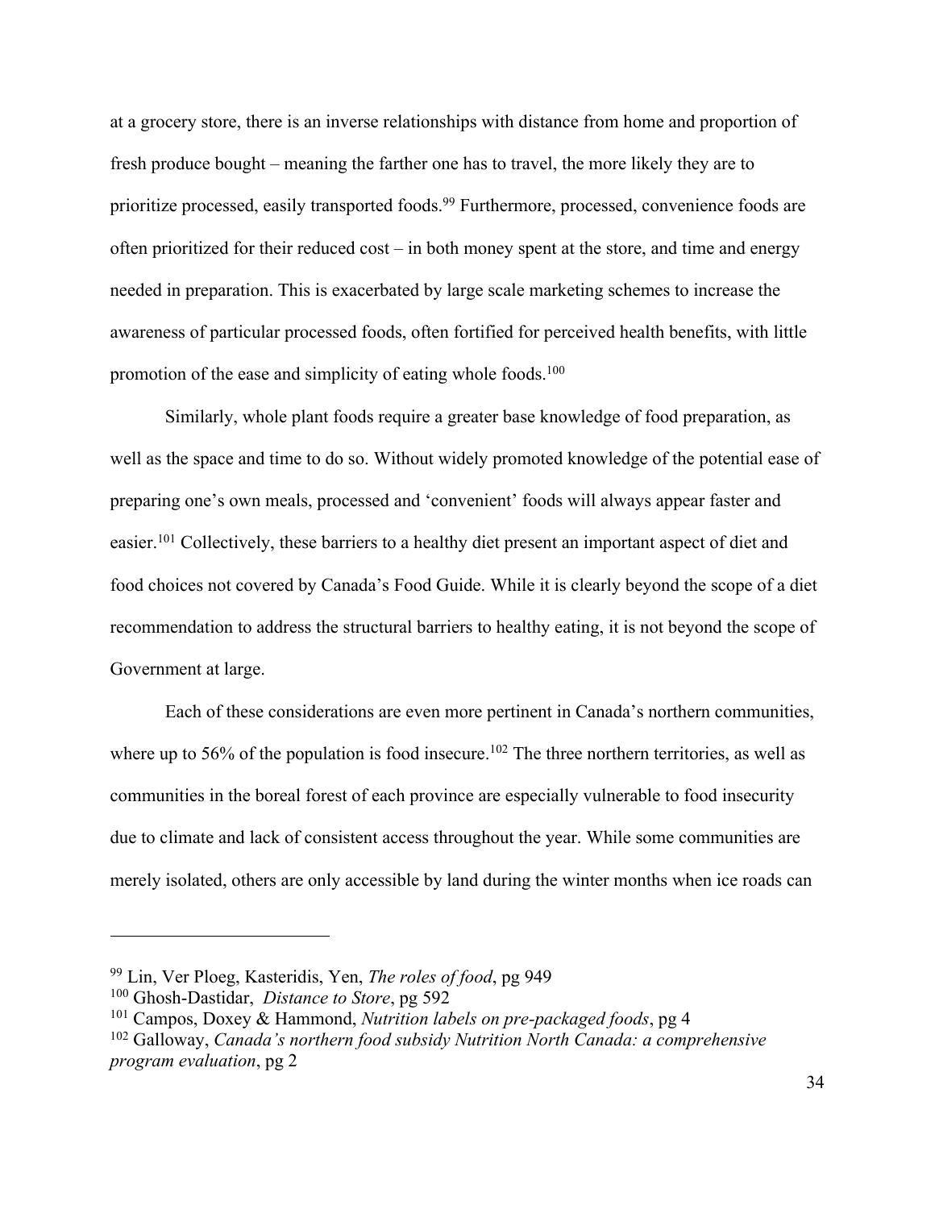at a grocery store, there is an inverse relationships with distance from home and proportion of fresh produce bought – meaning the farther one has to travel, the more likely they are to prioritize processed, easily transported foods.[99] Furthermore, processed, convenience foods are often prioritized for their reduced cost – in both money spent at the store, and time and energy needed in preparation. This is exacerbated by large scale marketing schemes to increase the awareness of particular processed foods, often fortified for perceived health benefits, with little promotion of the ease and simplicity of eating whole foods.[100]

Similarly, whole plant foods require a greater base knowledge of food preparation, as well as the space and time to do so. Without widely promoted knowledge of the potential ease of preparing one's own meals, processed and 'convenient' foods will always appear faster and easier.[101] Collectively, these barriers to a healthy diet present an important aspect of diet and food choices not covered by Canada's Food Guide. While it is clearly beyond the scope of a diet recommendation to address the structural barriers to healthy eating, it is not beyond the scope of Government at large.

Each of these considerations are even more pertinent in Canada's northern communities, where up to 56% of the population is food insecure.[102] The three northern territories, as well as communities in the boreal forest of each province are especially vulnerable to food insecurity due to climate and lack of consistent access throughout the year. While some communities are merely isolated, others are only accessible by land during the winter months when ice roads can

---

[99] Lin, Ver Ploeg, Kasteridis, Yen, *The roles of food*, pg 949

[100] Ghosh-Dastidar, *Distance to Store*, pg 592

[101] Campos, Doxey & Hammond, *Nutrition labels on pre-packaged foods*, pg 4

[102] Galloway, *Canada's northern food subsidy Nutrition North Canada: a comprehensive program evaluation*, pg 2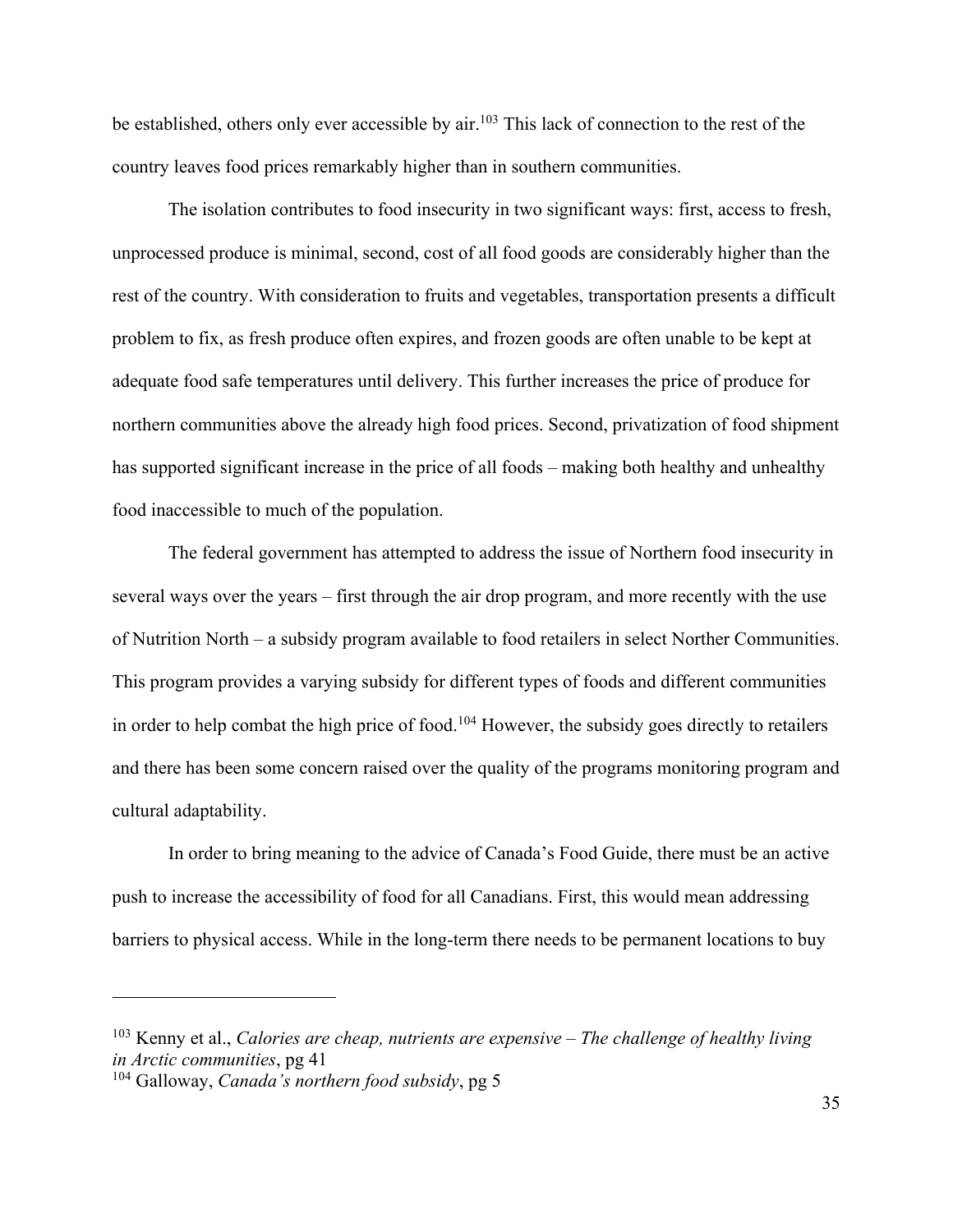be established, others only ever accessible by air.[103] This lack of connection to the rest of the country leaves food prices remarkably higher than in southern communities.

The isolation contributes to food insecurity in two significant ways: first, access to fresh, unprocessed produce is minimal, second, cost of all food goods are considerably higher than the rest of the country. With consideration to fruits and vegetables, transportation presents a difficult problem to fix, as fresh produce often expires, and frozen goods are often unable to be kept at adequate food safe temperatures until delivery. This further increases the price of produce for northern communities above the already high food prices. Second, privatization of food shipment has supported significant increase in the price of all foods – making both healthy and unhealthy food inaccessible to much of the population.

The federal government has attempted to address the issue of Northern food insecurity in several ways over the years – first through the air drop program, and more recently with the use of Nutrition North – a subsidy program available to food retailers in select Norther Communities. This program provides a varying subsidy for different types of foods and different communities in order to help combat the high price of food.[104] However, the subsidy goes directly to retailers and there has been some concern raised over the quality of the programs monitoring program and cultural adaptability.

In order to bring meaning to the advice of Canada's Food Guide, there must be an active push to increase the accessibility of food for all Canadians. First, this would mean addressing barriers to physical access. While in the long-term there needs to be permanent locations to buy

---

[103] Kenny et al., *Calories are cheap, nutrients are expensive – The challenge of healthy living in Arctic communities*, pg 41

[104] Galloway, *Canada's northern food subsidy*, pg 5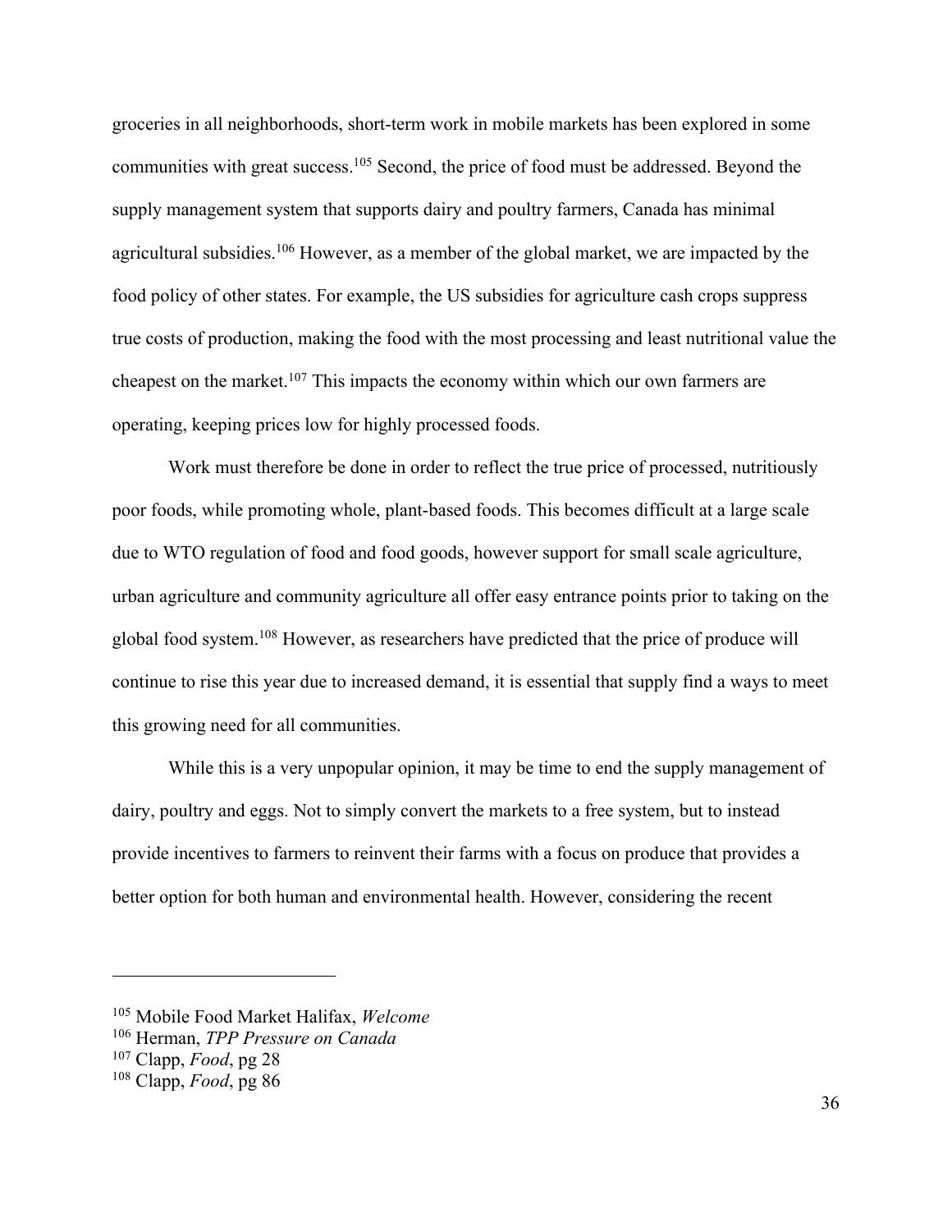groceries in all neighborhoods, short-term work in mobile markets has been explored in some communities with great success.[105] Second, the price of food must be addressed. Beyond the supply management system that supports dairy and poultry farmers, Canada has minimal agricultural subsidies.[106] However, as a member of the global market, we are impacted by the food policy of other states. For example, the US subsidies for agriculture cash crops suppress true costs of production, making the food with the most processing and least nutritional value the cheapest on the market.[107] This impacts the economy within which our own farmers are operating, keeping prices low for highly processed foods.

Work must therefore be done in order to reflect the true price of processed, nutritiously poor foods, while promoting whole, plant-based foods. This becomes difficult at a large scale due to WTO regulation of food and food goods, however support for small scale agriculture, urban agriculture and community agriculture all offer easy entrance points prior to taking on the global food system.[108] However, as researchers have predicted that the price of produce will continue to rise this year due to increased demand, it is essential that supply find a ways to meet this growing need for all communities.

While this is a very unpopular opinion, it may be time to end the supply management of dairy, poultry and eggs. Not to simply convert the markets to a free system, but to instead provide incentives to farmers to reinvent their farms with a focus on produce that provides a better option for both human and environmental health. However, considering the recent

---

[105] Mobile Food Market Halifax, *Welcome*

[106] Herman, *TPP Pressure on Canada*

[107] Clapp, *Food*, pg 28

[108] Clapp, *Food*, pg 86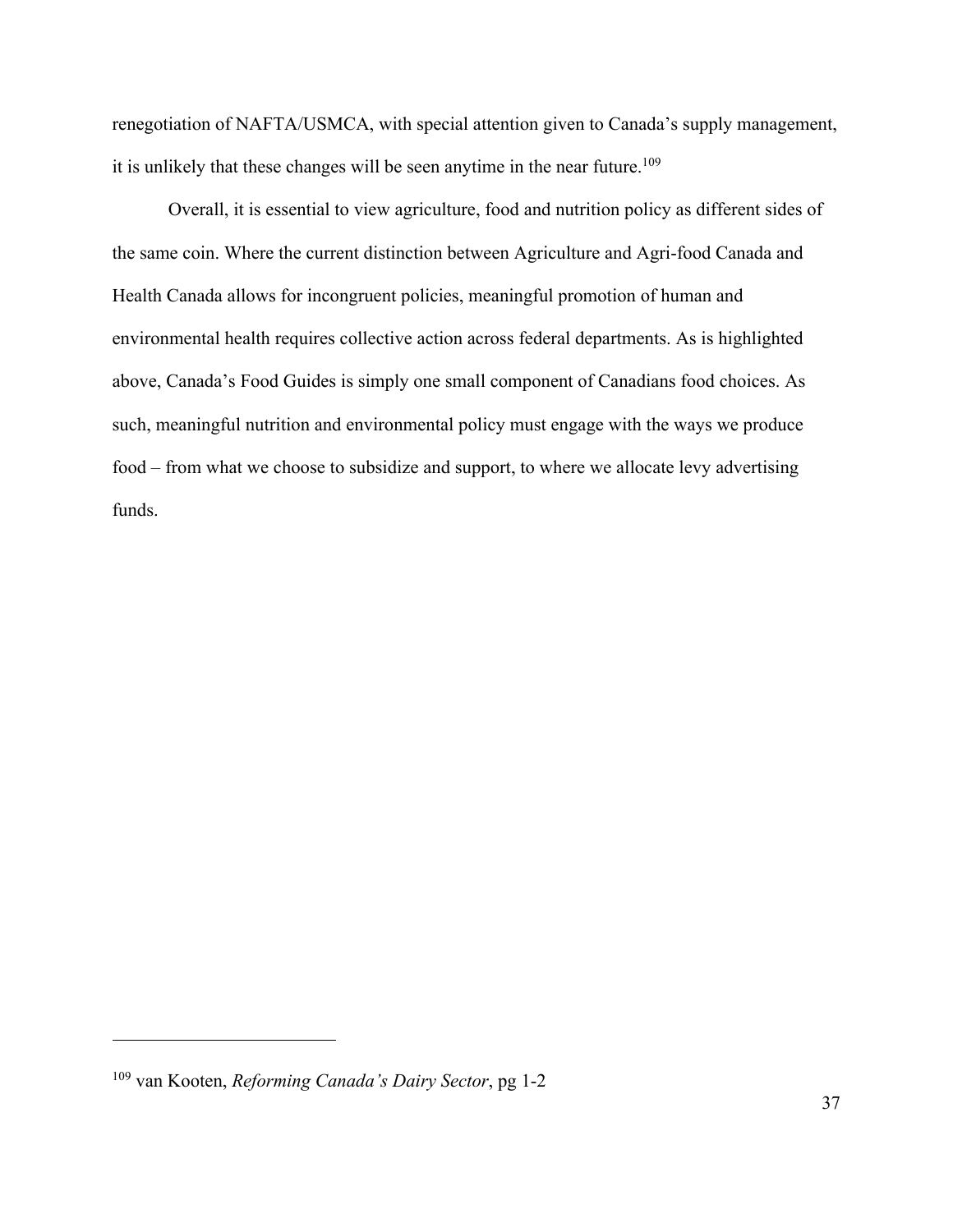renegotiation of NAFTA/USMCA, with special attention given to Canada's supply management, it is unlikely that these changes will be seen anytime in the near future.[109]

Overall, it is essential to view agriculture, food and nutrition policy as different sides of the same coin. Where the current distinction between Agriculture and Agri-food Canada and Health Canada allows for incongruent policies, meaningful promotion of human and environmental health requires collective action across federal departments. As is highlighted above, Canada's Food Guides is simply one small component of Canadians food choices. As such, meaningful nutrition and environmental policy must engage with the ways we produce food – from what we choose to subsidize and support, to where we allocate levy advertising funds.

---

[109] van Kooten, *Reforming Canada's Dairy Sector*, pg 1-2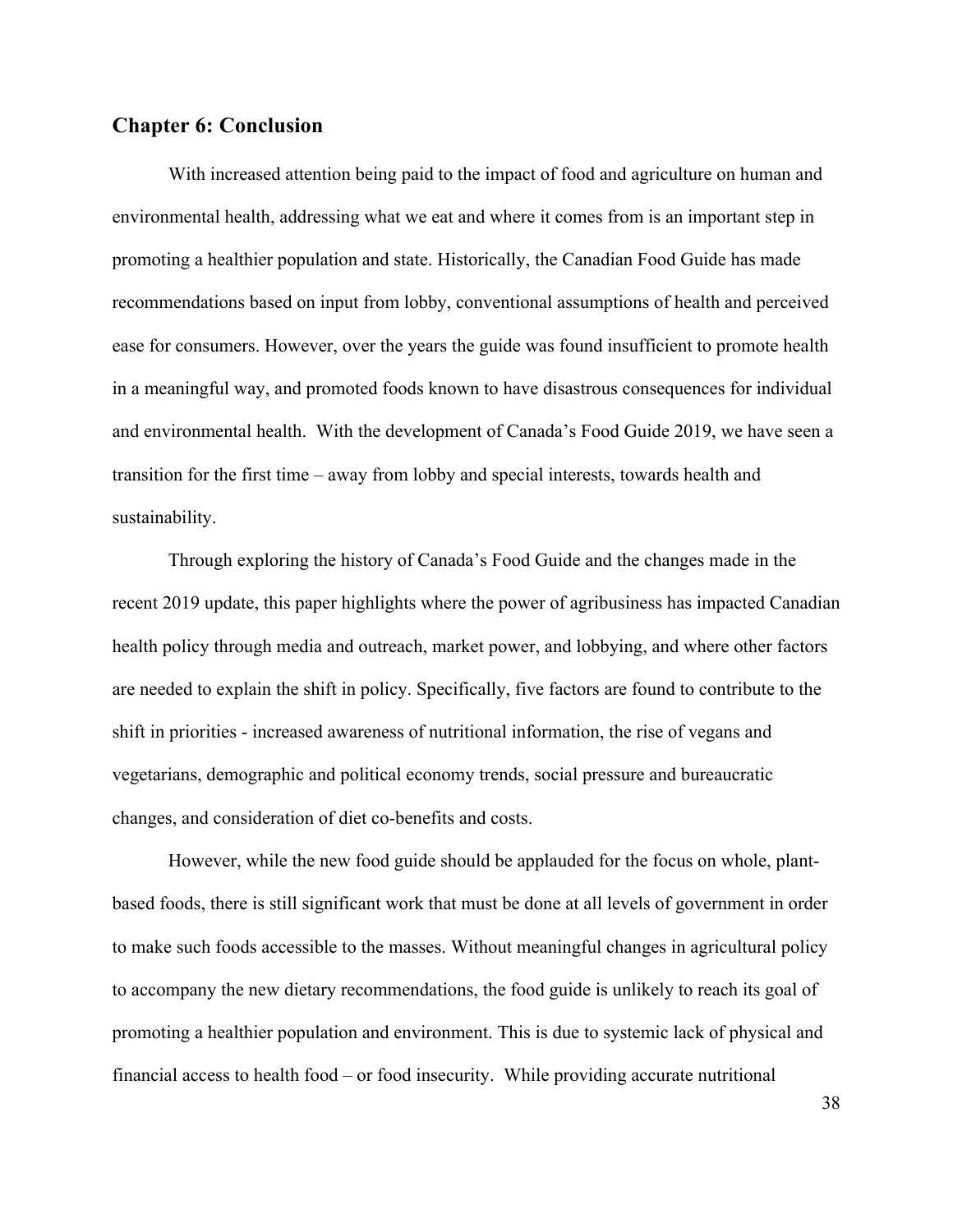## Chapter 6: Conclusion

With increased attention being paid to the impact of food and agriculture on human and environmental health, addressing what we eat and where it comes from is an important step in promoting a healthier population and state. Historically, the Canadian Food Guide has made recommendations based on input from lobby, conventional assumptions of health and perceived ease for consumers. However, over the years the guide was found insufficient to promote health in a meaningful way, and promoted foods known to have disastrous consequences for individual and environmental health. With the development of Canada's Food Guide 2019, we have seen a transition for the first time – away from lobby and special interests, towards health and sustainability.

Through exploring the history of Canada's Food Guide and the changes made in the recent 2019 update, this paper highlights where the power of agribusiness has impacted Canadian health policy through media and outreach, market power, and lobbying, and where other factors are needed to explain the shift in policy. Specifically, five factors are found to contribute to the shift in priorities - increased awareness of nutritional information, the rise of vegans and vegetarians, demographic and political economy trends, social pressure and bureaucratic changes, and consideration of diet co-benefits and costs.

However, while the new food guide should be applauded for the focus on whole, plant-based foods, there is still significant work that must be done at all levels of government in order to make such foods accessible to the masses. Without meaningful changes in agricultural policy to accompany the new dietary recommendations, the food guide is unlikely to reach its goal of promoting a healthier population and environment. This is due to systemic lack of physical and financial access to health food – or food insecurity. While providing accurate nutritional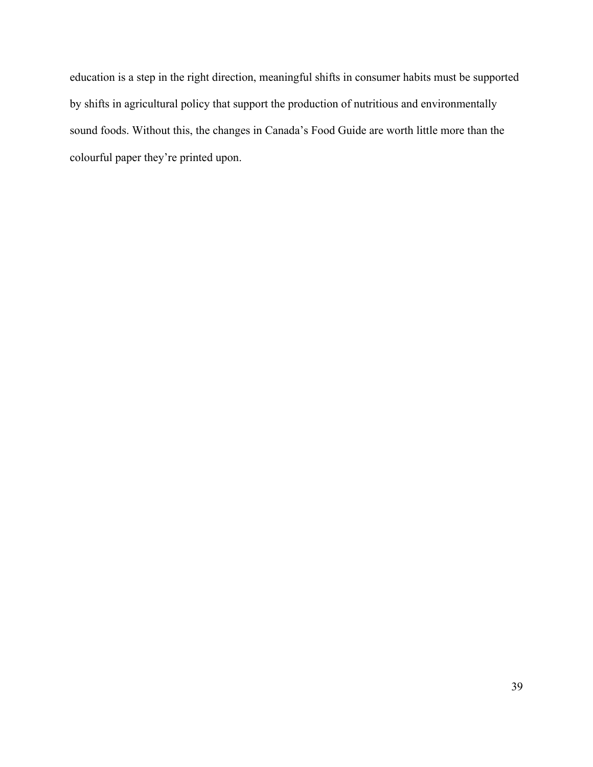education is a step in the right direction, meaningful shifts in consumer habits must be supported by shifts in agricultural policy that support the production of nutritious and environmentally sound foods. Without this, the changes in Canada's Food Guide are worth little more than the colourful paper they're printed upon.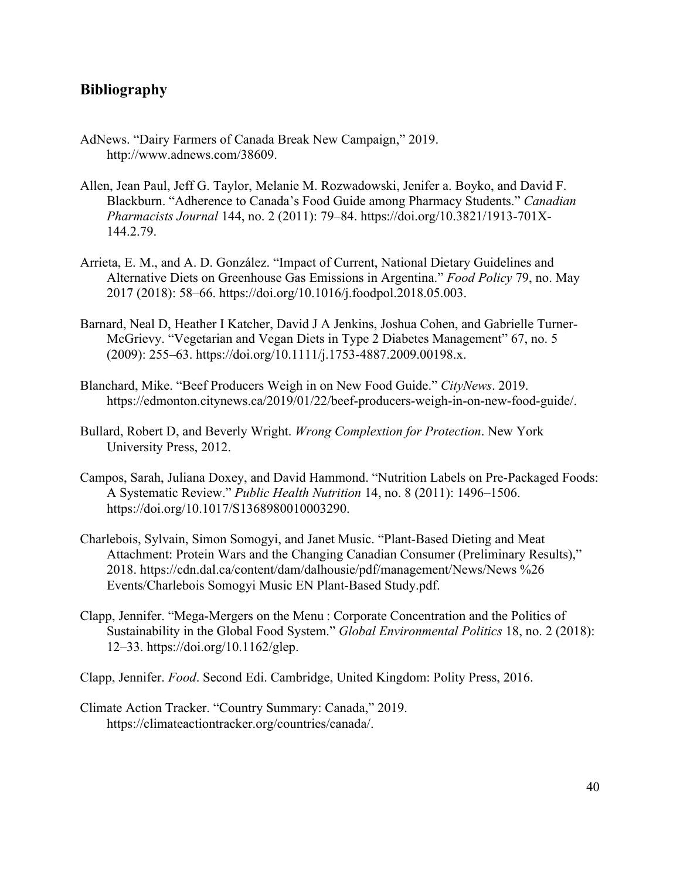## Bibliography

AdNews. "Dairy Farmers of Canada Break New Campaign," 2019. http://www.adnews.com/38609.

Allen, Jean Paul, Jeff G. Taylor, Melanie M. Rozwadowski, Jenifer a. Boyko, and David F. Blackburn. "Adherence to Canada's Food Guide among Pharmacy Students." *Canadian Pharmacists Journal* 144, no. 2 (2011): 79–84. https://doi.org/10.3821/1913-701X-144.2.79.

Arrieta, E. M., and A. D. González. "Impact of Current, National Dietary Guidelines and Alternative Diets on Greenhouse Gas Emissions in Argentina." *Food Policy* 79, no. May 2017 (2018): 58–66. https://doi.org/10.1016/j.foodpol.2018.05.003.

Barnard, Neal D, Heather I Katcher, David J A Jenkins, Joshua Cohen, and Gabrielle Turner-McGrievy. "Vegetarian and Vegan Diets in Type 2 Diabetes Management" 67, no. 5 (2009): 255–63. https://doi.org/10.1111/j.1753-4887.2009.00198.x.

Blanchard, Mike. "Beef Producers Weigh in on New Food Guide." *CityNews*. 2019. https://edmonton.citynews.ca/2019/01/22/beef-producers-weigh-in-on-new-food-guide/.

Bullard, Robert D, and Beverly Wright. *Wrong Complextion for Protection*. New York University Press, 2012.

Campos, Sarah, Juliana Doxey, and David Hammond. "Nutrition Labels on Pre-Packaged Foods: A Systematic Review." *Public Health Nutrition* 14, no. 8 (2011): 1496–1506. https://doi.org/10.1017/S1368980010003290.

Charlebois, Sylvain, Simon Somogyi, and Janet Music. "Plant-Based Dieting and Meat Attachment: Protein Wars and the Changing Canadian Consumer (Preliminary Results)," 2018. https://cdn.dal.ca/content/dam/dalhousie/pdf/management/News/News %26 Events/Charlebois Somogyi Music EN Plant-Based Study.pdf.

Clapp, Jennifer. "Mega-Mergers on the Menu : Corporate Concentration and the Politics of Sustainability in the Global Food System." *Global Environmental Politics* 18, no. 2 (2018): 12–33. https://doi.org/10.1162/glep.

Clapp, Jennifer. *Food*. Second Edi. Cambridge, United Kingdom: Polity Press, 2016.

Climate Action Tracker. "Country Summary: Canada," 2019. https://climateactiontracker.org/countries/canada/.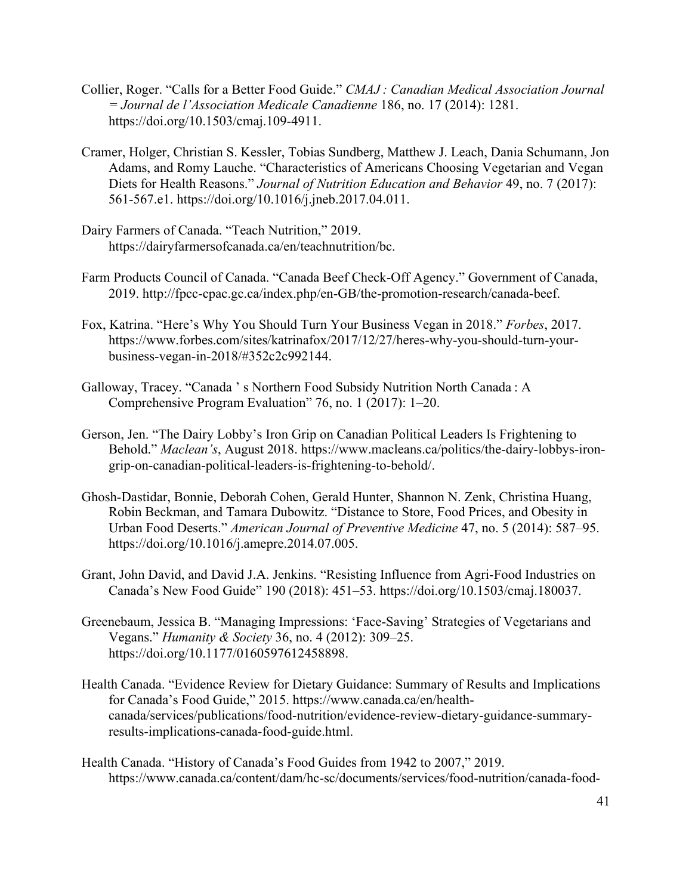Collier, Roger. "Calls for a Better Food Guide." *CMAJ : Canadian Medical Association Journal = Journal de l'Association Medicale Canadienne* 186, no. 17 (2014): 1281. https://doi.org/10.1503/cmaj.109-4911.

Cramer, Holger, Christian S. Kessler, Tobias Sundberg, Matthew J. Leach, Dania Schumann, Jon Adams, and Romy Lauche. "Characteristics of Americans Choosing Vegetarian and Vegan Diets for Health Reasons." *Journal of Nutrition Education and Behavior* 49, no. 7 (2017): 561-567.e1. https://doi.org/10.1016/j.jneb.2017.04.011.

Dairy Farmers of Canada. "Teach Nutrition," 2019. https://dairyfarmersofcanada.ca/en/teachnutrition/bc.

Farm Products Council of Canada. "Canada Beef Check-Off Agency." Government of Canada, 2019. http://fpcc-cpac.gc.ca/index.php/en-GB/the-promotion-research/canada-beef.

Fox, Katrina. "Here's Why You Should Turn Your Business Vegan in 2018." *Forbes*, 2017. https://www.forbes.com/sites/katrinafox/2017/12/27/heres-why-you-should-turn-your-business-vegan-in-2018/#352c2c992144.

Galloway, Tracey. "Canada ' s Northern Food Subsidy Nutrition North Canada : A Comprehensive Program Evaluation" 76, no. 1 (2017): 1–20.

Gerson, Jen. "The Dairy Lobby's Iron Grip on Canadian Political Leaders Is Frightening to Behold." *Maclean's*, August 2018. https://www.macleans.ca/politics/the-dairy-lobbys-iron-grip-on-canadian-political-leaders-is-frightening-to-behold/.

Ghosh-Dastidar, Bonnie, Deborah Cohen, Gerald Hunter, Shannon N. Zenk, Christina Huang, Robin Beckman, and Tamara Dubowitz. "Distance to Store, Food Prices, and Obesity in Urban Food Deserts." *American Journal of Preventive Medicine* 47, no. 5 (2014): 587–95. https://doi.org/10.1016/j.amepre.2014.07.005.

Grant, John David, and David J.A. Jenkins. "Resisting Influence from Agri-Food Industries on Canada's New Food Guide" 190 (2018): 451–53. https://doi.org/10.1503/cmaj.180037.

Greenebaum, Jessica B. "Managing Impressions: 'Face-Saving' Strategies of Vegetarians and Vegans." *Humanity & Society* 36, no. 4 (2012): 309–25. https://doi.org/10.1177/0160597612458898.

Health Canada. "Evidence Review for Dietary Guidance: Summary of Results and Implications for Canada's Food Guide," 2015. https://www.canada.ca/en/health-canada/services/publications/food-nutrition/evidence-review-dietary-guidance-summary-results-implications-canada-food-guide.html.

Health Canada. "History of Canada's Food Guides from 1942 to 2007," 2019. https://www.canada.ca/content/dam/hc-sc/documents/services/food-nutrition/canada-food-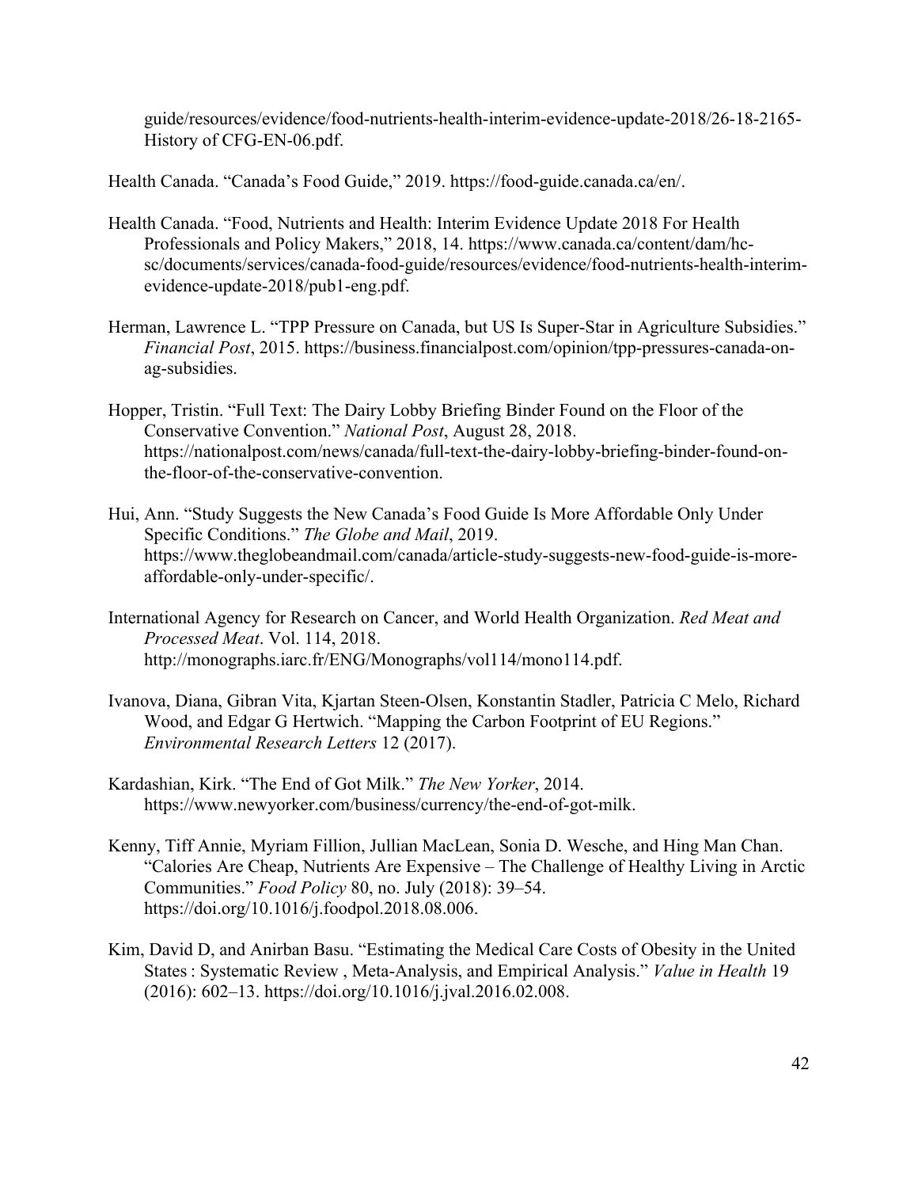guide/resources/evidence/food-nutrients-health-interim-evidence-update-2018/26-18-2165-History of CFG-EN-06.pdf.

Health Canada. "Canada's Food Guide," 2019. https://food-guide.canada.ca/en/.

Health Canada. "Food, Nutrients and Health: Interim Evidence Update 2018 For Health Professionals and Policy Makers," 2018, 14. https://www.canada.ca/content/dam/hc-sc/documents/services/canada-food-guide/resources/evidence/food-nutrients-health-interim-evidence-update-2018/pub1-eng.pdf.

Herman, Lawrence L. "TPP Pressure on Canada, but US Is Super-Star in Agriculture Subsidies." *Financial Post*, 2015. https://business.financialpost.com/opinion/tpp-pressures-canada-on-ag-subsidies.

Hopper, Tristin. "Full Text: The Dairy Lobby Briefing Binder Found on the Floor of the Conservative Convention." *National Post*, August 28, 2018. https://nationalpost.com/news/canada/full-text-the-dairy-lobby-briefing-binder-found-on-the-floor-of-the-conservative-convention.

Hui, Ann. "Study Suggests the New Canada's Food Guide Is More Affordable Only Under Specific Conditions." *The Globe and Mail*, 2019. https://www.theglobeandmail.com/canada/article-study-suggests-new-food-guide-is-more-affordable-only-under-specific/.

International Agency for Research on Cancer, and World Health Organization. *Red Meat and Processed Meat*. Vol. 114, 2018. http://monographs.iarc.fr/ENG/Monographs/vol114/mono114.pdf.

Ivanova, Diana, Gibran Vita, Kjartan Steen-Olsen, Konstantin Stadler, Patricia C Melo, Richard Wood, and Edgar G Hertwich. "Mapping the Carbon Footprint of EU Regions." *Environmental Research Letters* 12 (2017).

Kardashian, Kirk. "The End of Got Milk." *The New Yorker*, 2014. https://www.newyorker.com/business/currency/the-end-of-got-milk.

Kenny, Tiff Annie, Myriam Fillion, Jullian MacLean, Sonia D. Wesche, and Hing Man Chan. "Calories Are Cheap, Nutrients Are Expensive – The Challenge of Healthy Living in Arctic Communities." *Food Policy* 80, no. July (2018): 39–54. https://doi.org/10.1016/j.foodpol.2018.08.006.

Kim, David D, and Anirban Basu. "Estimating the Medical Care Costs of Obesity in the United States : Systematic Review , Meta-Analysis, and Empirical Analysis." *Value in Health* 19 (2016): 602–13. https://doi.org/10.1016/j.jval.2016.02.008.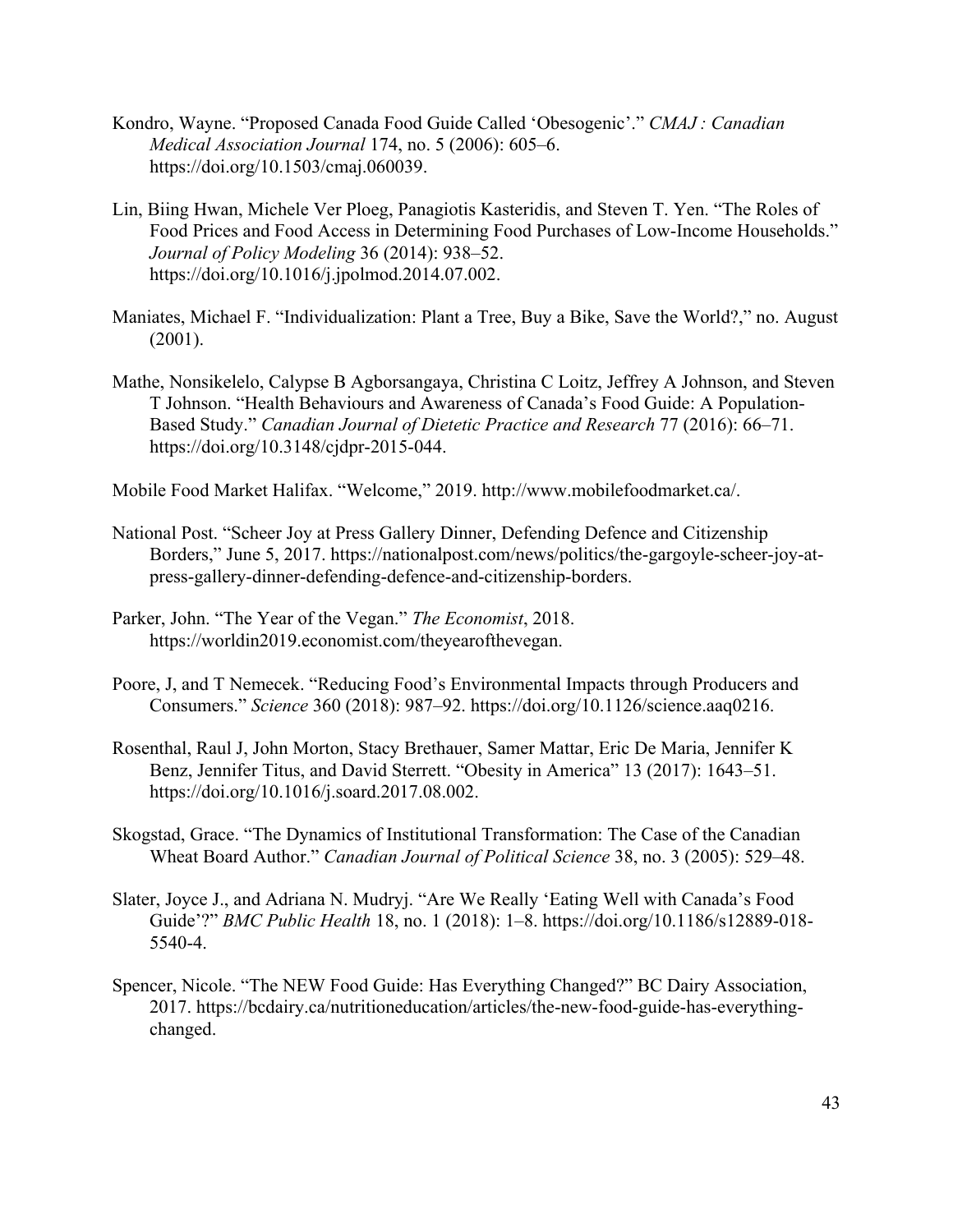Kondro, Wayne. "Proposed Canada Food Guide Called 'Obesogenic'." *CMAJ : Canadian Medical Association Journal* 174, no. 5 (2006): 605–6. https://doi.org/10.1503/cmaj.060039.

Lin, Biing Hwan, Michele Ver Ploeg, Panagiotis Kasteridis, and Steven T. Yen. "The Roles of Food Prices and Food Access in Determining Food Purchases of Low-Income Households." *Journal of Policy Modeling* 36 (2014): 938–52. https://doi.org/10.1016/j.jpolmod.2014.07.002.

Maniates, Michael F. "Individualization: Plant a Tree, Buy a Bike, Save the World?," no. August (2001).

Mathe, Nonsikelelo, Calypse B Agborsangaya, Christina C Loitz, Jeffrey A Johnson, and Steven T Johnson. "Health Behaviours and Awareness of Canada's Food Guide: A Population-Based Study." *Canadian Journal of Dietetic Practice and Research* 77 (2016): 66–71. https://doi.org/10.3148/cjdpr-2015-044.

Mobile Food Market Halifax. "Welcome," 2019. http://www.mobilefoodmarket.ca/.

National Post. "Scheer Joy at Press Gallery Dinner, Defending Defence and Citizenship Borders," June 5, 2017. https://nationalpost.com/news/politics/the-gargoyle-scheer-joy-at-press-gallery-dinner-defending-defence-and-citizenship-borders.

Parker, John. "The Year of the Vegan." *The Economist*, 2018. https://worldin2019.economist.com/theyearofthevegan.

Poore, J, and T Nemecek. "Reducing Food's Environmental Impacts through Producers and Consumers." *Science* 360 (2018): 987–92. https://doi.org/10.1126/science.aaq0216.

Rosenthal, Raul J, John Morton, Stacy Brethauer, Samer Mattar, Eric De Maria, Jennifer K Benz, Jennifer Titus, and David Sterrett. "Obesity in America" 13 (2017): 1643–51. https://doi.org/10.1016/j.soard.2017.08.002.

Skogstad, Grace. "The Dynamics of Institutional Transformation: The Case of the Canadian Wheat Board Author." *Canadian Journal of Political Science* 38, no. 3 (2005): 529–48.

Slater, Joyce J., and Adriana N. Mudryj. "Are We Really 'Eating Well with Canada's Food Guide'?" *BMC Public Health* 18, no. 1 (2018): 1–8. https://doi.org/10.1186/s12889-018-5540-4.

Spencer, Nicole. "The NEW Food Guide: Has Everything Changed?" BC Dairy Association, 2017. https://bcdairy.ca/nutritioneducation/articles/the-new-food-guide-has-everything-changed.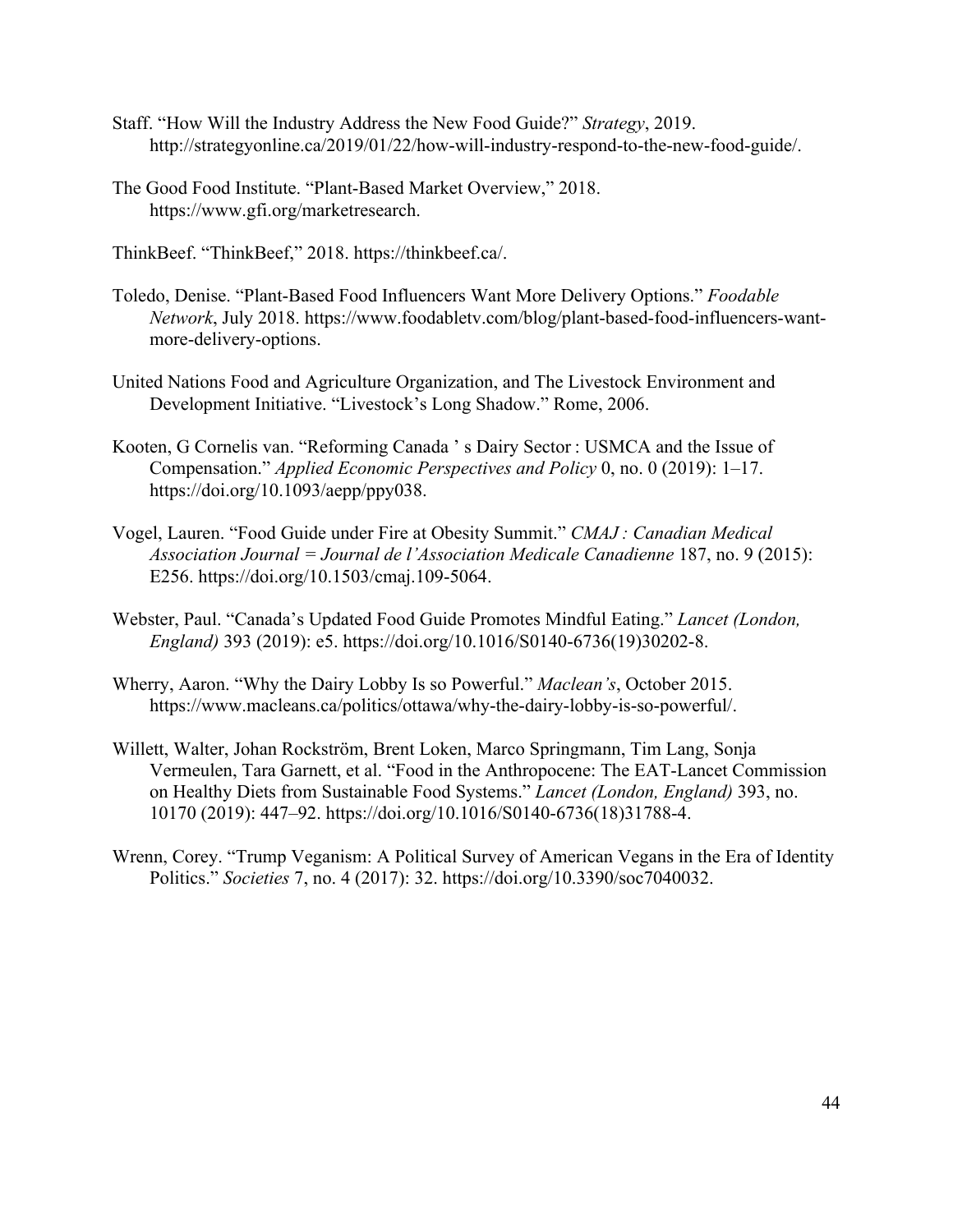Staff. "How Will the Industry Address the New Food Guide?" *Strategy*, 2019. http://strategyonline.ca/2019/01/22/how-will-industry-respond-to-the-new-food-guide/.

The Good Food Institute. "Plant-Based Market Overview," 2018. https://www.gfi.org/marketresearch.

ThinkBeef. "ThinkBeef," 2018. https://thinkbeef.ca/.

Toledo, Denise. "Plant-Based Food Influencers Want More Delivery Options." *Foodable Network*, July 2018. https://www.foodabletv.com/blog/plant-based-food-influencers-want-more-delivery-options.

United Nations Food and Agriculture Organization, and The Livestock Environment and Development Initiative. "Livestock's Long Shadow." Rome, 2006.

Kooten, G Cornelis van. "Reforming Canada ' s Dairy Sector : USMCA and the Issue of Compensation." *Applied Economic Perspectives and Policy* 0, no. 0 (2019): 1–17. https://doi.org/10.1093/aepp/ppy038.

Vogel, Lauren. "Food Guide under Fire at Obesity Summit." *CMAJ : Canadian Medical Association Journal = Journal de l'Association Medicale Canadienne* 187, no. 9 (2015): E256. https://doi.org/10.1503/cmaj.109-5064.

Webster, Paul. "Canada's Updated Food Guide Promotes Mindful Eating." *Lancet (London, England)* 393 (2019): e5. https://doi.org/10.1016/S0140-6736(19)30202-8.

Wherry, Aaron. "Why the Dairy Lobby Is so Powerful." *Maclean's*, October 2015. https://www.macleans.ca/politics/ottawa/why-the-dairy-lobby-is-so-powerful/.

Willett, Walter, Johan Rockström, Brent Loken, Marco Springmann, Tim Lang, Sonja Vermeulen, Tara Garnett, et al. "Food in the Anthropocene: The EAT-Lancet Commission on Healthy Diets from Sustainable Food Systems." *Lancet (London, England)* 393, no. 10170 (2019): 447–92. https://doi.org/10.1016/S0140-6736(18)31788-4.

Wrenn, Corey. "Trump Veganism: A Political Survey of American Vegans in the Era of Identity Politics." *Societies* 7, no. 4 (2017): 32. https://doi.org/10.3390/soc7040032.